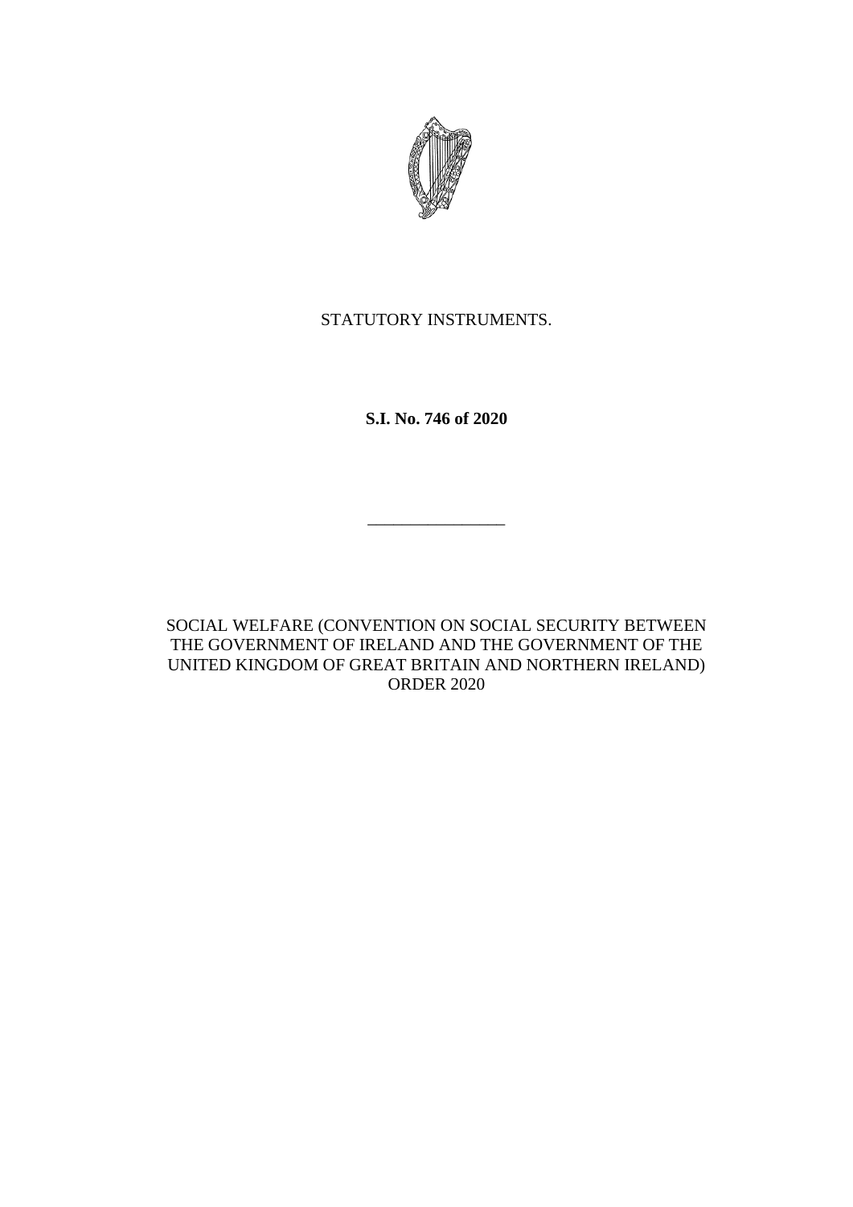STATUTORY INSTRUMENTS.

**S.I. No. 746 of 2020**

________________

SOCIAL WELFARE (CONVENTION ON SOCIAL SECURITY BETWEEN THE GOVERNMENT OF IRELAND AND THE GOVERNMENT OF THE UNITED KINGDOM OF GREAT BRITAIN AND NORTHERN IRELAND) ORDER 2020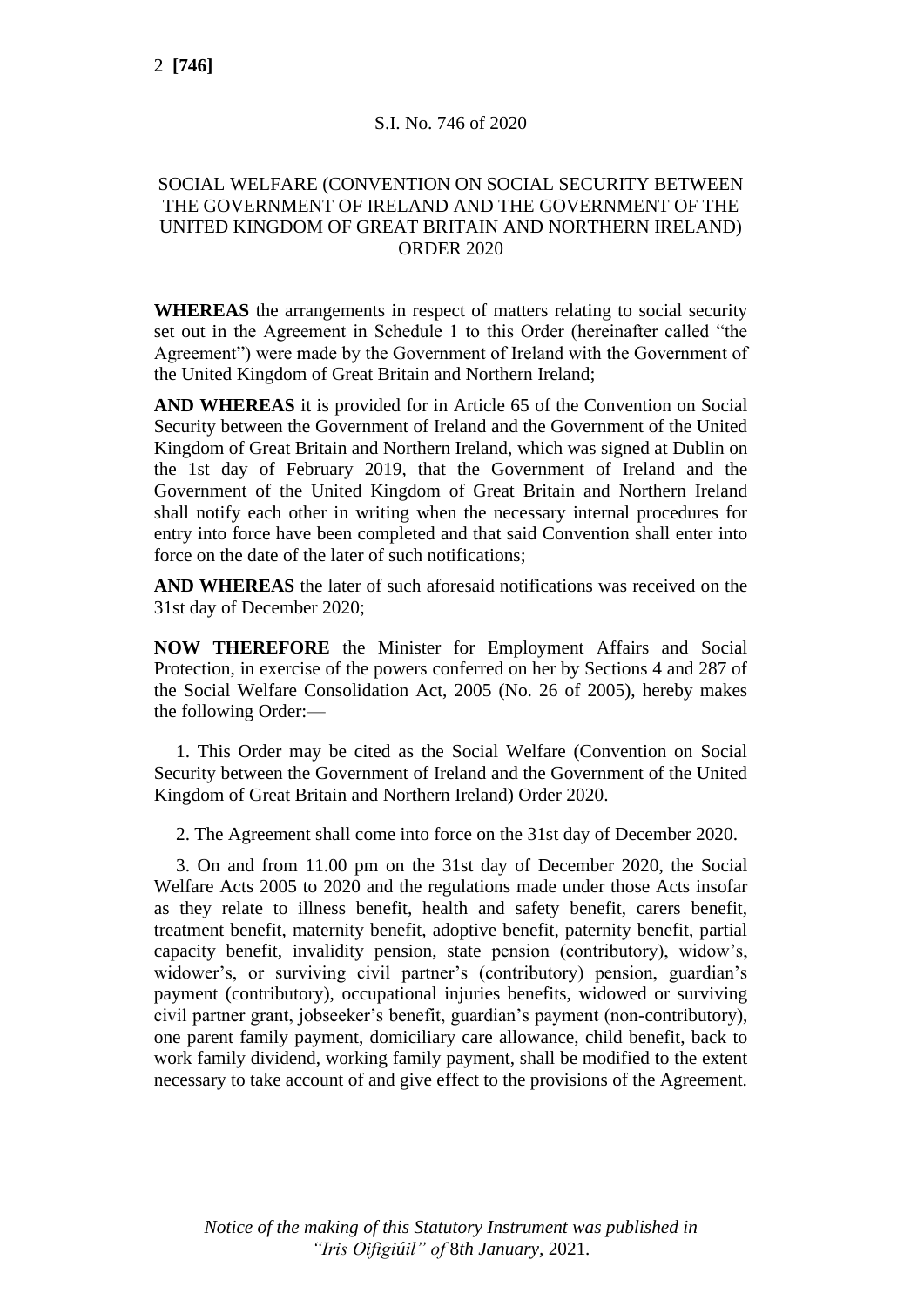S.I. No. 746 of 2020

# SOCIAL WELFARE (CONVENTION ON SOCIAL SECURITY BETWEEN THE GOVERNMENT OF IRELAND AND THE GOVERNMENT OF THE UNITED KINGDOM OF GREAT BRITAIN AND NORTHERN IRELAND) ORDER 2020

**WHEREAS** the arrangements in respect of matters relating to social security set out in the Agreement in Schedule 1 to this Order (hereinafter called "the Agreement") were made by the Government of Ireland with the Government of the United Kingdom of Great Britain and Northern Ireland;

**AND WHEREAS** it is provided for in Article 65 of the Convention on Social Security between the Government of Ireland and the Government of the United Kingdom of Great Britain and Northern Ireland, which was signed at Dublin on the 1st day of February 2019, that the Government of Ireland and the Government of the United Kingdom of Great Britain and Northern Ireland shall notify each other in writing when the necessary internal procedures for entry into force have been completed and that said Convention shall enter into force on the date of the later of such notifications;

**AND WHEREAS** the later of such aforesaid notifications was received on the 31st day of December 2020;

**NOW THEREFORE** the Minister for Employment Affairs and Social Protection, in exercise of the powers conferred on her by Sections 4 and 287 of the Social Welfare Consolidation Act, 2005 (No. 26 of 2005), hereby makes the following Order:—

1. This Order may be cited as the Social Welfare (Convention on Social Security between the Government of Ireland and the Government of the United Kingdom of Great Britain and Northern Ireland) Order 2020.

2. The Agreement shall come into force on the 31st day of December 2020.

3. On and from 11.00 pm on the 31st day of December 2020, the Social Welfare Acts 2005 to 2020 and the regulations made under those Acts insofar as they relate to illness benefit, health and safety benefit, carers benefit, treatment benefit, maternity benefit, adoptive benefit, paternity benefit, partial capacity benefit, invalidity pension, state pension (contributory), widow's, widower's, or surviving civil partner's (contributory) pension, guardian's payment (contributory), occupational injuries benefits, widowed or surviving civil partner grant, jobseeker's benefit, guardian's payment (non-contributory), one parent family payment, domiciliary care allowance, child benefit, back to work family dividend, working family payment, shall be modified to the extent necessary to take account of and give effect to the provisions of the Agreement.

*Notice of the making of this Statutory Instrument was published in "Iris Oifigiúil" of 8th January, 2021.*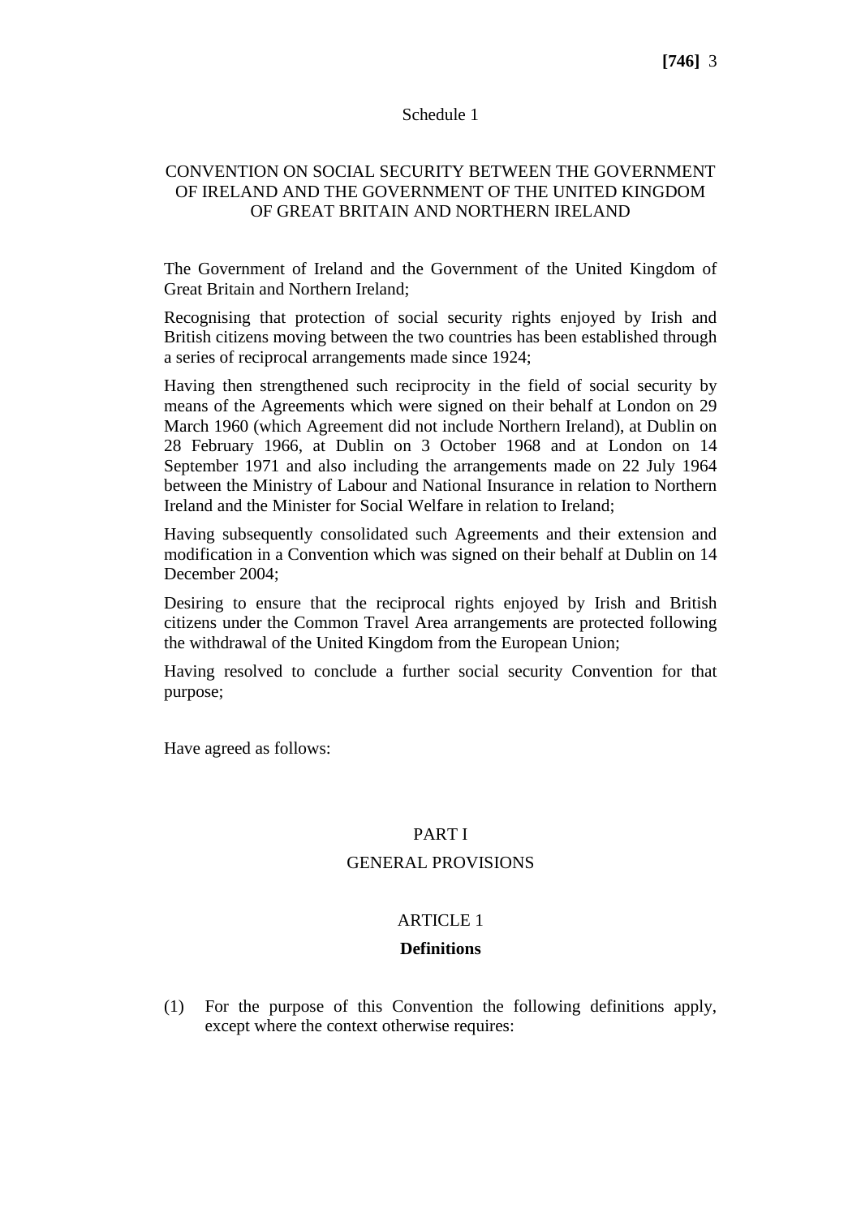Schedule 1

## CONVENTION ON SOCIAL SECURITY BETWEEN THE GOVERNMENT OF IRELAND AND THE GOVERNMENT OF THE UNITED KINGDOM OF GREAT BRITAIN AND NORTHERN IRELAND

The Government of Ireland and the Government of the United Kingdom of Great Britain and Northern Ireland;

Recognising that protection of social security rights enjoyed by Irish and British citizens moving between the two countries has been established through a series of reciprocal arrangements made since 1924;

Having then strengthened such reciprocity in the field of social security by means of the Agreements which were signed on their behalf at London on 29 March 1960 (which Agreement did not include Northern Ireland), at Dublin on 28 February 1966, at Dublin on 3 October 1968 and at London on 14 September 1971 and also including the arrangements made on 22 July 1964 between the Ministry of Labour and National Insurance in relation to Northern Ireland and the Minister for Social Welfare in relation to Ireland;

Having subsequently consolidated such Agreements and their extension and modification in a Convention which was signed on their behalf at Dublin on 14 December 2004;

Desiring to ensure that the reciprocal rights enjoyed by Irish and British citizens under the Common Travel Area arrangements are protected following the withdrawal of the United Kingdom from the European Union;

Having resolved to conclude a further social security Convention for that purpose;

Have agreed as follows:

## PART I

## GENERAL PROVISIONS

### ARTICLE 1

### Definitions

(1) For the purpose of this Convention the following definitions apply, except where the context otherwise requires: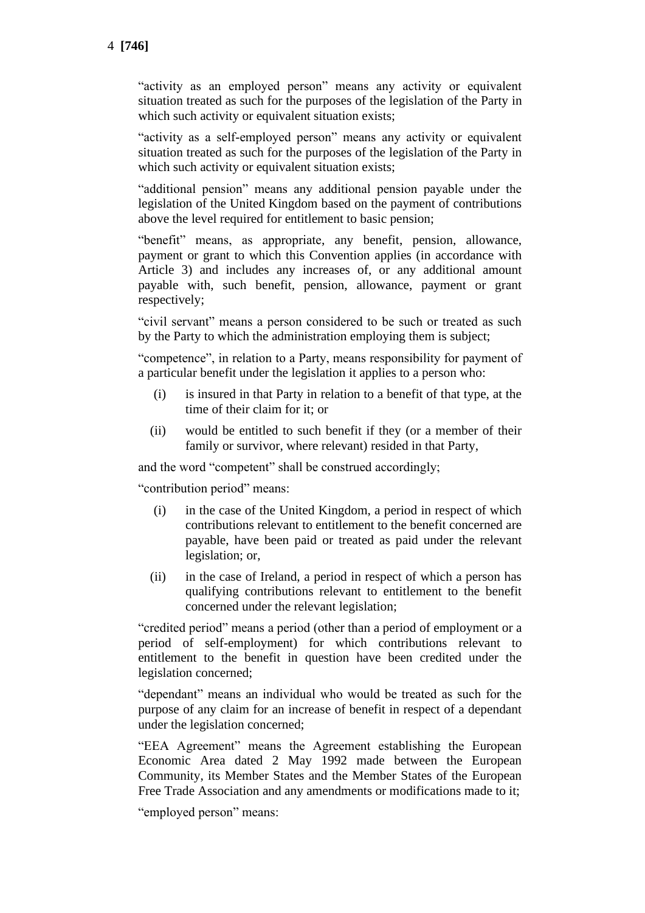"activity as an employed person" means any activity or equivalent situation treated as such for the purposes of the legislation of the Party in which such activity or equivalent situation exists;

"activity as a self-employed person" means any activity or equivalent situation treated as such for the purposes of the legislation of the Party in which such activity or equivalent situation exists;

"additional pension" means any additional pension payable under the legislation of the United Kingdom based on the payment of contributions above the level required for entitlement to basic pension;

"benefit" means, as appropriate, any benefit, pension, allowance, payment or grant to which this Convention applies (in accordance with Article 3) and includes any increases of, or any additional amount payable with, such benefit, pension, allowance, payment or grant respectively;

"civil servant" means a person considered to be such or treated as such by the Party to which the administration employing them is subject;

"competence", in relation to a Party, means responsibility for payment of a particular benefit under the legislation it applies to a person who:

- (i) is insured in that Party in relation to a benefit of that type, at the time of their claim for it; or
- (ii) would be entitled to such benefit if they (or a member of their family or survivor, where relevant) resided in that Party,

and the word "competent" shall be construed accordingly;

"contribution period" means:

- (i) in the case of the United Kingdom, a period in respect of which contributions relevant to entitlement to the benefit concerned are payable, have been paid or treated as paid under the relevant legislation; or,
- (ii) in the case of Ireland, a period in respect of which a person has qualifying contributions relevant to entitlement to the benefit concerned under the relevant legislation;

"credited period" means a period (other than a period of employment or a period of self-employment) for which contributions relevant to entitlement to the benefit in question have been credited under the legislation concerned;

"dependant" means an individual who would be treated as such for the purpose of any claim for an increase of benefit in respect of a dependant under the legislation concerned;

"EEA Agreement" means the Agreement establishing the European Economic Area dated 2 May 1992 made between the European Community, its Member States and the Member States of the European Free Trade Association and any amendments or modifications made to it;

"employed person" means: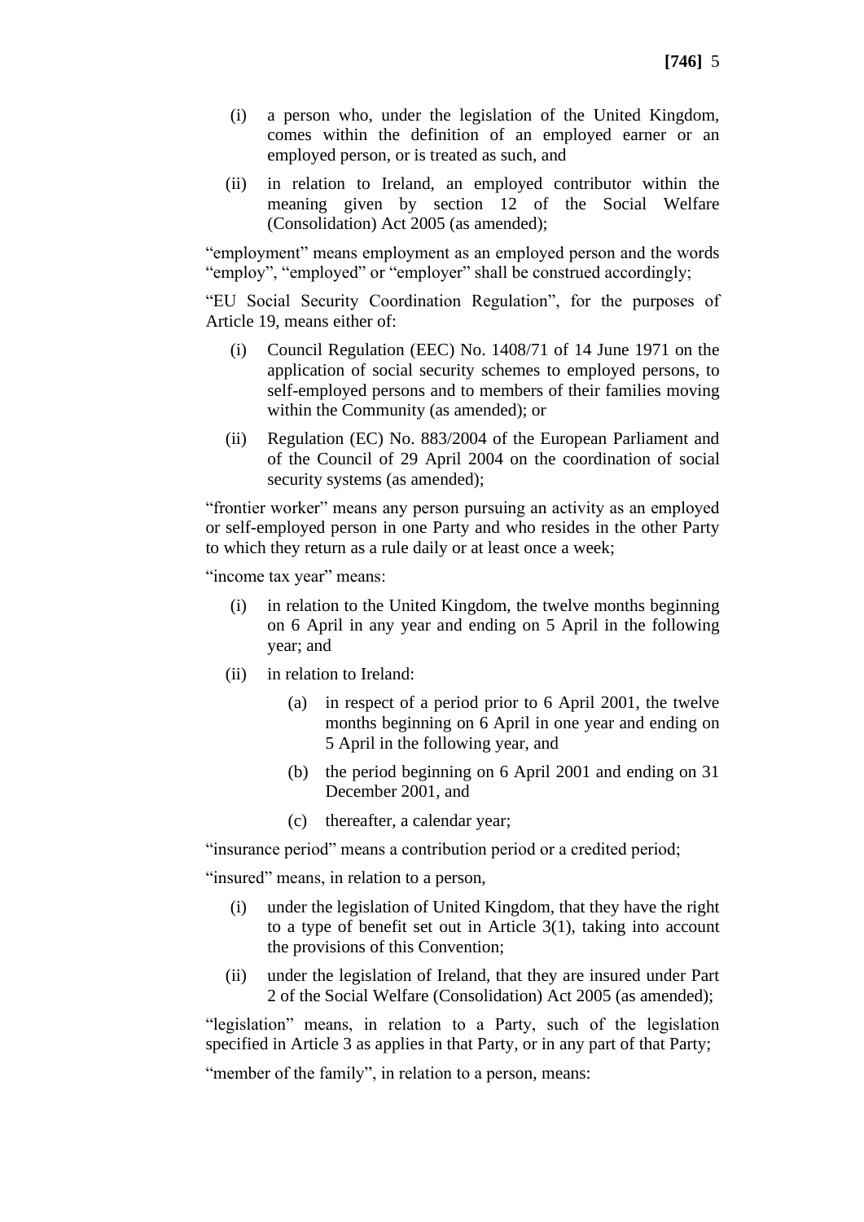(i) a person who, under the legislation of the United Kingdom, comes within the definition of an employed earner or an employed person, or is treated as such, and

(ii) in relation to Ireland, an employed contributor within the meaning given by section 12 of the Social Welfare (Consolidation) Act 2005 (as amended);

"employment" means employment as an employed person and the words "employ", "employed" or "employer" shall be construed accordingly;

"EU Social Security Coordination Regulation", for the purposes of Article 19, means either of:

(i) Council Regulation (EEC) No. 1408/71 of 14 June 1971 on the application of social security schemes to employed persons, to self-employed persons and to members of their families moving within the Community (as amended); or

(ii) Regulation (EC) No. 883/2004 of the European Parliament and of the Council of 29 April 2004 on the coordination of social security systems (as amended);

"frontier worker" means any person pursuing an activity as an employed or self-employed person in one Party and who resides in the other Party to which they return as a rule daily or at least once a week;

"income tax year" means:

(i) in relation to the United Kingdom, the twelve months beginning on 6 April in any year and ending on 5 April in the following year; and

(ii) in relation to Ireland:

  (a) in respect of a period prior to 6 April 2001, the twelve months beginning on 6 April in one year and ending on 5 April in the following year, and

  (b) the period beginning on 6 April 2001 and ending on 31 December 2001, and

  (c) thereafter, a calendar year;

"insurance period" means a contribution period or a credited period;

"insured" means, in relation to a person,

(i) under the legislation of United Kingdom, that they have the right to a type of benefit set out in Article 3(1), taking into account the provisions of this Convention;

(ii) under the legislation of Ireland, that they are insured under Part 2 of the Social Welfare (Consolidation) Act 2005 (as amended);

"legislation" means, in relation to a Party, such of the legislation specified in Article 3 as applies in that Party, or in any part of that Party;

"member of the family", in relation to a person, means: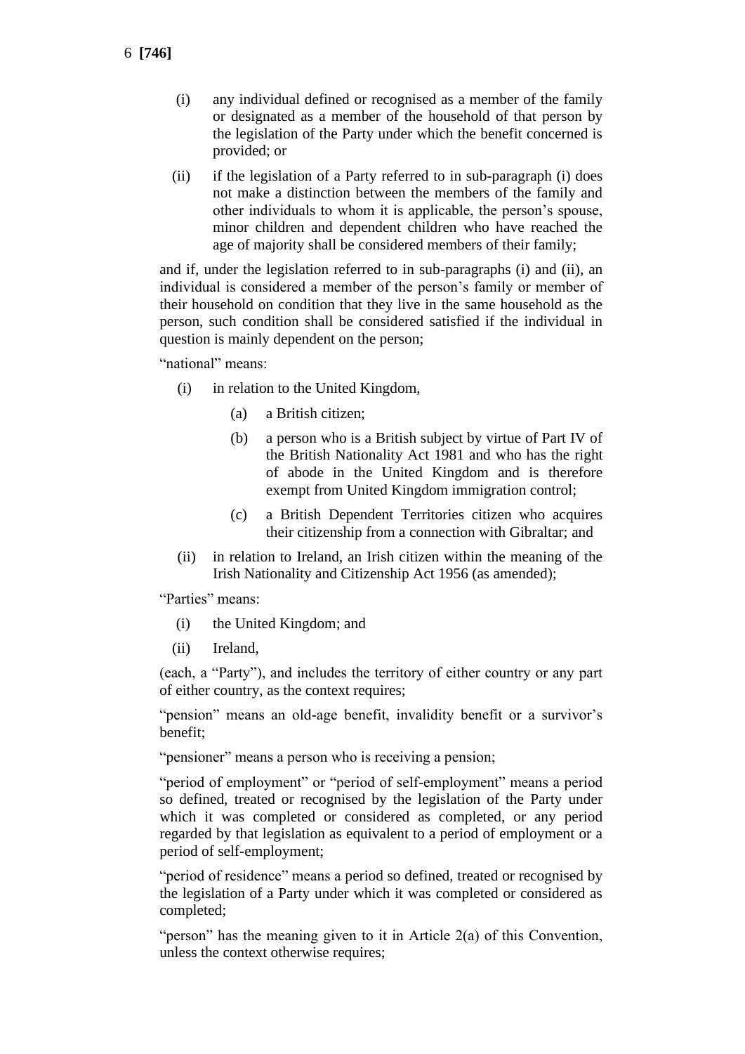(i) any individual defined or recognised as a member of the family or designated as a member of the household of that person by the legislation of the Party under which the benefit concerned is provided; or

(ii) if the legislation of a Party referred to in sub-paragraph (i) does not make a distinction between the members of the family and other individuals to whom it is applicable, the person's spouse, minor children and dependent children who have reached the age of majority shall be considered members of their family;

and if, under the legislation referred to in sub-paragraphs (i) and (ii), an individual is considered a member of the person's family or member of their household on condition that they live in the same household as the person, such condition shall be considered satisfied if the individual in question is mainly dependent on the person;

"national" means:

(i) in relation to the United Kingdom,

   (a) a British citizen;

   (b) a person who is a British subject by virtue of Part IV of the British Nationality Act 1981 and who has the right of abode in the United Kingdom and is therefore exempt from United Kingdom immigration control;

   (c) a British Dependent Territories citizen who acquires their citizenship from a connection with Gibraltar; and

(ii) in relation to Ireland, an Irish citizen within the meaning of the Irish Nationality and Citizenship Act 1956 (as amended);

"Parties" means:

(i) the United Kingdom; and

(ii) Ireland,

(each, a "Party"), and includes the territory of either country or any part of either country, as the context requires;

"pension" means an old-age benefit, invalidity benefit or a survivor's benefit;

"pensioner" means a person who is receiving a pension;

"period of employment" or "period of self-employment" means a period so defined, treated or recognised by the legislation of the Party under which it was completed or considered as completed, or any period regarded by that legislation as equivalent to a period of employment or a period of self-employment;

"period of residence" means a period so defined, treated or recognised by the legislation of a Party under which it was completed or considered as completed;

"person" has the meaning given to it in Article 2(a) of this Convention, unless the context otherwise requires;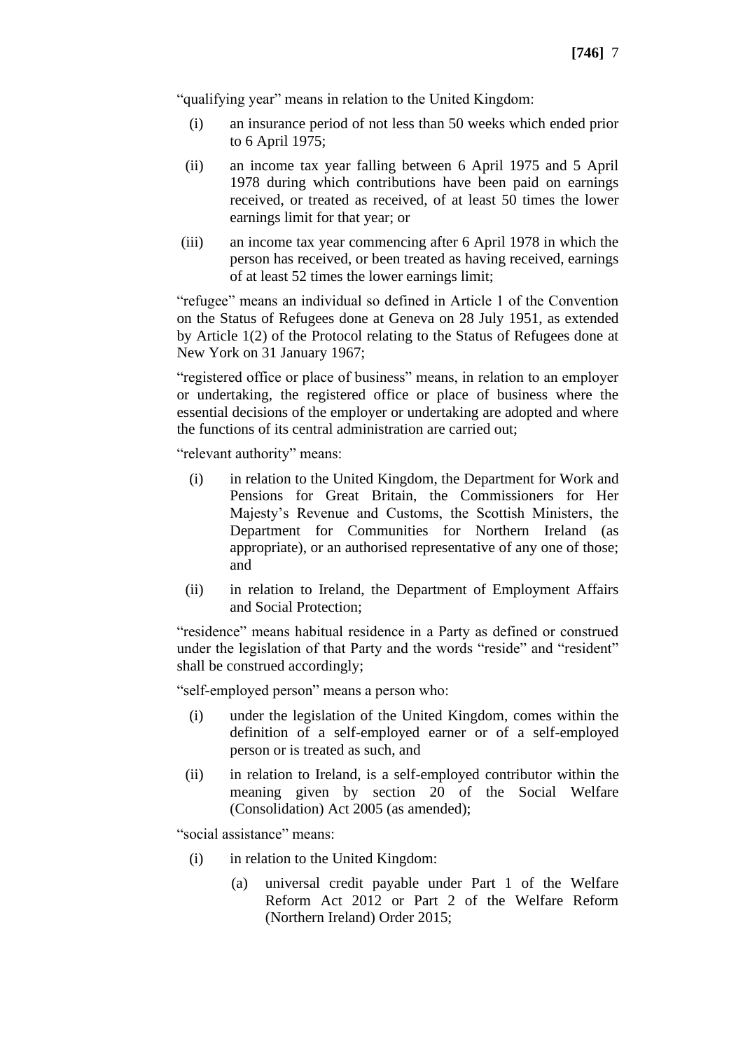"qualifying year" means in relation to the United Kingdom:

(i) an insurance period of not less than 50 weeks which ended prior to 6 April 1975;

(ii) an income tax year falling between 6 April 1975 and 5 April 1978 during which contributions have been paid on earnings received, or treated as received, of at least 50 times the lower earnings limit for that year; or

(iii) an income tax year commencing after 6 April 1978 in which the person has received, or been treated as having received, earnings of at least 52 times the lower earnings limit;

"refugee" means an individual so defined in Article 1 of the Convention on the Status of Refugees done at Geneva on 28 July 1951, as extended by Article 1(2) of the Protocol relating to the Status of Refugees done at New York on 31 January 1967;

"registered office or place of business" means, in relation to an employer or undertaking, the registered office or place of business where the essential decisions of the employer or undertaking are adopted and where the functions of its central administration are carried out;

"relevant authority" means:

(i) in relation to the United Kingdom, the Department for Work and Pensions for Great Britain, the Commissioners for Her Majesty's Revenue and Customs, the Scottish Ministers, the Department for Communities for Northern Ireland (as appropriate), or an authorised representative of any one of those; and

(ii) in relation to Ireland, the Department of Employment Affairs and Social Protection;

"residence" means habitual residence in a Party as defined or construed under the legislation of that Party and the words "reside" and "resident" shall be construed accordingly;

"self-employed person" means a person who:

(i) under the legislation of the United Kingdom, comes within the definition of a self-employed earner or of a self-employed person or is treated as such, and

(ii) in relation to Ireland, is a self-employed contributor within the meaning given by section 20 of the Social Welfare (Consolidation) Act 2005 (as amended);

"social assistance" means:

(i) in relation to the United Kingdom:

  (a) universal credit payable under Part 1 of the Welfare Reform Act 2012 or Part 2 of the Welfare Reform (Northern Ireland) Order 2015;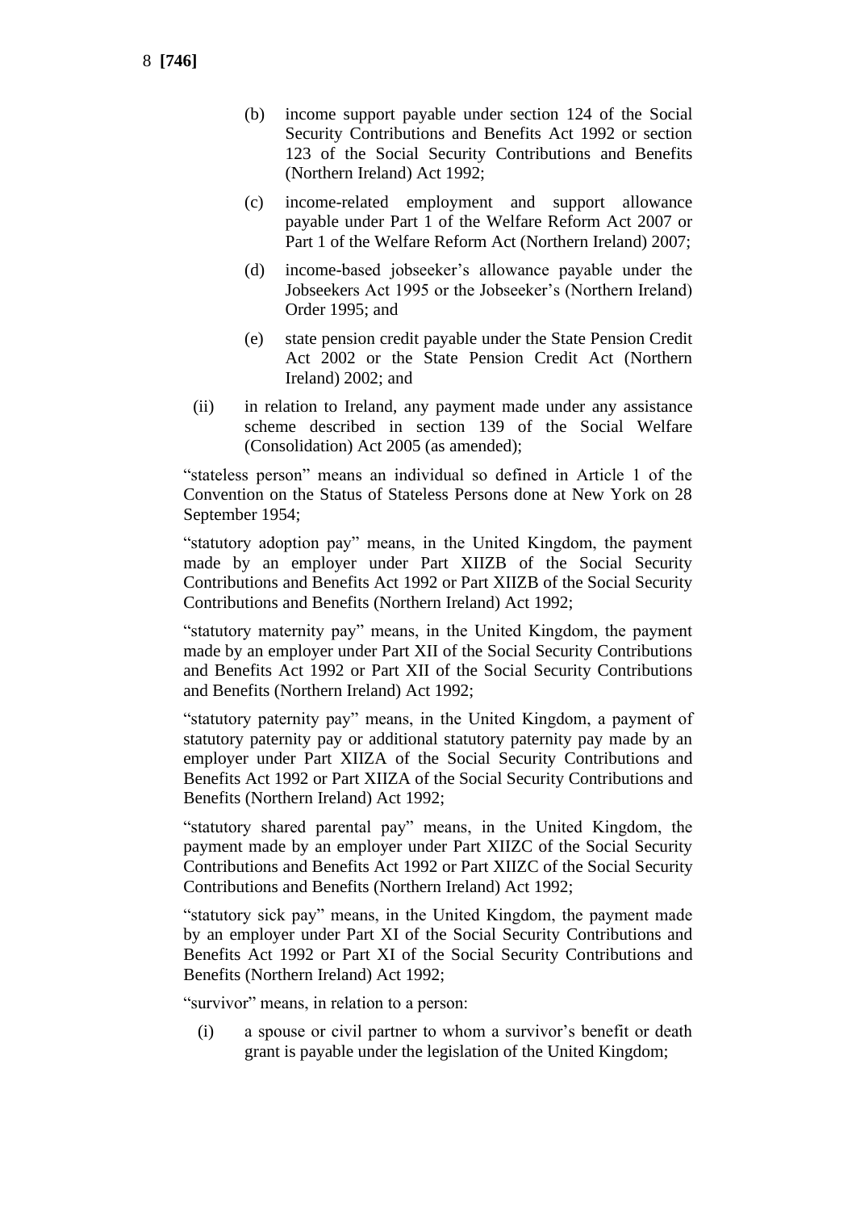(b) income support payable under section 124 of the Social Security Contributions and Benefits Act 1992 or section 123 of the Social Security Contributions and Benefits (Northern Ireland) Act 1992;

(c) income-related employment and support allowance payable under Part 1 of the Welfare Reform Act 2007 or Part 1 of the Welfare Reform Act (Northern Ireland) 2007;

(d) income-based jobseeker's allowance payable under the Jobseekers Act 1995 or the Jobseeker's (Northern Ireland) Order 1995; and

(e) state pension credit payable under the State Pension Credit Act 2002 or the State Pension Credit Act (Northern Ireland) 2002; and

(ii) in relation to Ireland, any payment made under any assistance scheme described in section 139 of the Social Welfare (Consolidation) Act 2005 (as amended);

"stateless person" means an individual so defined in Article 1 of the Convention on the Status of Stateless Persons done at New York on 28 September 1954;

"statutory adoption pay" means, in the United Kingdom, the payment made by an employer under Part XIIZB of the Social Security Contributions and Benefits Act 1992 or Part XIIZB of the Social Security Contributions and Benefits (Northern Ireland) Act 1992;

"statutory maternity pay" means, in the United Kingdom, the payment made by an employer under Part XII of the Social Security Contributions and Benefits Act 1992 or Part XII of the Social Security Contributions and Benefits (Northern Ireland) Act 1992;

"statutory paternity pay" means, in the United Kingdom, a payment of statutory paternity pay or additional statutory paternity pay made by an employer under Part XIIZA of the Social Security Contributions and Benefits Act 1992 or Part XIIZA of the Social Security Contributions and Benefits (Northern Ireland) Act 1992;

"statutory shared parental pay" means, in the United Kingdom, the payment made by an employer under Part XIIZC of the Social Security Contributions and Benefits Act 1992 or Part XIIZC of the Social Security Contributions and Benefits (Northern Ireland) Act 1992;

"statutory sick pay" means, in the United Kingdom, the payment made by an employer under Part XI of the Social Security Contributions and Benefits Act 1992 or Part XI of the Social Security Contributions and Benefits (Northern Ireland) Act 1992;

"survivor" means, in relation to a person:

(i) a spouse or civil partner to whom a survivor's benefit or death grant is payable under the legislation of the United Kingdom;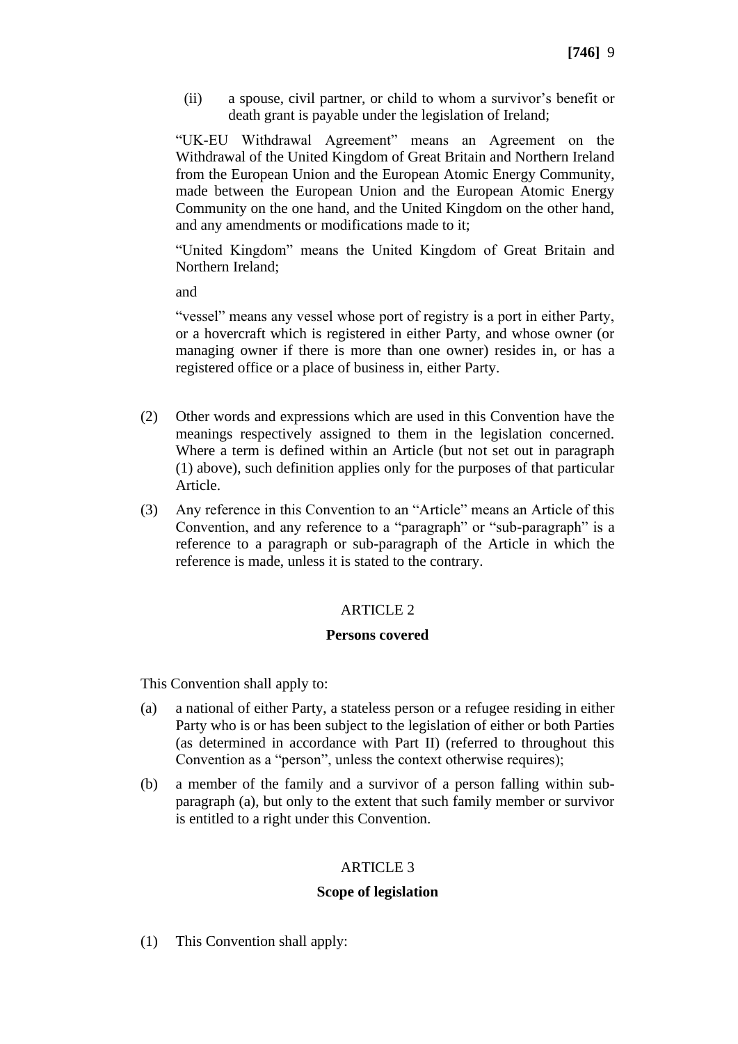(ii) a spouse, civil partner, or child to whom a survivor's benefit or death grant is payable under the legislation of Ireland;

"UK-EU Withdrawal Agreement" means an Agreement on the Withdrawal of the United Kingdom of Great Britain and Northern Ireland from the European Union and the European Atomic Energy Community, made between the European Union and the European Atomic Energy Community on the one hand, and the United Kingdom on the other hand, and any amendments or modifications made to it;

"United Kingdom" means the United Kingdom of Great Britain and Northern Ireland;

and

"vessel" means any vessel whose port of registry is a port in either Party, or a hovercraft which is registered in either Party, and whose owner (or managing owner if there is more than one owner) resides in, or has a registered office or a place of business in, either Party.

(2) Other words and expressions which are used in this Convention have the meanings respectively assigned to them in the legislation concerned. Where a term is defined within an Article (but not set out in paragraph (1) above), such definition applies only for the purposes of that particular Article.

(3) Any reference in this Convention to an "Article" means an Article of this Convention, and any reference to a "paragraph" or "sub-paragraph" is a reference to a paragraph or sub-paragraph of the Article in which the reference is made, unless it is stated to the contrary.

ARTICLE 2

**Persons covered**

This Convention shall apply to:

(a) a national of either Party, a stateless person or a refugee residing in either Party who is or has been subject to the legislation of either or both Parties (as determined in accordance with Part II) (referred to throughout this Convention as a "person", unless the context otherwise requires);

(b) a member of the family and a survivor of a person falling within sub-paragraph (a), but only to the extent that such family member or survivor is entitled to a right under this Convention.

ARTICLE 3

**Scope of legislation**

(1) This Convention shall apply: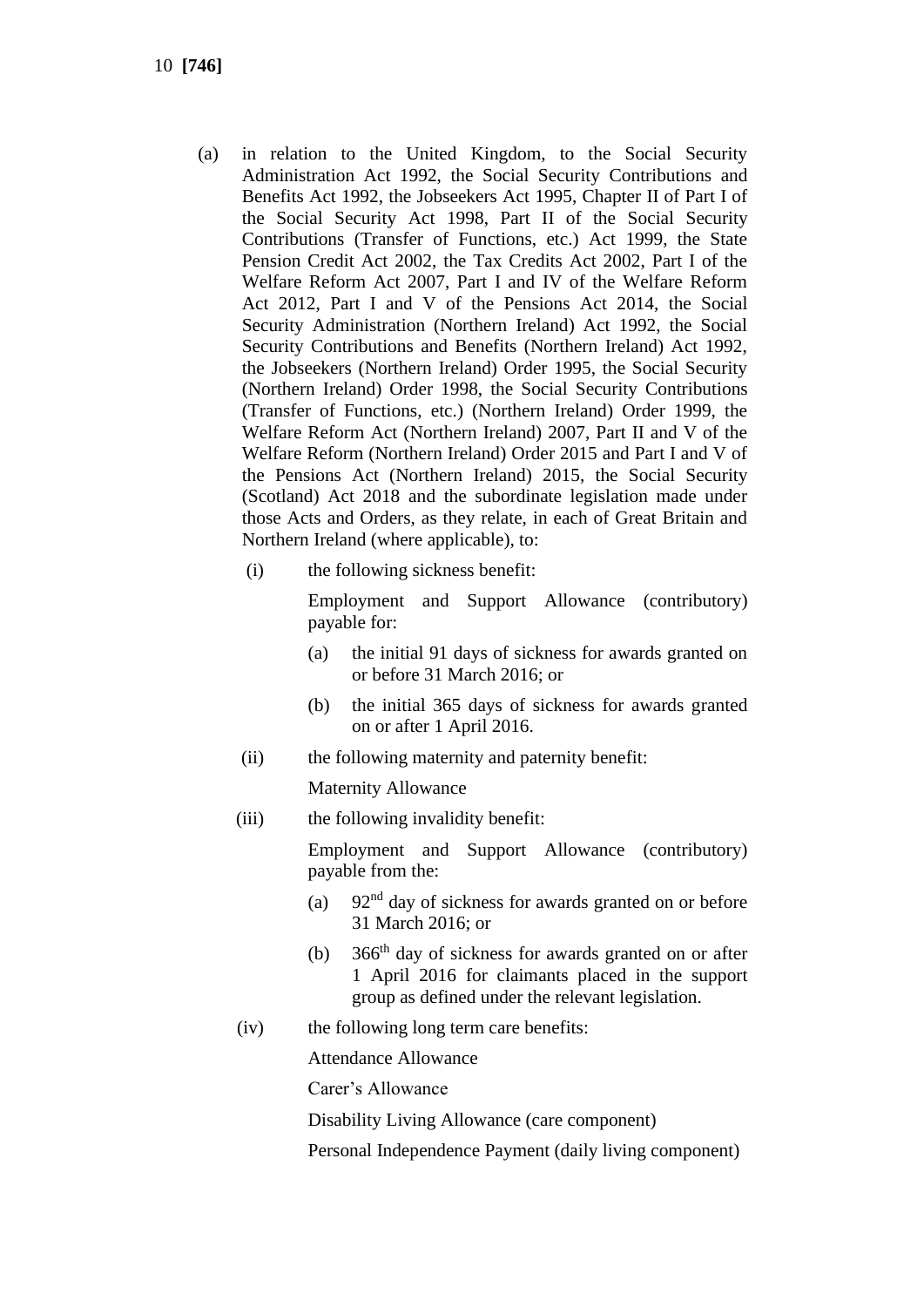(a) in relation to the United Kingdom, to the Social Security Administration Act 1992, the Social Security Contributions and Benefits Act 1992, the Jobseekers Act 1995, Chapter II of Part I of the Social Security Act 1998, Part II of the Social Security Contributions (Transfer of Functions, etc.) Act 1999, the State Pension Credit Act 2002, the Tax Credits Act 2002, Part I of the Welfare Reform Act 2007, Part I and IV of the Welfare Reform Act 2012, Part I and V of the Pensions Act 2014, the Social Security Administration (Northern Ireland) Act 1992, the Social Security Contributions and Benefits (Northern Ireland) Act 1992, the Jobseekers (Northern Ireland) Order 1995, the Social Security (Northern Ireland) Order 1998, the Social Security Contributions (Transfer of Functions, etc.) (Northern Ireland) Order 1999, the Welfare Reform Act (Northern Ireland) 2007, Part II and V of the Welfare Reform (Northern Ireland) Order 2015 and Part I and V of the Pensions Act (Northern Ireland) 2015, the Social Security (Scotland) Act 2018 and the subordinate legislation made under those Acts and Orders, as they relate, in each of Great Britain and Northern Ireland (where applicable), to:

   (i) the following sickness benefit:

      Employment and Support Allowance (contributory) payable for:

      (a) the initial 91 days of sickness for awards granted on or before 31 March 2016; or

      (b) the initial 365 days of sickness for awards granted on or after 1 April 2016.

   (ii) the following maternity and paternity benefit:

      Maternity Allowance

   (iii) the following invalidity benefit:

      Employment and Support Allowance (contributory) payable from the:

      (a) 92nd day of sickness for awards granted on or before 31 March 2016; or

      (b) 366th day of sickness for awards granted on or after 1 April 2016 for claimants placed in the support group as defined under the relevant legislation.

   (iv) the following long term care benefits:

      Attendance Allowance

      Carer's Allowance

      Disability Living Allowance (care component)

      Personal Independence Payment (daily living component)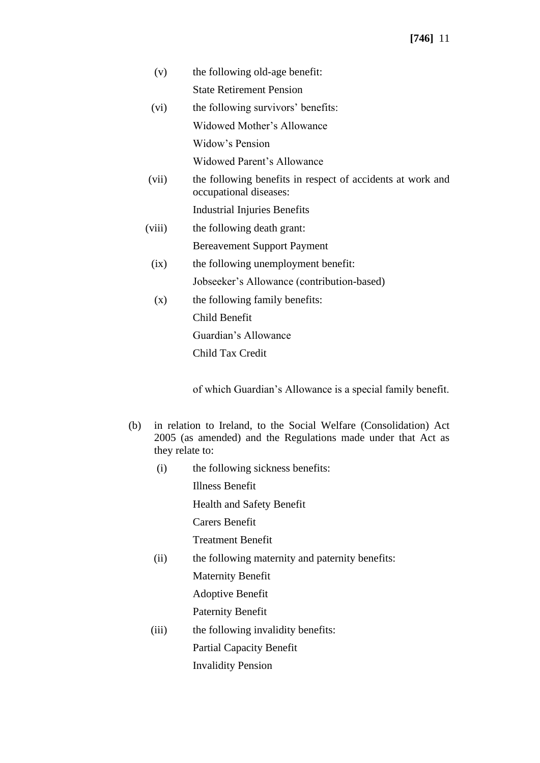(v) the following old-age benefit:

State Retirement Pension

(vi) the following survivors' benefits:

Widowed Mother's Allowance

Widow's Pension

Widowed Parent's Allowance

(vii) the following benefits in respect of accidents at work and occupational diseases:

Industrial Injuries Benefits

(viii) the following death grant:

Bereavement Support Payment

(ix) the following unemployment benefit:

Jobseeker's Allowance (contribution-based)

(x) the following family benefits:

Child Benefit

Guardian's Allowance

Child Tax Credit

of which Guardian's Allowance is a special family benefit.

(b) in relation to Ireland, to the Social Welfare (Consolidation) Act 2005 (as amended) and the Regulations made under that Act as they relate to:

(i) the following sickness benefits:

Illness Benefit

Health and Safety Benefit

Carers Benefit

Treatment Benefit

(ii) the following maternity and paternity benefits:

Maternity Benefit

Adoptive Benefit

Paternity Benefit

(iii) the following invalidity benefits:

Partial Capacity Benefit

Invalidity Pension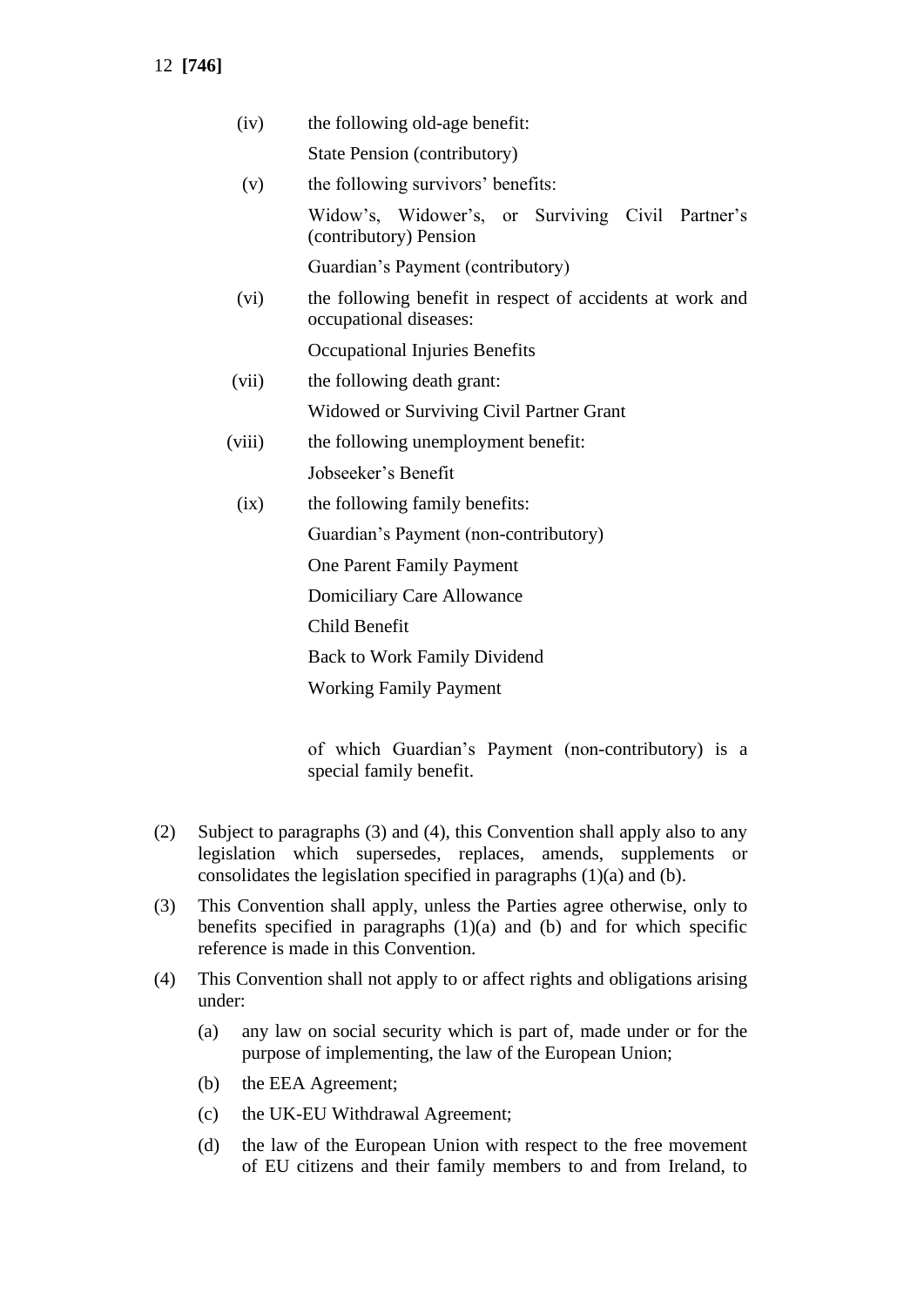(iv) the following old-age benefit:

State Pension (contributory)

(v) the following survivors' benefits:

Widow's, Widower's, or Surviving Civil Partner's (contributory) Pension

Guardian's Payment (contributory)

(vi) the following benefit in respect of accidents at work and occupational diseases:

Occupational Injuries Benefits

(vii) the following death grant:

Widowed or Surviving Civil Partner Grant

(viii) the following unemployment benefit:

Jobseeker's Benefit

(ix) the following family benefits:

Guardian's Payment (non-contributory)

One Parent Family Payment

Domiciliary Care Allowance

Child Benefit

Back to Work Family Dividend

Working Family Payment

of which Guardian's Payment (non-contributory) is a special family benefit.

(2) Subject to paragraphs (3) and (4), this Convention shall apply also to any legislation which supersedes, replaces, amends, supplements or consolidates the legislation specified in paragraphs (1)(a) and (b).

(3) This Convention shall apply, unless the Parties agree otherwise, only to benefits specified in paragraphs (1)(a) and (b) and for which specific reference is made in this Convention.

(4) This Convention shall not apply to or affect rights and obligations arising under:

(a) any law on social security which is part of, made under or for the purpose of implementing, the law of the European Union;

(b) the EEA Agreement;

(c) the UK-EU Withdrawal Agreement;

(d) the law of the European Union with respect to the free movement of EU citizens and their family members to and from Ireland, to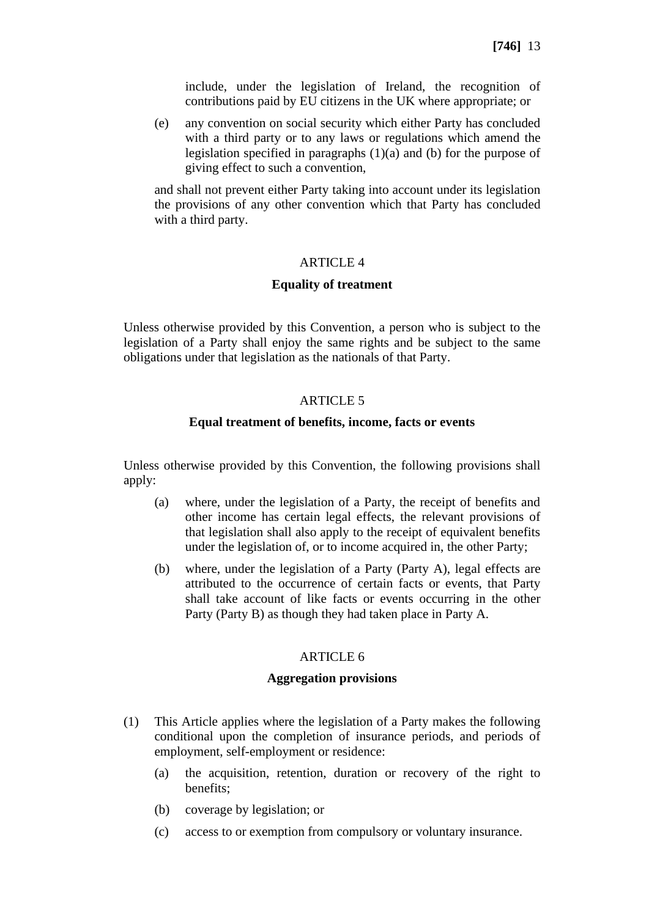include, under the legislation of Ireland, the recognition of contributions paid by EU citizens in the UK where appropriate; or

(e) any convention on social security which either Party has concluded with a third party or to any laws or regulations which amend the legislation specified in paragraphs (1)(a) and (b) for the purpose of giving effect to such a convention,

and shall not prevent either Party taking into account under its legislation the provisions of any other convention which that Party has concluded with a third party.

## ARTICLE 4

### Equality of treatment

Unless otherwise provided by this Convention, a person who is subject to the legislation of a Party shall enjoy the same rights and be subject to the same obligations under that legislation as the nationals of that Party.

## ARTICLE 5

### Equal treatment of benefits, income, facts or events

Unless otherwise provided by this Convention, the following provisions shall apply:

(a) where, under the legislation of a Party, the receipt of benefits and other income has certain legal effects, the relevant provisions of that legislation shall also apply to the receipt of equivalent benefits under the legislation of, or to income acquired in, the other Party;

(b) where, under the legislation of a Party (Party A), legal effects are attributed to the occurrence of certain facts or events, that Party shall take account of like facts or events occurring in the other Party (Party B) as though they had taken place in Party A.

## ARTICLE 6

### Aggregation provisions

(1) This Article applies where the legislation of a Party makes the following conditional upon the completion of insurance periods, and periods of employment, self-employment or residence:

(a) the acquisition, retention, duration or recovery of the right to benefits;

(b) coverage by legislation; or

(c) access to or exemption from compulsory or voluntary insurance.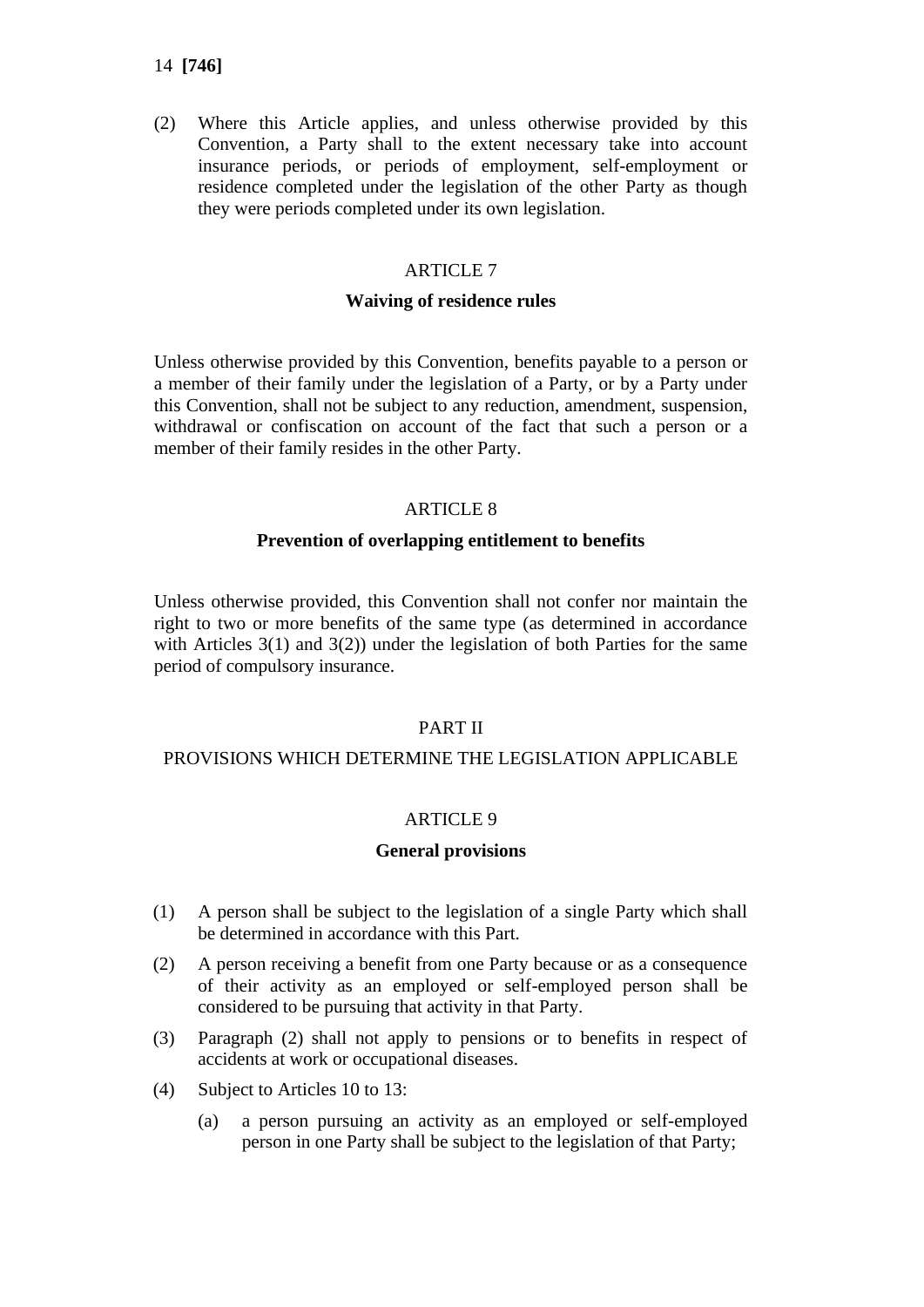(2) Where this Article applies, and unless otherwise provided by this Convention, a Party shall to the extent necessary take into account insurance periods, or periods of employment, self-employment or residence completed under the legislation of the other Party as though they were periods completed under its own legislation.

ARTICLE 7

**Waiving of residence rules**

Unless otherwise provided by this Convention, benefits payable to a person or a member of their family under the legislation of a Party, or by a Party under this Convention, shall not be subject to any reduction, amendment, suspension, withdrawal or confiscation on account of the fact that such a person or a member of their family resides in the other Party.

ARTICLE 8

**Prevention of overlapping entitlement to benefits**

Unless otherwise provided, this Convention shall not confer nor maintain the right to two or more benefits of the same type (as determined in accordance with Articles 3(1) and 3(2)) under the legislation of both Parties for the same period of compulsory insurance.

PART II

PROVISIONS WHICH DETERMINE THE LEGISLATION APPLICABLE

ARTICLE 9

**General provisions**

(1) A person shall be subject to the legislation of a single Party which shall be determined in accordance with this Part.

(2) A person receiving a benefit from one Party because or as a consequence of their activity as an employed or self-employed person shall be considered to be pursuing that activity in that Party.

(3) Paragraph (2) shall not apply to pensions or to benefits in respect of accidents at work or occupational diseases.

(4) Subject to Articles 10 to 13:

  (a) a person pursuing an activity as an employed or self-employed person in one Party shall be subject to the legislation of that Party;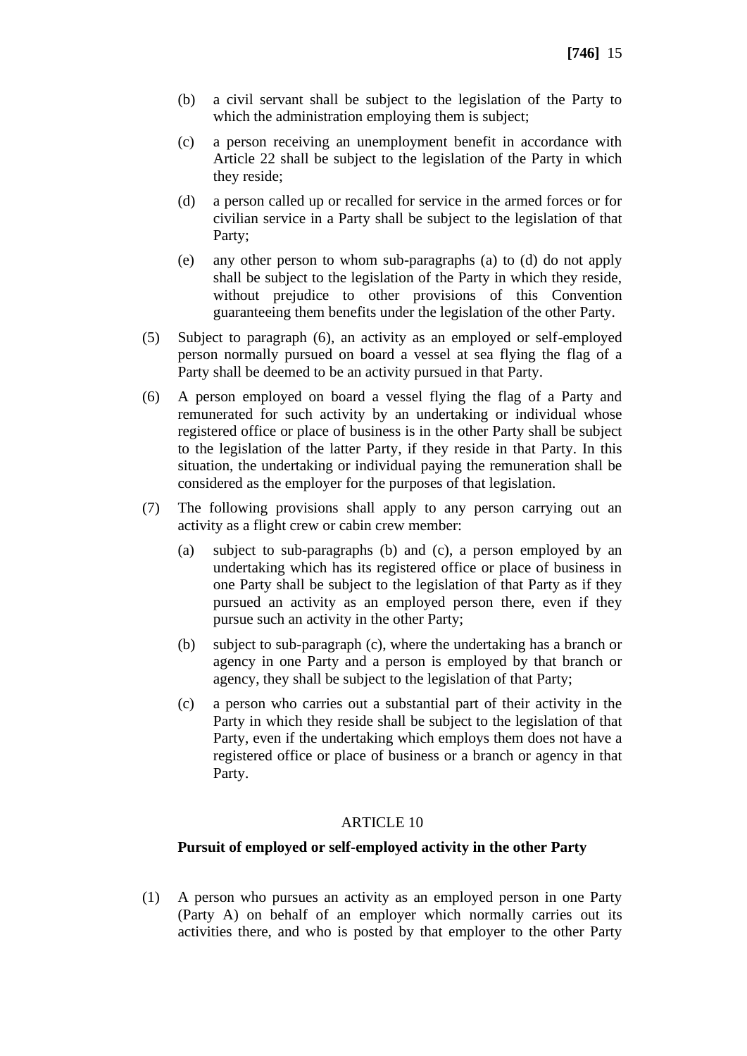(b) a civil servant shall be subject to the legislation of the Party to which the administration employing them is subject;

(c) a person receiving an unemployment benefit in accordance with Article 22 shall be subject to the legislation of the Party in which they reside;

(d) a person called up or recalled for service in the armed forces or for civilian service in a Party shall be subject to the legislation of that Party;

(e) any other person to whom sub-paragraphs (a) to (d) do not apply shall be subject to the legislation of the Party in which they reside, without prejudice to other provisions of this Convention guaranteeing them benefits under the legislation of the other Party.

(5) Subject to paragraph (6), an activity as an employed or self-employed person normally pursued on board a vessel at sea flying the flag of a Party shall be deemed to be an activity pursued in that Party.

(6) A person employed on board a vessel flying the flag of a Party and remunerated for such activity by an undertaking or individual whose registered office or place of business is in the other Party shall be subject to the legislation of the latter Party, if they reside in that Party. In this situation, the undertaking or individual paying the remuneration shall be considered as the employer for the purposes of that legislation.

(7) The following provisions shall apply to any person carrying out an activity as a flight crew or cabin crew member:

(a) subject to sub-paragraphs (b) and (c), a person employed by an undertaking which has its registered office or place of business in one Party shall be subject to the legislation of that Party as if they pursued an activity as an employed person there, even if they pursue such an activity in the other Party;

(b) subject to sub-paragraph (c), where the undertaking has a branch or agency in one Party and a person is employed by that branch or agency, they shall be subject to the legislation of that Party;

(c) a person who carries out a substantial part of their activity in the Party in which they reside shall be subject to the legislation of that Party, even if the undertaking which employs them does not have a registered office or place of business or a branch or agency in that Party.

ARTICLE 10

**Pursuit of employed or self-employed activity in the other Party**

(1) A person who pursues an activity as an employed person in one Party (Party A) on behalf of an employer which normally carries out its activities there, and who is posted by that employer to the other Party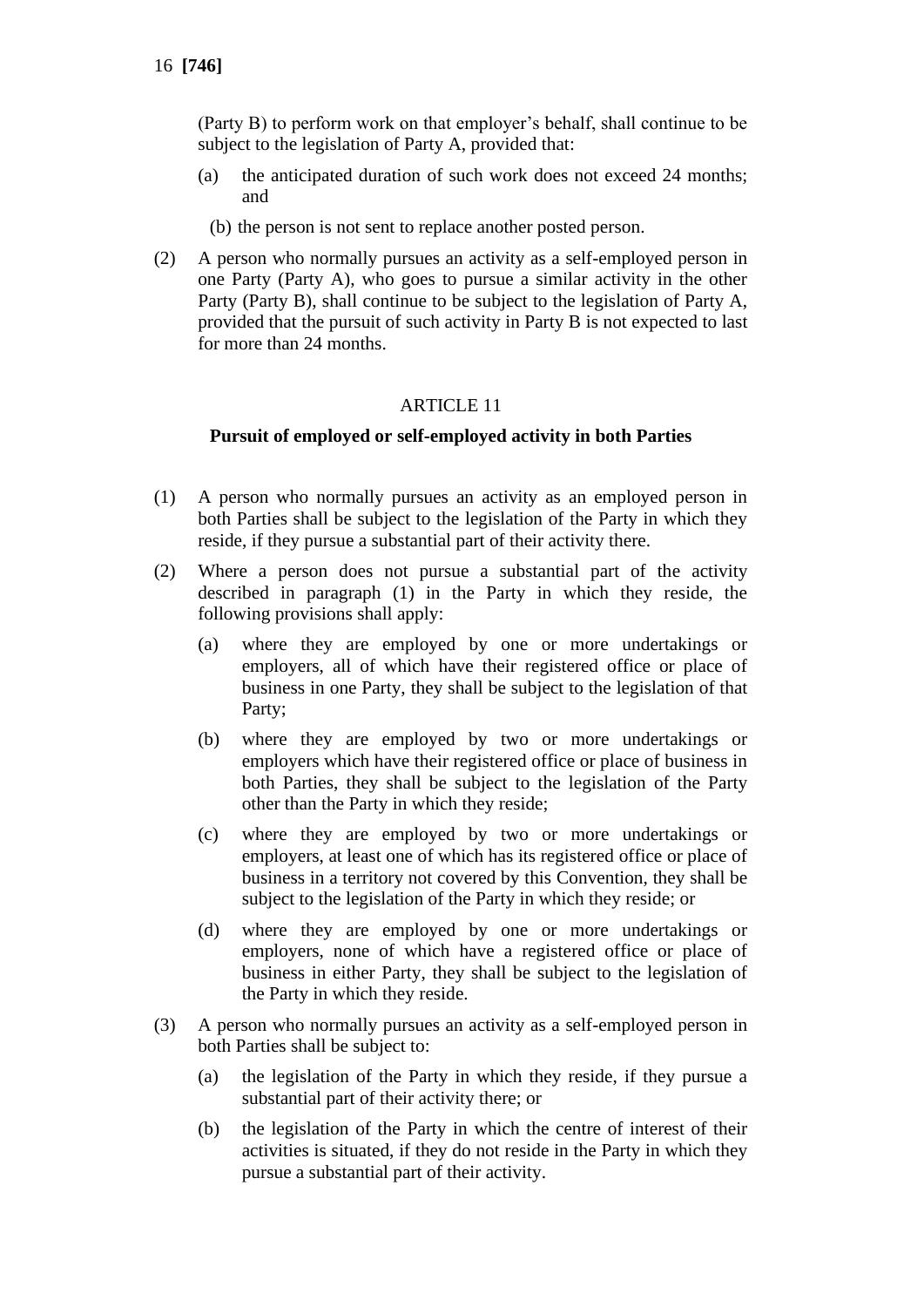(Party B) to perform work on that employer's behalf, shall continue to be subject to the legislation of Party A, provided that:

(a) the anticipated duration of such work does not exceed 24 months; and

(b) the person is not sent to replace another posted person.

(2) A person who normally pursues an activity as a self-employed person in one Party (Party A), who goes to pursue a similar activity in the other Party (Party B), shall continue to be subject to the legislation of Party A, provided that the pursuit of such activity in Party B is not expected to last for more than 24 months.

ARTICLE 11

**Pursuit of employed or self-employed activity in both Parties**

(1) A person who normally pursues an activity as an employed person in both Parties shall be subject to the legislation of the Party in which they reside, if they pursue a substantial part of their activity there.

(2) Where a person does not pursue a substantial part of the activity described in paragraph (1) in the Party in which they reside, the following provisions shall apply:

(a) where they are employed by one or more undertakings or employers, all of which have their registered office or place of business in one Party, they shall be subject to the legislation of that Party;

(b) where they are employed by two or more undertakings or employers which have their registered office or place of business in both Parties, they shall be subject to the legislation of the Party other than the Party in which they reside;

(c) where they are employed by two or more undertakings or employers, at least one of which has its registered office or place of business in a territory not covered by this Convention, they shall be subject to the legislation of the Party in which they reside; or

(d) where they are employed by one or more undertakings or employers, none of which have a registered office or place of business in either Party, they shall be subject to the legislation of the Party in which they reside.

(3) A person who normally pursues an activity as a self-employed person in both Parties shall be subject to:

(a) the legislation of the Party in which they reside, if they pursue a substantial part of their activity there; or

(b) the legislation of the Party in which the centre of interest of their activities is situated, if they do not reside in the Party in which they pursue a substantial part of their activity.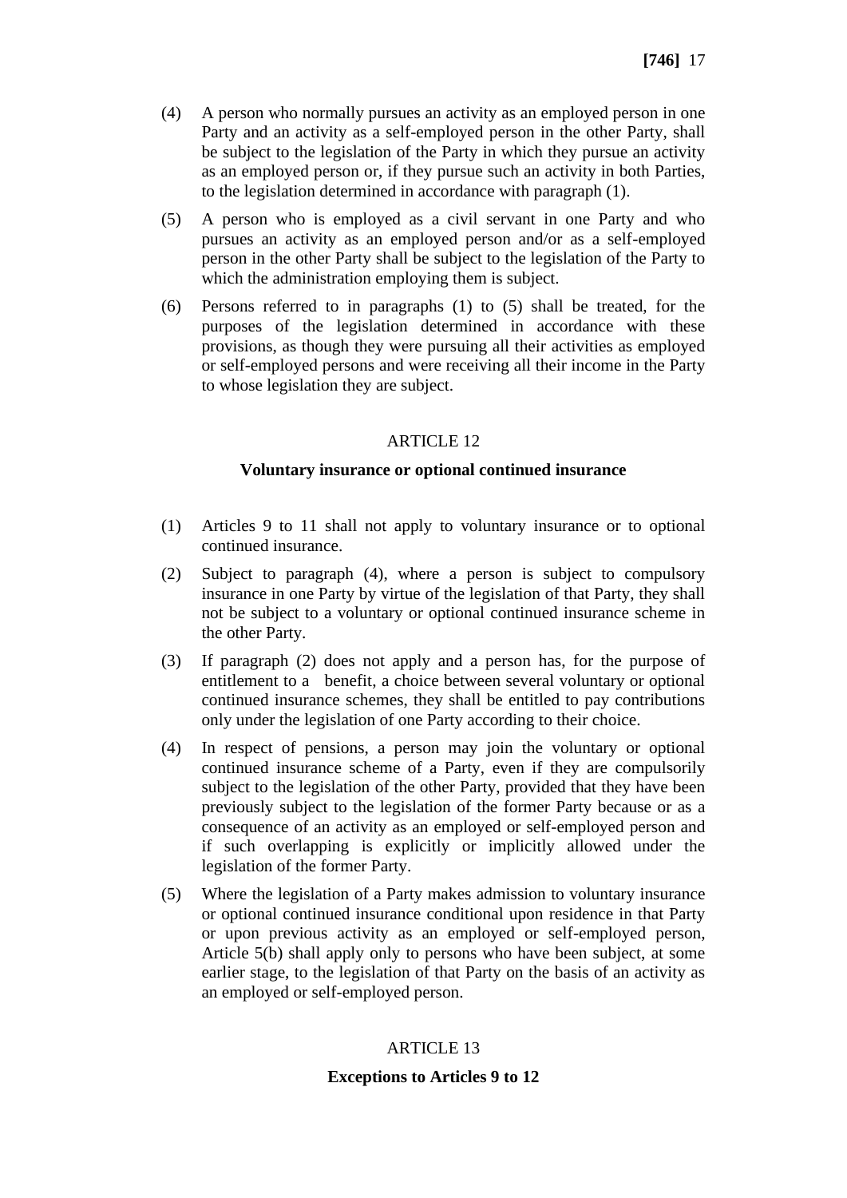(4) A person who normally pursues an activity as an employed person in one Party and an activity as a self-employed person in the other Party, shall be subject to the legislation of the Party in which they pursue an activity as an employed person or, if they pursue such an activity in both Parties, to the legislation determined in accordance with paragraph (1).

(5) A person who is employed as a civil servant in one Party and who pursues an activity as an employed person and/or as a self-employed person in the other Party shall be subject to the legislation of the Party to which the administration employing them is subject.

(6) Persons referred to in paragraphs (1) to (5) shall be treated, for the purposes of the legislation determined in accordance with these provisions, as though they were pursuing all their activities as employed or self-employed persons and were receiving all their income in the Party to whose legislation they are subject.

ARTICLE 12

**Voluntary insurance or optional continued insurance**

(1) Articles 9 to 11 shall not apply to voluntary insurance or to optional continued insurance.

(2) Subject to paragraph (4), where a person is subject to compulsory insurance in one Party by virtue of the legislation of that Party, they shall not be subject to a voluntary or optional continued insurance scheme in the other Party.

(3) If paragraph (2) does not apply and a person has, for the purpose of entitlement to a benefit, a choice between several voluntary or optional continued insurance schemes, they shall be entitled to pay contributions only under the legislation of one Party according to their choice.

(4) In respect of pensions, a person may join the voluntary or optional continued insurance scheme of a Party, even if they are compulsorily subject to the legislation of the other Party, provided that they have been previously subject to the legislation of the former Party because or as a consequence of an activity as an employed or self-employed person and if such overlapping is explicitly or implicitly allowed under the legislation of the former Party.

(5) Where the legislation of a Party makes admission to voluntary insurance or optional continued insurance conditional upon residence in that Party or upon previous activity as an employed or self-employed person, Article 5(b) shall apply only to persons who have been subject, at some earlier stage, to the legislation of that Party on the basis of an activity as an employed or self-employed person.

ARTICLE 13

**Exceptions to Articles 9 to 12**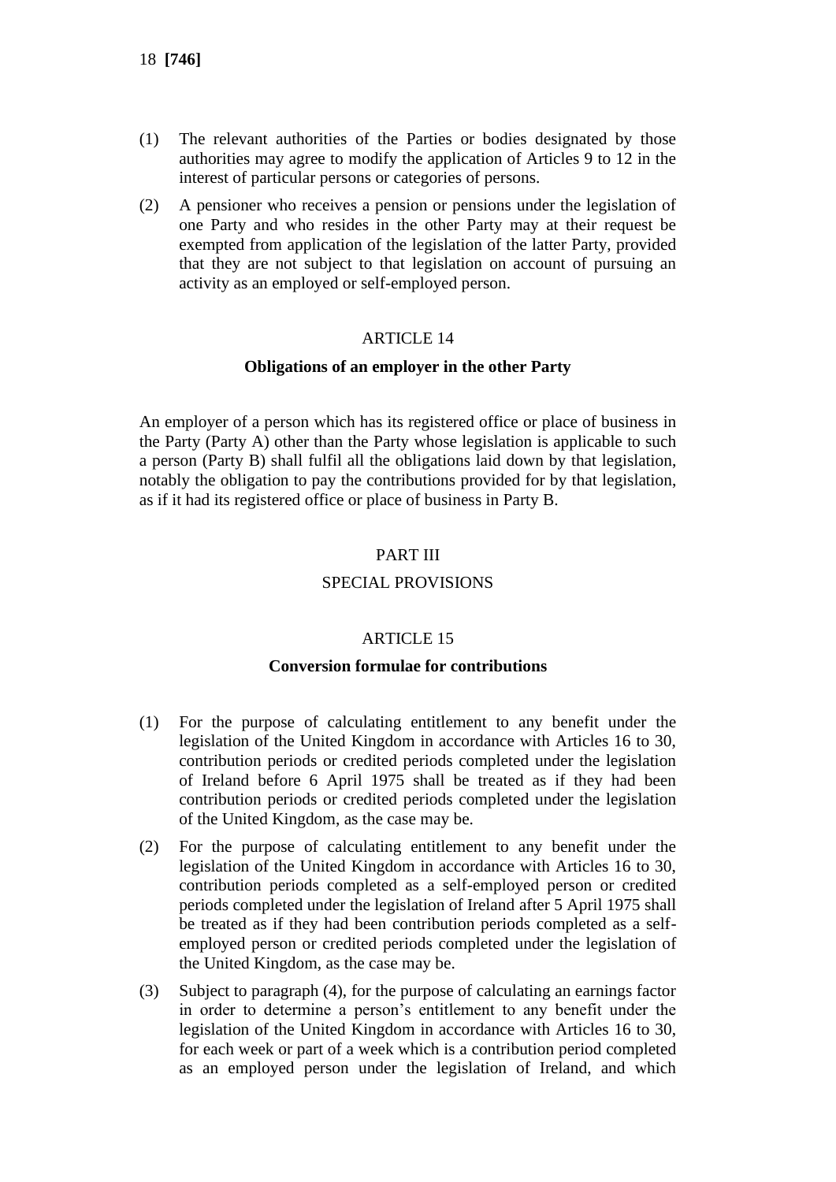(1) The relevant authorities of the Parties or bodies designated by those authorities may agree to modify the application of Articles 9 to 12 in the interest of particular persons or categories of persons.

(2) A pensioner who receives a pension or pensions under the legislation of one Party and who resides in the other Party may at their request be exempted from application of the legislation of the latter Party, provided that they are not subject to that legislation on account of pursuing an activity as an employed or self-employed person.

ARTICLE 14

**Obligations of an employer in the other Party**

An employer of a person which has its registered office or place of business in the Party (Party A) other than the Party whose legislation is applicable to such a person (Party B) shall fulfil all the obligations laid down by that legislation, notably the obligation to pay the contributions provided for by that legislation, as if it had its registered office or place of business in Party B.

PART III

SPECIAL PROVISIONS

ARTICLE 15

**Conversion formulae for contributions**

(1) For the purpose of calculating entitlement to any benefit under the legislation of the United Kingdom in accordance with Articles 16 to 30, contribution periods or credited periods completed under the legislation of Ireland before 6 April 1975 shall be treated as if they had been contribution periods or credited periods completed under the legislation of the United Kingdom, as the case may be.

(2) For the purpose of calculating entitlement to any benefit under the legislation of the United Kingdom in accordance with Articles 16 to 30, contribution periods completed as a self-employed person or credited periods completed under the legislation of Ireland after 5 April 1975 shall be treated as if they had been contribution periods completed as a self-employed person or credited periods completed under the legislation of the United Kingdom, as the case may be.

(3) Subject to paragraph (4), for the purpose of calculating an earnings factor in order to determine a person's entitlement to any benefit under the legislation of the United Kingdom in accordance with Articles 16 to 30, for each week or part of a week which is a contribution period completed as an employed person under the legislation of Ireland, and which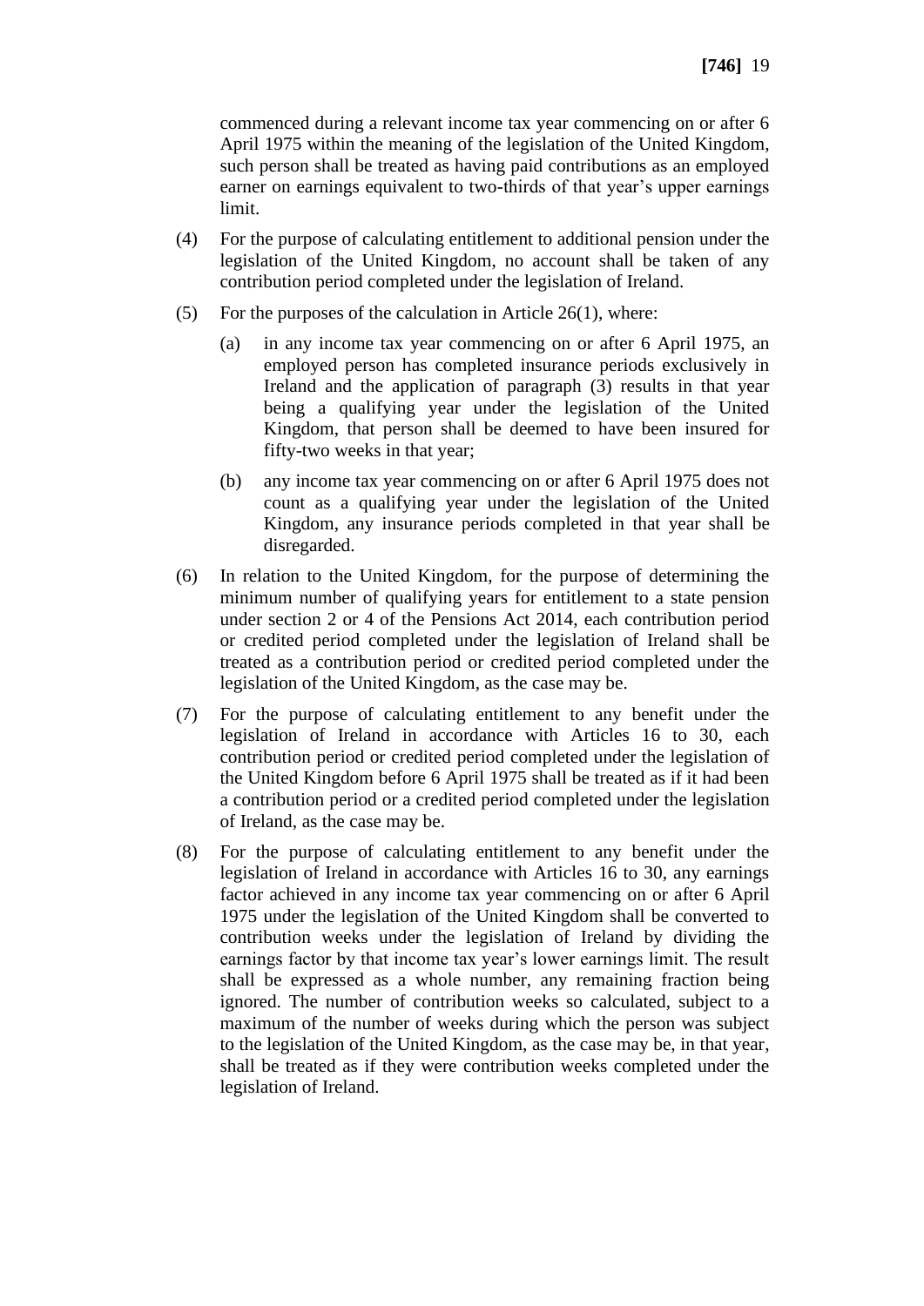commenced during a relevant income tax year commencing on or after 6 April 1975 within the meaning of the legislation of the United Kingdom, such person shall be treated as having paid contributions as an employed earner on earnings equivalent to two-thirds of that year's upper earnings limit.

(4) For the purpose of calculating entitlement to additional pension under the legislation of the United Kingdom, no account shall be taken of any contribution period completed under the legislation of Ireland.

(5) For the purposes of the calculation in Article 26(1), where:

(a) in any income tax year commencing on or after 6 April 1975, an employed person has completed insurance periods exclusively in Ireland and the application of paragraph (3) results in that year being a qualifying year under the legislation of the United Kingdom, that person shall be deemed to have been insured for fifty-two weeks in that year;

(b) any income tax year commencing on or after 6 April 1975 does not count as a qualifying year under the legislation of the United Kingdom, any insurance periods completed in that year shall be disregarded.

(6) In relation to the United Kingdom, for the purpose of determining the minimum number of qualifying years for entitlement to a state pension under section 2 or 4 of the Pensions Act 2014, each contribution period or credited period completed under the legislation of Ireland shall be treated as a contribution period or credited period completed under the legislation of the United Kingdom, as the case may be.

(7) For the purpose of calculating entitlement to any benefit under the legislation of Ireland in accordance with Articles 16 to 30, each contribution period or credited period completed under the legislation of the United Kingdom before 6 April 1975 shall be treated as if it had been a contribution period or a credited period completed under the legislation of Ireland, as the case may be.

(8) For the purpose of calculating entitlement to any benefit under the legislation of Ireland in accordance with Articles 16 to 30, any earnings factor achieved in any income tax year commencing on or after 6 April 1975 under the legislation of the United Kingdom shall be converted to contribution weeks under the legislation of Ireland by dividing the earnings factor by that income tax year's lower earnings limit. The result shall be expressed as a whole number, any remaining fraction being ignored. The number of contribution weeks so calculated, subject to a maximum of the number of weeks during which the person was subject to the legislation of the United Kingdom, as the case may be, in that year, shall be treated as if they were contribution weeks completed under the legislation of Ireland.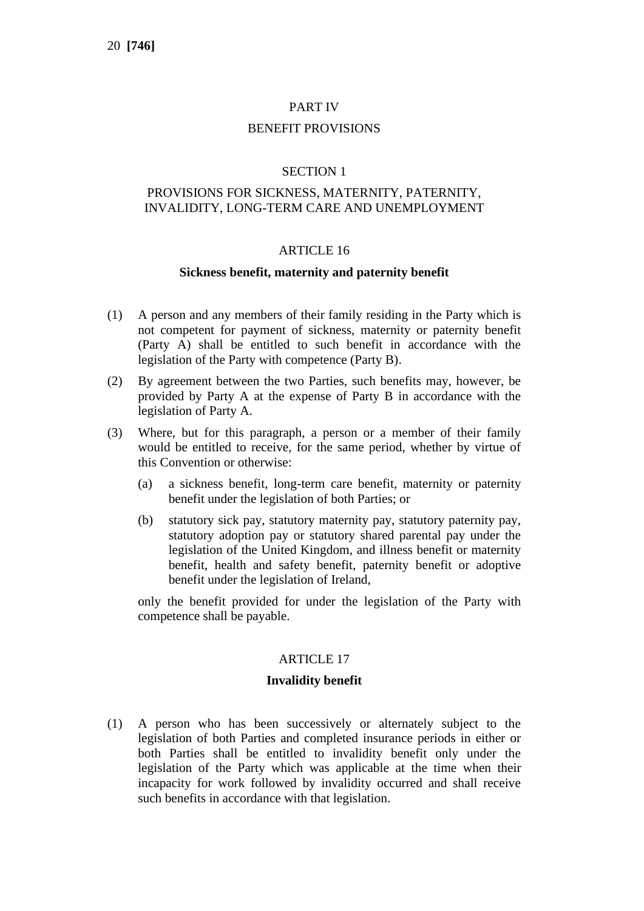## PART IV

## BENEFIT PROVISIONS

### SECTION 1

### PROVISIONS FOR SICKNESS, MATERNITY, PATERNITY, INVALIDITY, LONG-TERM CARE AND UNEMPLOYMENT

#### ARTICLE 16

**Sickness benefit, maternity and paternity benefit**

(1) A person and any members of their family residing in the Party which is not competent for payment of sickness, maternity or paternity benefit (Party A) shall be entitled to such benefit in accordance with the legislation of the Party with competence (Party B).

(2) By agreement between the two Parties, such benefits may, however, be provided by Party A at the expense of Party B in accordance with the legislation of Party A.

(3) Where, but for this paragraph, a person or a member of their family would be entitled to receive, for the same period, whether by virtue of this Convention or otherwise:

   (a) a sickness benefit, long-term care benefit, maternity or paternity benefit under the legislation of both Parties; or

   (b) statutory sick pay, statutory maternity pay, statutory paternity pay, statutory adoption pay or statutory shared parental pay under the legislation of the United Kingdom, and illness benefit or maternity benefit, health and safety benefit, paternity benefit or adoptive benefit under the legislation of Ireland,

   only the benefit provided for under the legislation of the Party with competence shall be payable.

#### ARTICLE 17

**Invalidity benefit**

(1) A person who has been successively or alternately subject to the legislation of both Parties and completed insurance periods in either or both Parties shall be entitled to invalidity benefit only under the legislation of the Party which was applicable at the time when their incapacity for work followed by invalidity occurred and shall receive such benefits in accordance with that legislation.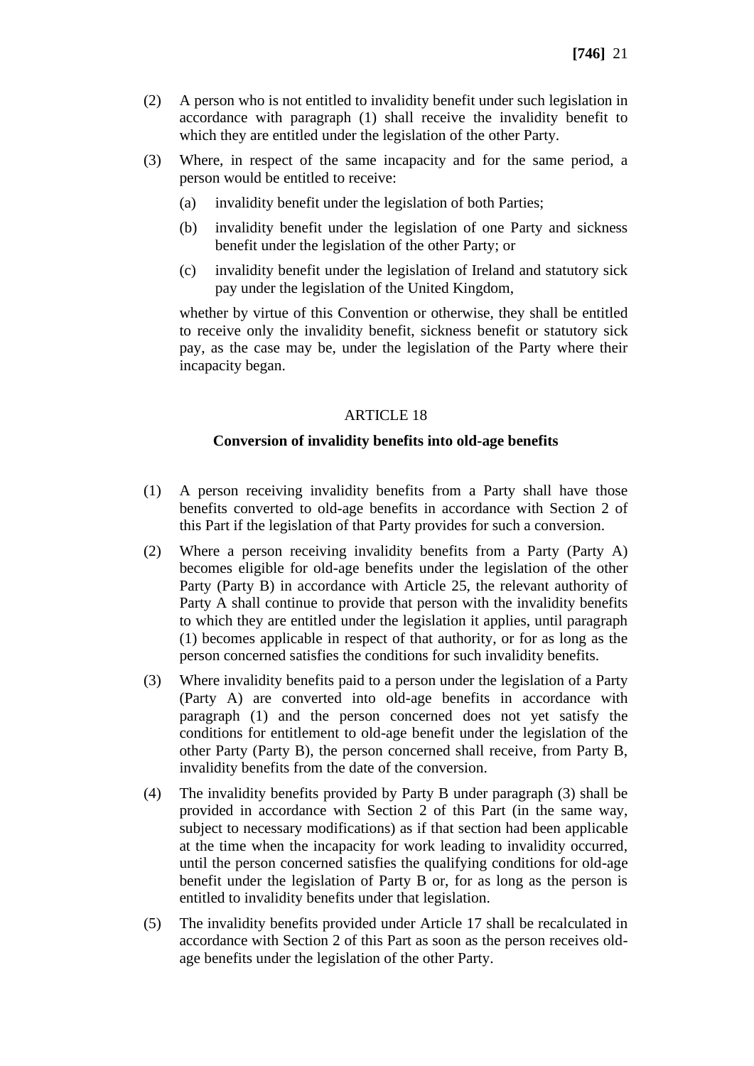(2) A person who is not entitled to invalidity benefit under such legislation in accordance with paragraph (1) shall receive the invalidity benefit to which they are entitled under the legislation of the other Party.

(3) Where, in respect of the same incapacity and for the same period, a person would be entitled to receive:

   (a) invalidity benefit under the legislation of both Parties;

   (b) invalidity benefit under the legislation of one Party and sickness benefit under the legislation of the other Party; or

   (c) invalidity benefit under the legislation of Ireland and statutory sick pay under the legislation of the United Kingdom,

   whether by virtue of this Convention or otherwise, they shall be entitled to receive only the invalidity benefit, sickness benefit or statutory sick pay, as the case may be, under the legislation of the Party where their incapacity began.

ARTICLE 18

**Conversion of invalidity benefits into old-age benefits**

(1) A person receiving invalidity benefits from a Party shall have those benefits converted to old-age benefits in accordance with Section 2 of this Part if the legislation of that Party provides for such a conversion.

(2) Where a person receiving invalidity benefits from a Party (Party A) becomes eligible for old-age benefits under the legislation of the other Party (Party B) in accordance with Article 25, the relevant authority of Party A shall continue to provide that person with the invalidity benefits to which they are entitled under the legislation it applies, until paragraph (1) becomes applicable in respect of that authority, or for as long as the person concerned satisfies the conditions for such invalidity benefits.

(3) Where invalidity benefits paid to a person under the legislation of a Party (Party A) are converted into old-age benefits in accordance with paragraph (1) and the person concerned does not yet satisfy the conditions for entitlement to old-age benefit under the legislation of the other Party (Party B), the person concerned shall receive, from Party B, invalidity benefits from the date of the conversion.

(4) The invalidity benefits provided by Party B under paragraph (3) shall be provided in accordance with Section 2 of this Part (in the same way, subject to necessary modifications) as if that section had been applicable at the time when the incapacity for work leading to invalidity occurred, until the person concerned satisfies the qualifying conditions for old-age benefit under the legislation of Party B or, for as long as the person is entitled to invalidity benefits under that legislation.

(5) The invalidity benefits provided under Article 17 shall be recalculated in accordance with Section 2 of this Part as soon as the person receives old-age benefits under the legislation of the other Party.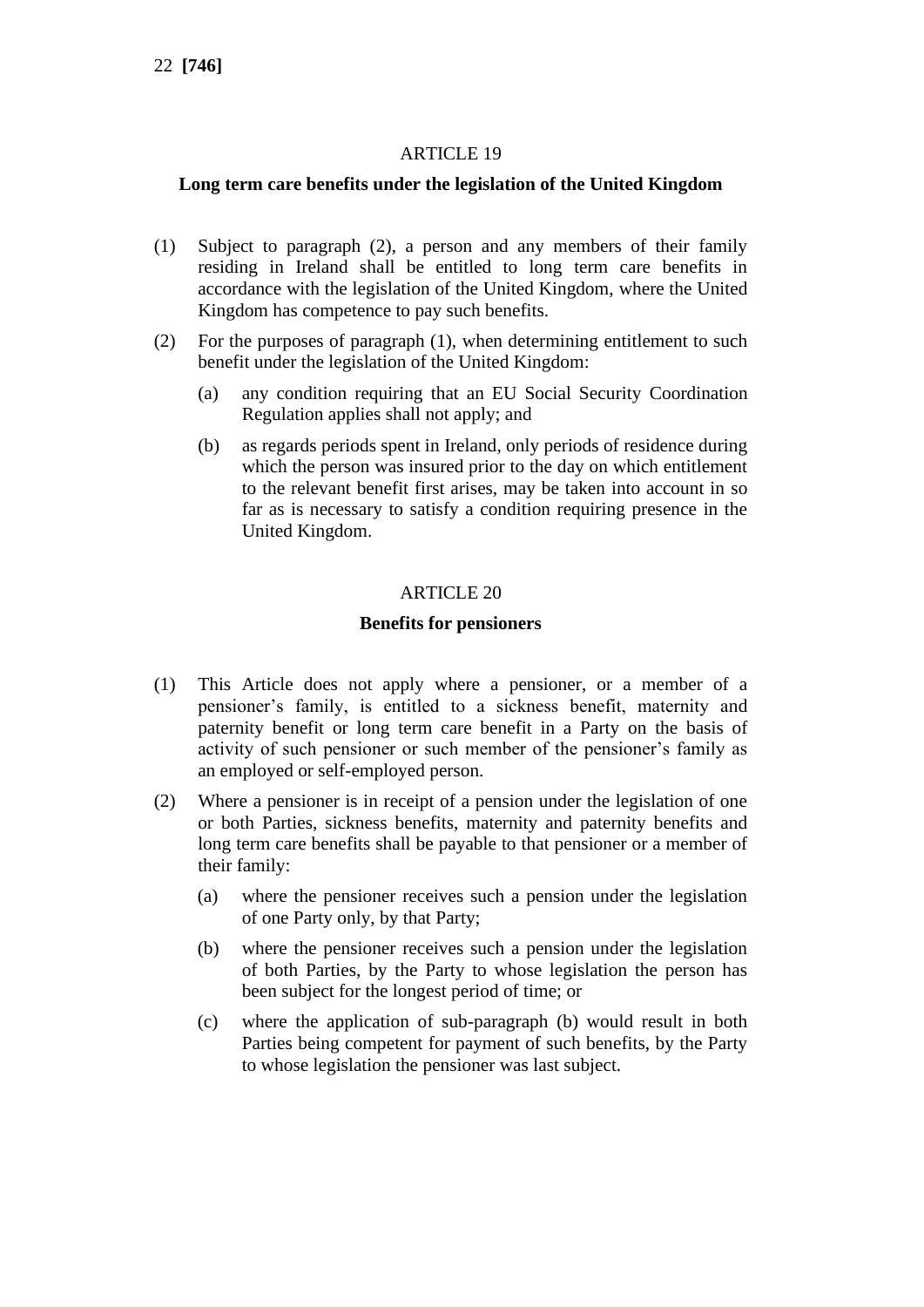## ARTICLE 19

### Long term care benefits under the legislation of the United Kingdom

(1) Subject to paragraph (2), a person and any members of their family residing in Ireland shall be entitled to long term care benefits in accordance with the legislation of the United Kingdom, where the United Kingdom has competence to pay such benefits.

(2) For the purposes of paragraph (1), when determining entitlement to such benefit under the legislation of the United Kingdom:

  (a) any condition requiring that an EU Social Security Coordination Regulation applies shall not apply; and

  (b) as regards periods spent in Ireland, only periods of residence during which the person was insured prior to the day on which entitlement to the relevant benefit first arises, may be taken into account in so far as is necessary to satisfy a condition requiring presence in the United Kingdom.

## ARTICLE 20

### Benefits for pensioners

(1) This Article does not apply where a pensioner, or a member of a pensioner's family, is entitled to a sickness benefit, maternity and paternity benefit or long term care benefit in a Party on the basis of activity of such pensioner or such member of the pensioner's family as an employed or self-employed person.

(2) Where a pensioner is in receipt of a pension under the legislation of one or both Parties, sickness benefits, maternity and paternity benefits and long term care benefits shall be payable to that pensioner or a member of their family:

  (a) where the pensioner receives such a pension under the legislation of one Party only, by that Party;

  (b) where the pensioner receives such a pension under the legislation of both Parties, by the Party to whose legislation the person has been subject for the longest period of time; or

  (c) where the application of sub-paragraph (b) would result in both Parties being competent for payment of such benefits, by the Party to whose legislation the pensioner was last subject.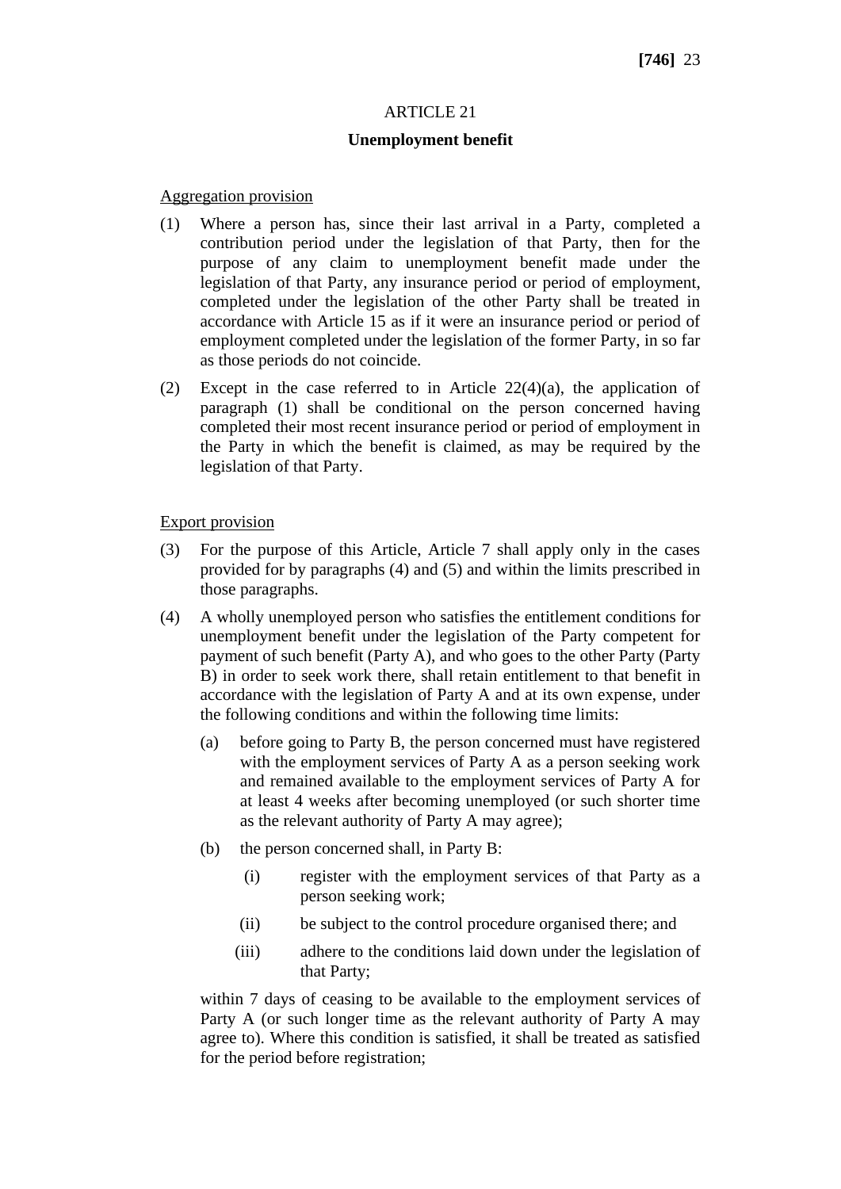ARTICLE 21

**Unemployment benefit**

Aggregation provision

(1) Where a person has, since their last arrival in a Party, completed a contribution period under the legislation of that Party, then for the purpose of any claim to unemployment benefit made under the legislation of that Party, any insurance period or period of employment, completed under the legislation of the other Party shall be treated in accordance with Article 15 as if it were an insurance period or period of employment completed under the legislation of the former Party, in so far as those periods do not coincide.

(2) Except in the case referred to in Article 22(4)(a), the application of paragraph (1) shall be conditional on the person concerned having completed their most recent insurance period or period of employment in the Party in which the benefit is claimed, as may be required by the legislation of that Party.

Export provision

(3) For the purpose of this Article, Article 7 shall apply only in the cases provided for by paragraphs (4) and (5) and within the limits prescribed in those paragraphs.

(4) A wholly unemployed person who satisfies the entitlement conditions for unemployment benefit under the legislation of the Party competent for payment of such benefit (Party A), and who goes to the other Party (Party B) in order to seek work there, shall retain entitlement to that benefit in accordance with the legislation of Party A and at its own expense, under the following conditions and within the following time limits:

   (a) before going to Party B, the person concerned must have registered with the employment services of Party A as a person seeking work and remained available to the employment services of Party A for at least 4 weeks after becoming unemployed (or such shorter time as the relevant authority of Party A may agree);

   (b) the person concerned shall, in Party B:

      (i) register with the employment services of that Party as a person seeking work;

      (ii) be subject to the control procedure organised there; and

      (iii) adhere to the conditions laid down under the legislation of that Party;

   within 7 days of ceasing to be available to the employment services of Party A (or such longer time as the relevant authority of Party A may agree to). Where this condition is satisfied, it shall be treated as satisfied for the period before registration;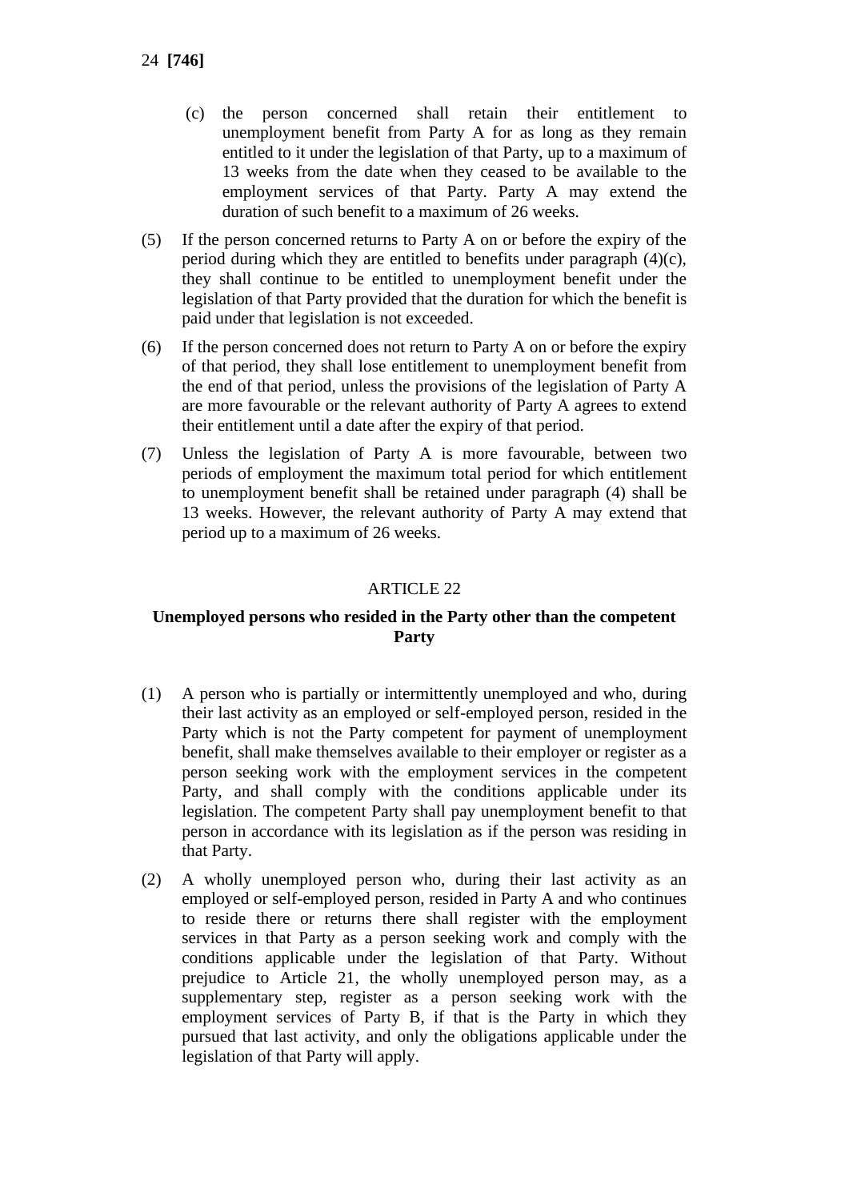(c) the person concerned shall retain their entitlement to unemployment benefit from Party A for as long as they remain entitled to it under the legislation of that Party, up to a maximum of 13 weeks from the date when they ceased to be available to the employment services of that Party. Party A may extend the duration of such benefit to a maximum of 26 weeks.

(5) If the person concerned returns to Party A on or before the expiry of the period during which they are entitled to benefits under paragraph (4)(c), they shall continue to be entitled to unemployment benefit under the legislation of that Party provided that the duration for which the benefit is paid under that legislation is not exceeded.

(6) If the person concerned does not return to Party A on or before the expiry of that period, they shall lose entitlement to unemployment benefit from the end of that period, unless the provisions of the legislation of Party A are more favourable or the relevant authority of Party A agrees to extend their entitlement until a date after the expiry of that period.

(7) Unless the legislation of Party A is more favourable, between two periods of employment the maximum total period for which entitlement to unemployment benefit shall be retained under paragraph (4) shall be 13 weeks. However, the relevant authority of Party A may extend that period up to a maximum of 26 weeks.

ARTICLE 22

**Unemployed persons who resided in the Party other than the competent Party**

(1) A person who is partially or intermittently unemployed and who, during their last activity as an employed or self-employed person, resided in the Party which is not the Party competent for payment of unemployment benefit, shall make themselves available to their employer or register as a person seeking work with the employment services in the competent Party, and shall comply with the conditions applicable under its legislation. The competent Party shall pay unemployment benefit to that person in accordance with its legislation as if the person was residing in that Party.

(2) A wholly unemployed person who, during their last activity as an employed or self-employed person, resided in Party A and who continues to reside there or returns there shall register with the employment services in that Party as a person seeking work and comply with the conditions applicable under the legislation of that Party. Without prejudice to Article 21, the wholly unemployed person may, as a supplementary step, register as a person seeking work with the employment services of Party B, if that is the Party in which they pursued that last activity, and only the obligations applicable under the legislation of that Party will apply.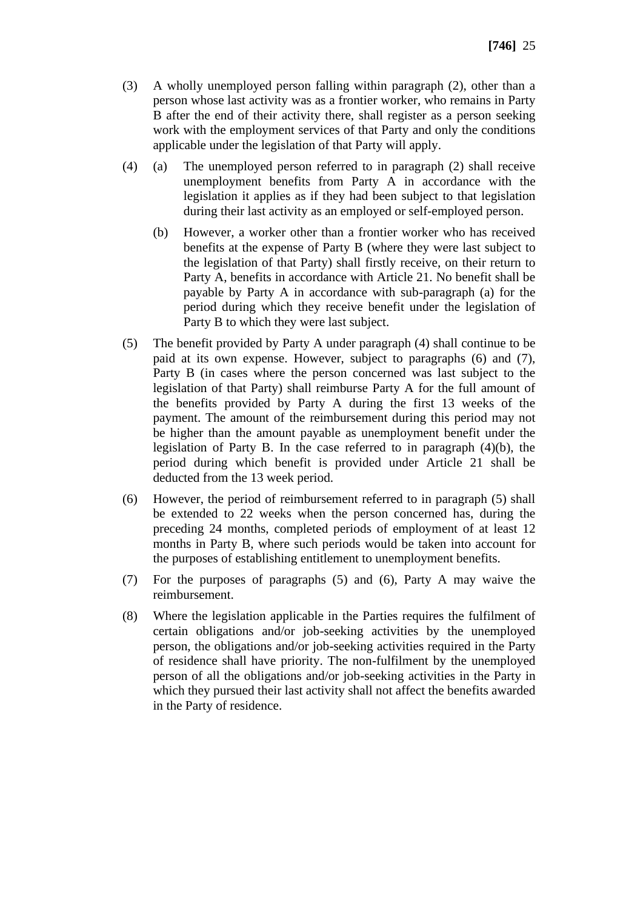(3) A wholly unemployed person falling within paragraph (2), other than a person whose last activity was as a frontier worker, who remains in Party B after the end of their activity there, shall register as a person seeking work with the employment services of that Party and only the conditions applicable under the legislation of that Party will apply.

(4) (a) The unemployed person referred to in paragraph (2) shall receive unemployment benefits from Party A in accordance with the legislation it applies as if they had been subject to that legislation during their last activity as an employed or self-employed person.

(b) However, a worker other than a frontier worker who has received benefits at the expense of Party B (where they were last subject to the legislation of that Party) shall firstly receive, on their return to Party A, benefits in accordance with Article 21. No benefit shall be payable by Party A in accordance with sub-paragraph (a) for the period during which they receive benefit under the legislation of Party B to which they were last subject.

(5) The benefit provided by Party A under paragraph (4) shall continue to be paid at its own expense. However, subject to paragraphs (6) and (7), Party B (in cases where the person concerned was last subject to the legislation of that Party) shall reimburse Party A for the full amount of the benefits provided by Party A during the first 13 weeks of the payment. The amount of the reimbursement during this period may not be higher than the amount payable as unemployment benefit under the legislation of Party B. In the case referred to in paragraph (4)(b), the period during which benefit is provided under Article 21 shall be deducted from the 13 week period.

(6) However, the period of reimbursement referred to in paragraph (5) shall be extended to 22 weeks when the person concerned has, during the preceding 24 months, completed periods of employment of at least 12 months in Party B, where such periods would be taken into account for the purposes of establishing entitlement to unemployment benefits.

(7) For the purposes of paragraphs (5) and (6), Party A may waive the reimbursement.

(8) Where the legislation applicable in the Parties requires the fulfilment of certain obligations and/or job-seeking activities by the unemployed person, the obligations and/or job-seeking activities required in the Party of residence shall have priority. The non-fulfilment by the unemployed person of all the obligations and/or job-seeking activities in the Party in which they pursued their last activity shall not affect the benefits awarded in the Party of residence.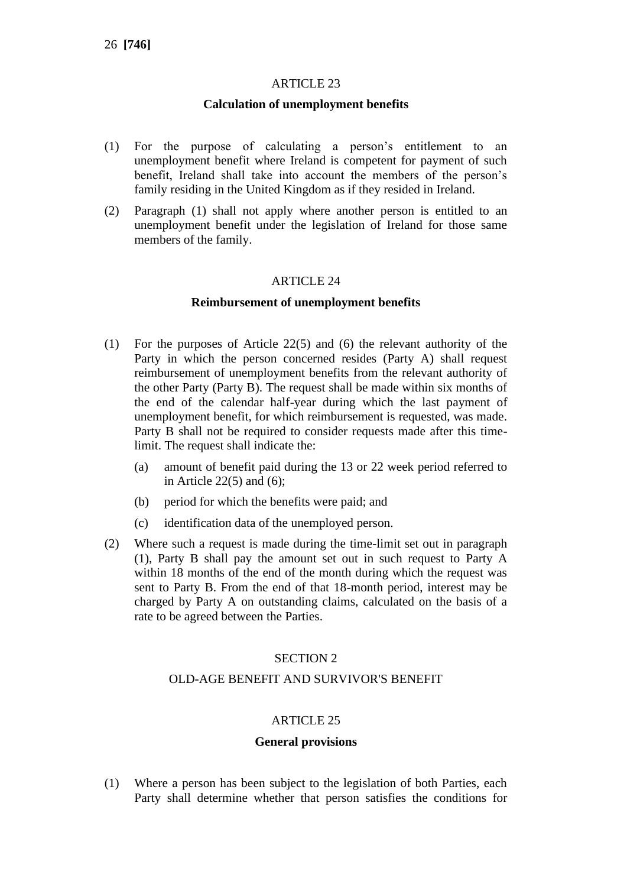ARTICLE 23

**Calculation of unemployment benefits**

(1) For the purpose of calculating a person's entitlement to an unemployment benefit where Ireland is competent for payment of such benefit, Ireland shall take into account the members of the person's family residing in the United Kingdom as if they resided in Ireland.

(2) Paragraph (1) shall not apply where another person is entitled to an unemployment benefit under the legislation of Ireland for those same members of the family.

ARTICLE 24

**Reimbursement of unemployment benefits**

(1) For the purposes of Article 22(5) and (6) the relevant authority of the Party in which the person concerned resides (Party A) shall request reimbursement of unemployment benefits from the relevant authority of the other Party (Party B). The request shall be made within six months of the end of the calendar half-year during which the last payment of unemployment benefit, for which reimbursement is requested, was made. Party B shall not be required to consider requests made after this time-limit. The request shall indicate the:

   (a) amount of benefit paid during the 13 or 22 week period referred to in Article 22(5) and (6);

   (b) period for which the benefits were paid; and

   (c) identification data of the unemployed person.

(2) Where such a request is made during the time-limit set out in paragraph (1), Party B shall pay the amount set out in such request to Party A within 18 months of the end of the month during which the request was sent to Party B. From the end of that 18-month period, interest may be charged by Party A on outstanding claims, calculated on the basis of a rate to be agreed between the Parties.

SECTION 2

OLD-AGE BENEFIT AND SURVIVOR'S BENEFIT

ARTICLE 25

**General provisions**

(1) Where a person has been subject to the legislation of both Parties, each Party shall determine whether that person satisfies the conditions for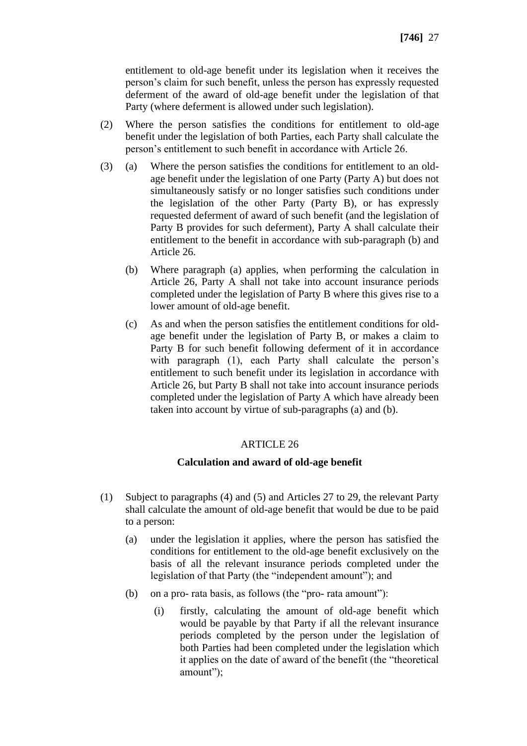entitlement to old-age benefit under its legislation when it receives the person's claim for such benefit, unless the person has expressly requested deferment of the award of old-age benefit under the legislation of that Party (where deferment is allowed under such legislation).

(2) Where the person satisfies the conditions for entitlement to old-age benefit under the legislation of both Parties, each Party shall calculate the person's entitlement to such benefit in accordance with Article 26.

(3) (a) Where the person satisfies the conditions for entitlement to an old-age benefit under the legislation of one Party (Party A) but does not simultaneously satisfy or no longer satisfies such conditions under the legislation of the other Party (Party B), or has expressly requested deferment of award of such benefit (and the legislation of Party B provides for such deferment), Party A shall calculate their entitlement to the benefit in accordance with sub-paragraph (b) and Article 26.

(b) Where paragraph (a) applies, when performing the calculation in Article 26, Party A shall not take into account insurance periods completed under the legislation of Party B where this gives rise to a lower amount of old-age benefit.

(c) As and when the person satisfies the entitlement conditions for old-age benefit under the legislation of Party B, or makes a claim to Party B for such benefit following deferment of it in accordance with paragraph (1), each Party shall calculate the person's entitlement to such benefit under its legislation in accordance with Article 26, but Party B shall not take into account insurance periods completed under the legislation of Party A which have already been taken into account by virtue of sub-paragraphs (a) and (b).

ARTICLE 26

**Calculation and award of old-age benefit**

(1) Subject to paragraphs (4) and (5) and Articles 27 to 29, the relevant Party shall calculate the amount of old-age benefit that would be due to be paid to a person:

(a) under the legislation it applies, where the person has satisfied the conditions for entitlement to the old-age benefit exclusively on the basis of all the relevant insurance periods completed under the legislation of that Party (the "independent amount"); and

(b) on a pro- rata basis, as follows (the "pro- rata amount"):

(i) firstly, calculating the amount of old-age benefit which would be payable by that Party if all the relevant insurance periods completed by the person under the legislation of both Parties had been completed under the legislation which it applies on the date of award of the benefit (the "theoretical amount");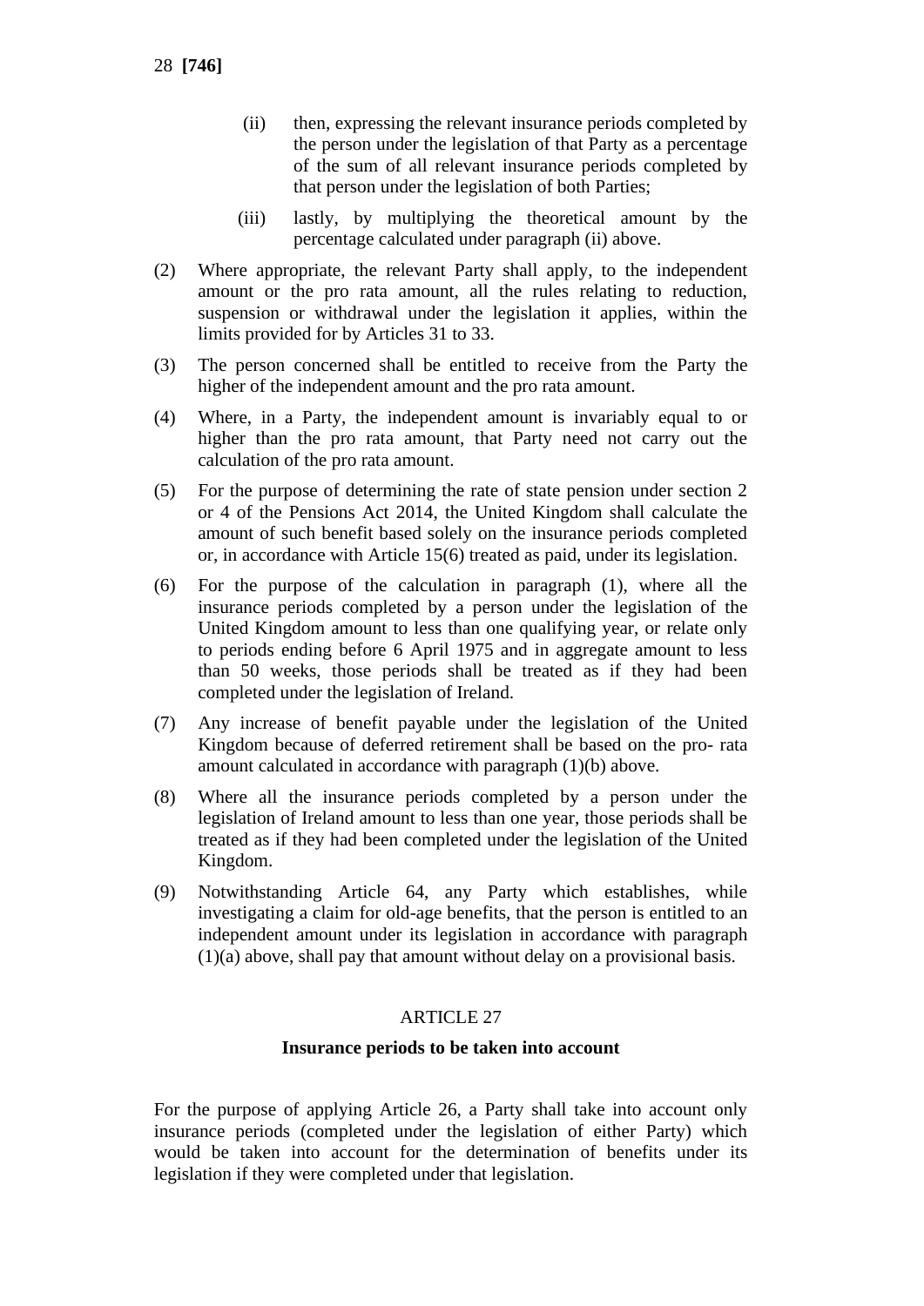(ii) then, expressing the relevant insurance periods completed by the person under the legislation of that Party as a percentage of the sum of all relevant insurance periods completed by that person under the legislation of both Parties;

(iii) lastly, by multiplying the theoretical amount by the percentage calculated under paragraph (ii) above.

(2) Where appropriate, the relevant Party shall apply, to the independent amount or the pro rata amount, all the rules relating to reduction, suspension or withdrawal under the legislation it applies, within the limits provided for by Articles 31 to 33.

(3) The person concerned shall be entitled to receive from the Party the higher of the independent amount and the pro rata amount.

(4) Where, in a Party, the independent amount is invariably equal to or higher than the pro rata amount, that Party need not carry out the calculation of the pro rata amount.

(5) For the purpose of determining the rate of state pension under section 2 or 4 of the Pensions Act 2014, the United Kingdom shall calculate the amount of such benefit based solely on the insurance periods completed or, in accordance with Article 15(6) treated as paid, under its legislation.

(6) For the purpose of the calculation in paragraph (1), where all the insurance periods completed by a person under the legislation of the United Kingdom amount to less than one qualifying year, or relate only to periods ending before 6 April 1975 and in aggregate amount to less than 50 weeks, those periods shall be treated as if they had been completed under the legislation of Ireland.

(7) Any increase of benefit payable under the legislation of the United Kingdom because of deferred retirement shall be based on the pro- rata amount calculated in accordance with paragraph (1)(b) above.

(8) Where all the insurance periods completed by a person under the legislation of Ireland amount to less than one year, those periods shall be treated as if they had been completed under the legislation of the United Kingdom.

(9) Notwithstanding Article 64, any Party which establishes, while investigating a claim for old-age benefits, that the person is entitled to an independent amount under its legislation in accordance with paragraph (1)(a) above, shall pay that amount without delay on a provisional basis.

## ARTICLE 27

### Insurance periods to be taken into account

For the purpose of applying Article 26, a Party shall take into account only insurance periods (completed under the legislation of either Party) which would be taken into account for the determination of benefits under its legislation if they were completed under that legislation.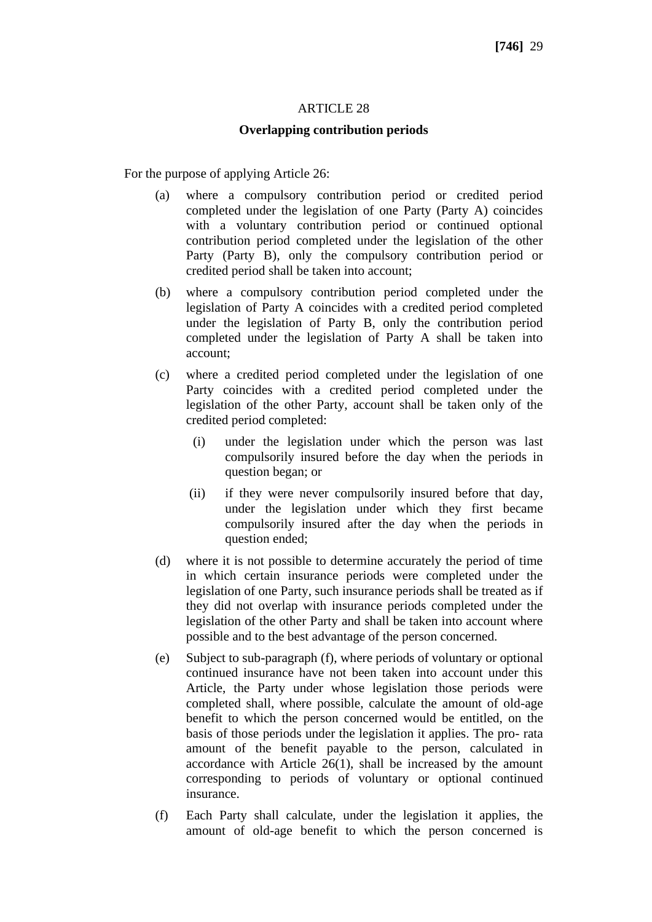ARTICLE 28

**Overlapping contribution periods**

For the purpose of applying Article 26:

(a) where a compulsory contribution period or credited period completed under the legislation of one Party (Party A) coincides with a voluntary contribution period or continued optional contribution period completed under the legislation of the other Party (Party B), only the compulsory contribution period or credited period shall be taken into account;

(b) where a compulsory contribution period completed under the legislation of Party A coincides with a credited period completed under the legislation of Party B, only the contribution period completed under the legislation of Party A shall be taken into account;

(c) where a credited period completed under the legislation of one Party coincides with a credited period completed under the legislation of the other Party, account shall be taken only of the credited period completed:

  (i) under the legislation under which the person was last compulsorily insured before the day when the periods in question began; or

  (ii) if they were never compulsorily insured before that day, under the legislation under which they first became compulsorily insured after the day when the periods in question ended;

(d) where it is not possible to determine accurately the period of time in which certain insurance periods were completed under the legislation of one Party, such insurance periods shall be treated as if they did not overlap with insurance periods completed under the legislation of the other Party and shall be taken into account where possible and to the best advantage of the person concerned.

(e) Subject to sub-paragraph (f), where periods of voluntary or optional continued insurance have not been taken into account under this Article, the Party under whose legislation those periods were completed shall, where possible, calculate the amount of old-age benefit to which the person concerned would be entitled, on the basis of those periods under the legislation it applies. The pro- rata amount of the benefit payable to the person, calculated in accordance with Article 26(1), shall be increased by the amount corresponding to periods of voluntary or optional continued insurance.

(f) Each Party shall calculate, under the legislation it applies, the amount of old-age benefit to which the person concerned is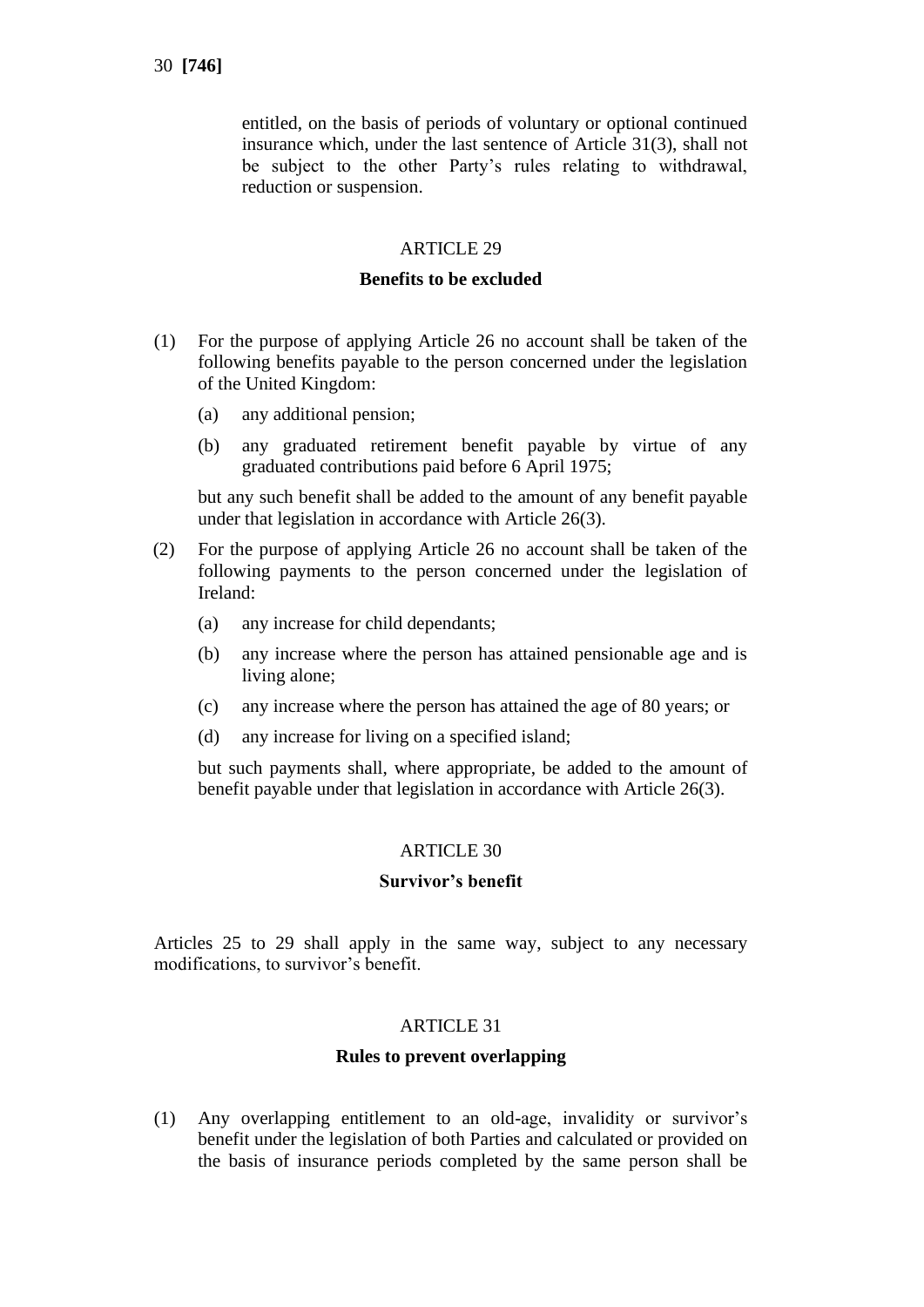entitled, on the basis of periods of voluntary or optional continued insurance which, under the last sentence of Article 31(3), shall not be subject to the other Party's rules relating to withdrawal, reduction or suspension.

## ARTICLE 29

### Benefits to be excluded

(1) For the purpose of applying Article 26 no account shall be taken of the following benefits payable to the person concerned under the legislation of the United Kingdom:

   (a) any additional pension;

   (b) any graduated retirement benefit payable by virtue of any graduated contributions paid before 6 April 1975;

   but any such benefit shall be added to the amount of any benefit payable under that legislation in accordance with Article 26(3).

(2) For the purpose of applying Article 26 no account shall be taken of the following payments to the person concerned under the legislation of Ireland:

   (a) any increase for child dependants;

   (b) any increase where the person has attained pensionable age and is living alone;

   (c) any increase where the person has attained the age of 80 years; or

   (d) any increase for living on a specified island;

   but such payments shall, where appropriate, be added to the amount of benefit payable under that legislation in accordance with Article 26(3).

## ARTICLE 30

### Survivor's benefit

Articles 25 to 29 shall apply in the same way, subject to any necessary modifications, to survivor's benefit.

## ARTICLE 31

### Rules to prevent overlapping

(1) Any overlapping entitlement to an old-age, invalidity or survivor's benefit under the legislation of both Parties and calculated or provided on the basis of insurance periods completed by the same person shall be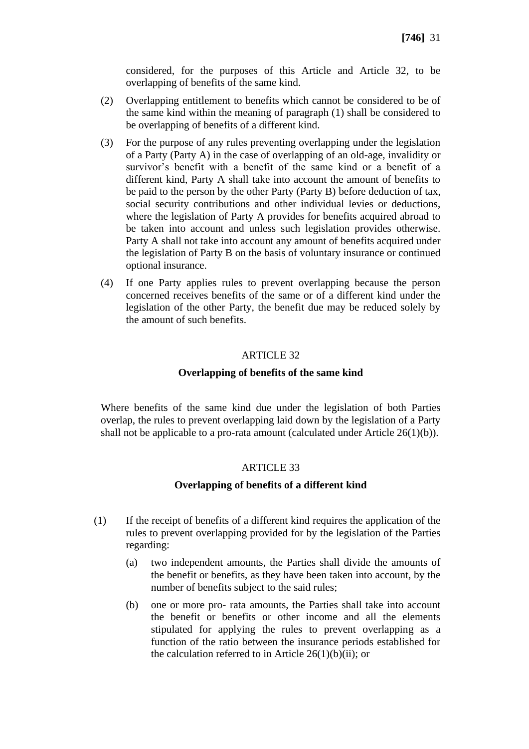considered, for the purposes of this Article and Article 32, to be overlapping of benefits of the same kind.

(2) Overlapping entitlement to benefits which cannot be considered to be of the same kind within the meaning of paragraph (1) shall be considered to be overlapping of benefits of a different kind.

(3) For the purpose of any rules preventing overlapping under the legislation of a Party (Party A) in the case of overlapping of an old-age, invalidity or survivor's benefit with a benefit of the same kind or a benefit of a different kind, Party A shall take into account the amount of benefits to be paid to the person by the other Party (Party B) before deduction of tax, social security contributions and other individual levies or deductions, where the legislation of Party A provides for benefits acquired abroad to be taken into account and unless such legislation provides otherwise. Party A shall not take into account any amount of benefits acquired under the legislation of Party B on the basis of voluntary insurance or continued optional insurance.

(4) If one Party applies rules to prevent overlapping because the person concerned receives benefits of the same or of a different kind under the legislation of the other Party, the benefit due may be reduced solely by the amount of such benefits.

## ARTICLE 32

### Overlapping of benefits of the same kind

Where benefits of the same kind due under the legislation of both Parties overlap, the rules to prevent overlapping laid down by the legislation of a Party shall not be applicable to a pro-rata amount (calculated under Article 26(1)(b)).

## ARTICLE 33

### Overlapping of benefits of a different kind

(1) If the receipt of benefits of a different kind requires the application of the rules to prevent overlapping provided for by the legislation of the Parties regarding:

(a) two independent amounts, the Parties shall divide the amounts of the benefit or benefits, as they have been taken into account, by the number of benefits subject to the said rules;

(b) one or more pro- rata amounts, the Parties shall take into account the benefit or benefits or other income and all the elements stipulated for applying the rules to prevent overlapping as a function of the ratio between the insurance periods established for the calculation referred to in Article 26(1)(b)(ii); or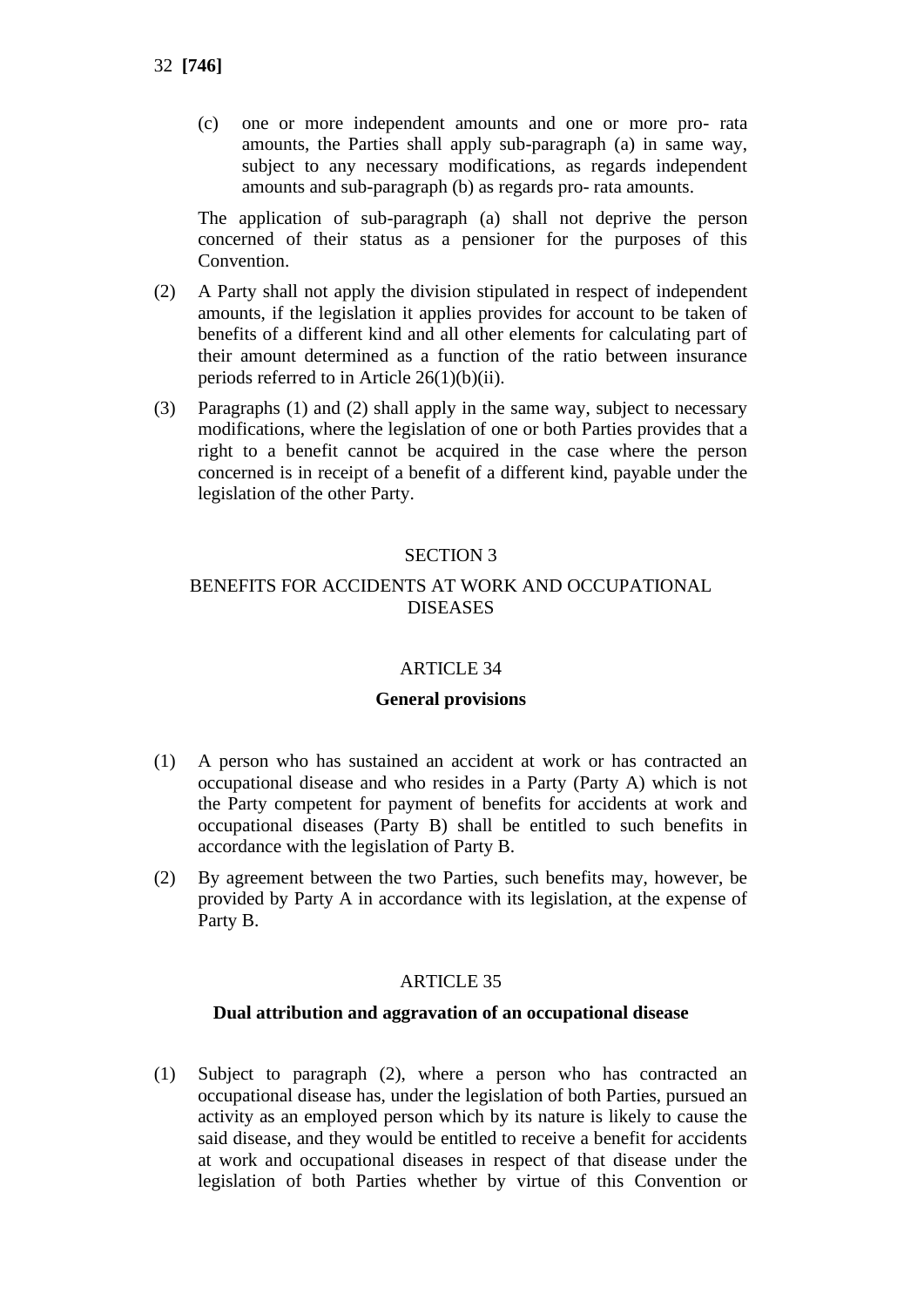(c) one or more independent amounts and one or more pro- rata amounts, the Parties shall apply sub-paragraph (a) in same way, subject to any necessary modifications, as regards independent amounts and sub-paragraph (b) as regards pro- rata amounts.

The application of sub-paragraph (a) shall not deprive the person concerned of their status as a pensioner for the purposes of this Convention.

(2) A Party shall not apply the division stipulated in respect of independent amounts, if the legislation it applies provides for account to be taken of benefits of a different kind and all other elements for calculating part of their amount determined as a function of the ratio between insurance periods referred to in Article 26(1)(b)(ii).

(3) Paragraphs (1) and (2) shall apply in the same way, subject to necessary modifications, where the legislation of one or both Parties provides that a right to a benefit cannot be acquired in the case where the person concerned is in receipt of a benefit of a different kind, payable under the legislation of the other Party.

## SECTION 3

## BENEFITS FOR ACCIDENTS AT WORK AND OCCUPATIONAL DISEASES

### ARTICLE 34

**General provisions**

(1) A person who has sustained an accident at work or has contracted an occupational disease and who resides in a Party (Party A) which is not the Party competent for payment of benefits for accidents at work and occupational diseases (Party B) shall be entitled to such benefits in accordance with the legislation of Party B.

(2) By agreement between the two Parties, such benefits may, however, be provided by Party A in accordance with its legislation, at the expense of Party B.

### ARTICLE 35

**Dual attribution and aggravation of an occupational disease**

(1) Subject to paragraph (2), where a person who has contracted an occupational disease has, under the legislation of both Parties, pursued an activity as an employed person which by its nature is likely to cause the said disease, and they would be entitled to receive a benefit for accidents at work and occupational diseases in respect of that disease under the legislation of both Parties whether by virtue of this Convention or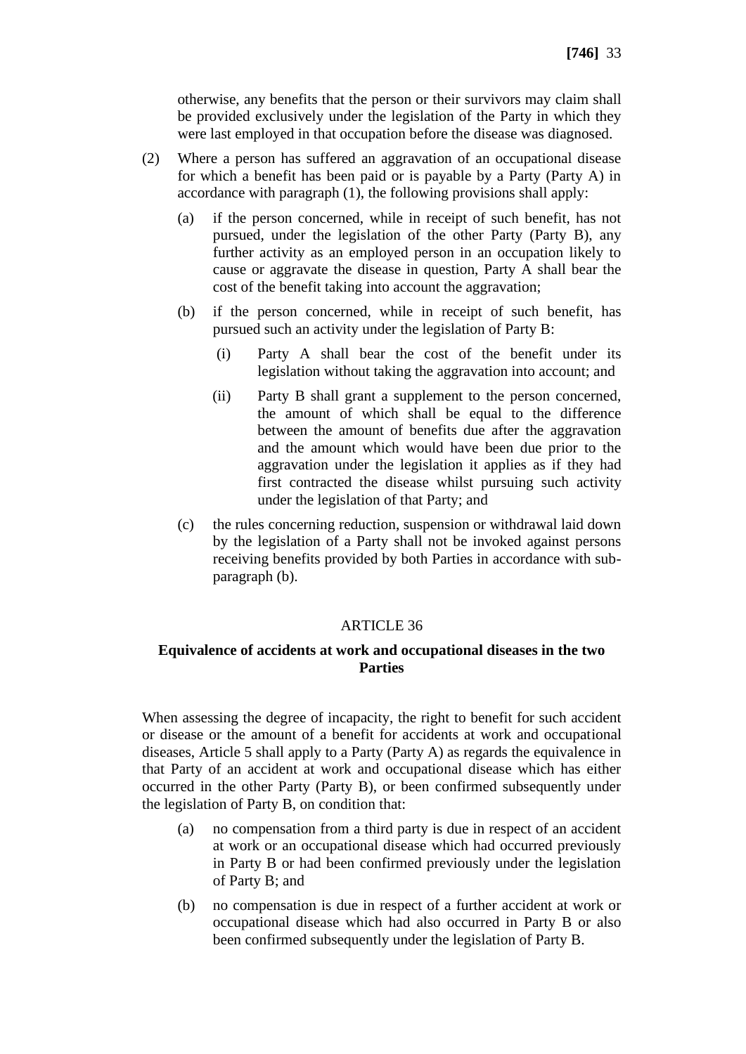otherwise, any benefits that the person or their survivors may claim shall be provided exclusively under the legislation of the Party in which they were last employed in that occupation before the disease was diagnosed.

(2) Where a person has suffered an aggravation of an occupational disease for which a benefit has been paid or is payable by a Party (Party A) in accordance with paragraph (1), the following provisions shall apply:

(a) if the person concerned, while in receipt of such benefit, has not pursued, under the legislation of the other Party (Party B), any further activity as an employed person in an occupation likely to cause or aggravate the disease in question, Party A shall bear the cost of the benefit taking into account the aggravation;

(b) if the person concerned, while in receipt of such benefit, has pursued such an activity under the legislation of Party B:

(i) Party A shall bear the cost of the benefit under its legislation without taking the aggravation into account; and

(ii) Party B shall grant a supplement to the person concerned, the amount of which shall be equal to the difference between the amount of benefits due after the aggravation and the amount which would have been due prior to the aggravation under the legislation it applies as if they had first contracted the disease whilst pursuing such activity under the legislation of that Party; and

(c) the rules concerning reduction, suspension or withdrawal laid down by the legislation of a Party shall not be invoked against persons receiving benefits provided by both Parties in accordance with sub-paragraph (b).

ARTICLE 36

**Equivalence of accidents at work and occupational diseases in the two Parties**

When assessing the degree of incapacity, the right to benefit for such accident or disease or the amount of a benefit for accidents at work and occupational diseases, Article 5 shall apply to a Party (Party A) as regards the equivalence in that Party of an accident at work and occupational disease which has either occurred in the other Party (Party B), or been confirmed subsequently under the legislation of Party B, on condition that:

(a) no compensation from a third party is due in respect of an accident at work or an occupational disease which had occurred previously in Party B or had been confirmed previously under the legislation of Party B; and

(b) no compensation is due in respect of a further accident at work or occupational disease which had also occurred in Party B or also been confirmed subsequently under the legislation of Party B.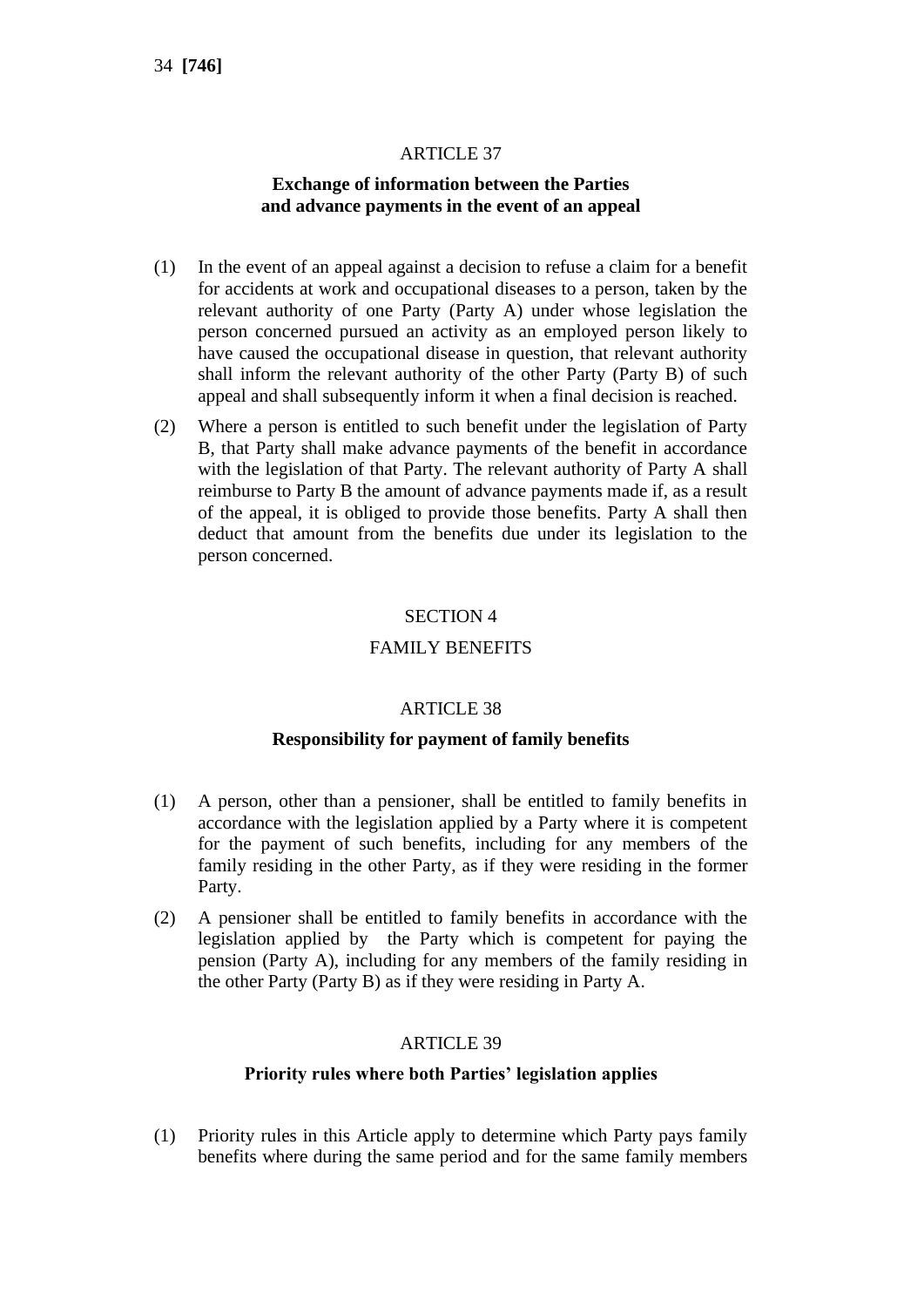ARTICLE 37

**Exchange of information between the Parties and advance payments in the event of an appeal**

(1) In the event of an appeal against a decision to refuse a claim for a benefit for accidents at work and occupational diseases to a person, taken by the relevant authority of one Party (Party A) under whose legislation the person concerned pursued an activity as an employed person likely to have caused the occupational disease in question, that relevant authority shall inform the relevant authority of the other Party (Party B) of such appeal and shall subsequently inform it when a final decision is reached.

(2) Where a person is entitled to such benefit under the legislation of Party B, that Party shall make advance payments of the benefit in accordance with the legislation of that Party. The relevant authority of Party A shall reimburse to Party B the amount of advance payments made if, as a result of the appeal, it is obliged to provide those benefits. Party A shall then deduct that amount from the benefits due under its legislation to the person concerned.

SECTION 4

FAMILY BENEFITS

ARTICLE 38

**Responsibility for payment of family benefits**

(1) A person, other than a pensioner, shall be entitled to family benefits in accordance with the legislation applied by a Party where it is competent for the payment of such benefits, including for any members of the family residing in the other Party, as if they were residing in the former Party.

(2) A pensioner shall be entitled to family benefits in accordance with the legislation applied by the Party which is competent for paying the pension (Party A), including for any members of the family residing in the other Party (Party B) as if they were residing in Party A.

ARTICLE 39

**Priority rules where both Parties' legislation applies**

(1) Priority rules in this Article apply to determine which Party pays family benefits where during the same period and for the same family members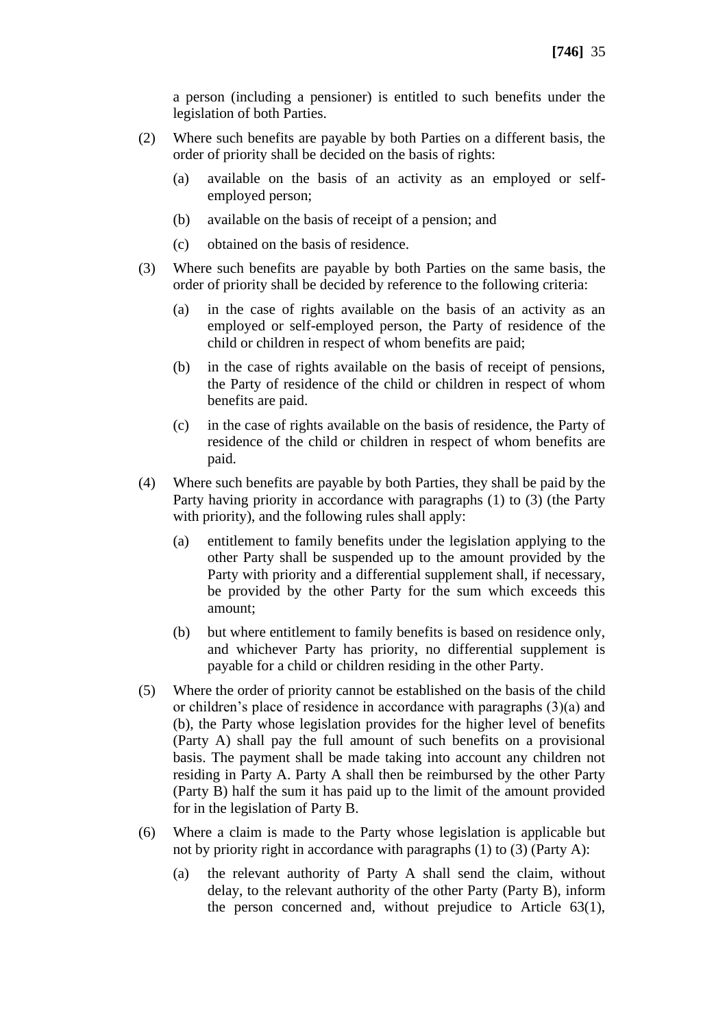a person (including a pensioner) is entitled to such benefits under the legislation of both Parties.

(2) Where such benefits are payable by both Parties on a different basis, the order of priority shall be decided on the basis of rights:

(a) available on the basis of an activity as an employed or self-employed person;

(b) available on the basis of receipt of a pension; and

(c) obtained on the basis of residence.

(3) Where such benefits are payable by both Parties on the same basis, the order of priority shall be decided by reference to the following criteria:

(a) in the case of rights available on the basis of an activity as an employed or self-employed person, the Party of residence of the child or children in respect of whom benefits are paid;

(b) in the case of rights available on the basis of receipt of pensions, the Party of residence of the child or children in respect of whom benefits are paid.

(c) in the case of rights available on the basis of residence, the Party of residence of the child or children in respect of whom benefits are paid.

(4) Where such benefits are payable by both Parties, they shall be paid by the Party having priority in accordance with paragraphs (1) to (3) (the Party with priority), and the following rules shall apply:

(a) entitlement to family benefits under the legislation applying to the other Party shall be suspended up to the amount provided by the Party with priority and a differential supplement shall, if necessary, be provided by the other Party for the sum which exceeds this amount;

(b) but where entitlement to family benefits is based on residence only, and whichever Party has priority, no differential supplement is payable for a child or children residing in the other Party.

(5) Where the order of priority cannot be established on the basis of the child or children's place of residence in accordance with paragraphs (3)(a) and (b), the Party whose legislation provides for the higher level of benefits (Party A) shall pay the full amount of such benefits on a provisional basis. The payment shall be made taking into account any children not residing in Party A. Party A shall then be reimbursed by the other Party (Party B) half the sum it has paid up to the limit of the amount provided for in the legislation of Party B.

(6) Where a claim is made to the Party whose legislation is applicable but not by priority right in accordance with paragraphs (1) to (3) (Party A):

(a) the relevant authority of Party A shall send the claim, without delay, to the relevant authority of the other Party (Party B), inform the person concerned and, without prejudice to Article 63(1),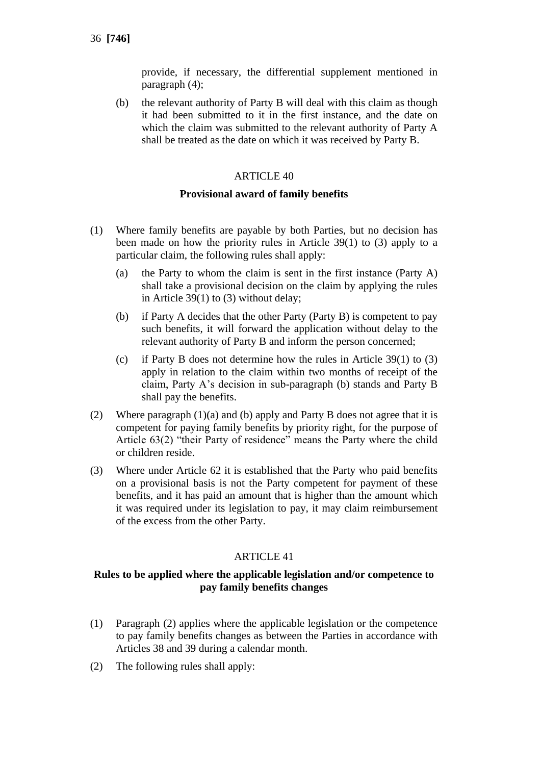provide, if necessary, the differential supplement mentioned in paragraph (4);

(b) the relevant authority of Party B will deal with this claim as though it had been submitted to it in the first instance, and the date on which the claim was submitted to the relevant authority of Party A shall be treated as the date on which it was received by Party B.

ARTICLE 40

**Provisional award of family benefits**

(1) Where family benefits are payable by both Parties, but no decision has been made on how the priority rules in Article 39(1) to (3) apply to a particular claim, the following rules shall apply:

(a) the Party to whom the claim is sent in the first instance (Party A) shall take a provisional decision on the claim by applying the rules in Article 39(1) to (3) without delay;

(b) if Party A decides that the other Party (Party B) is competent to pay such benefits, it will forward the application without delay to the relevant authority of Party B and inform the person concerned;

(c) if Party B does not determine how the rules in Article 39(1) to (3) apply in relation to the claim within two months of receipt of the claim, Party A's decision in sub-paragraph (b) stands and Party B shall pay the benefits.

(2) Where paragraph (1)(a) and (b) apply and Party B does not agree that it is competent for paying family benefits by priority right, for the purpose of Article 63(2) "their Party of residence" means the Party where the child or children reside.

(3) Where under Article 62 it is established that the Party who paid benefits on a provisional basis is not the Party competent for payment of these benefits, and it has paid an amount that is higher than the amount which it was required under its legislation to pay, it may claim reimbursement of the excess from the other Party.

ARTICLE 41

**Rules to be applied where the applicable legislation and/or competence to pay family benefits changes**

(1) Paragraph (2) applies where the applicable legislation or the competence to pay family benefits changes as between the Parties in accordance with Articles 38 and 39 during a calendar month.

(2) The following rules shall apply: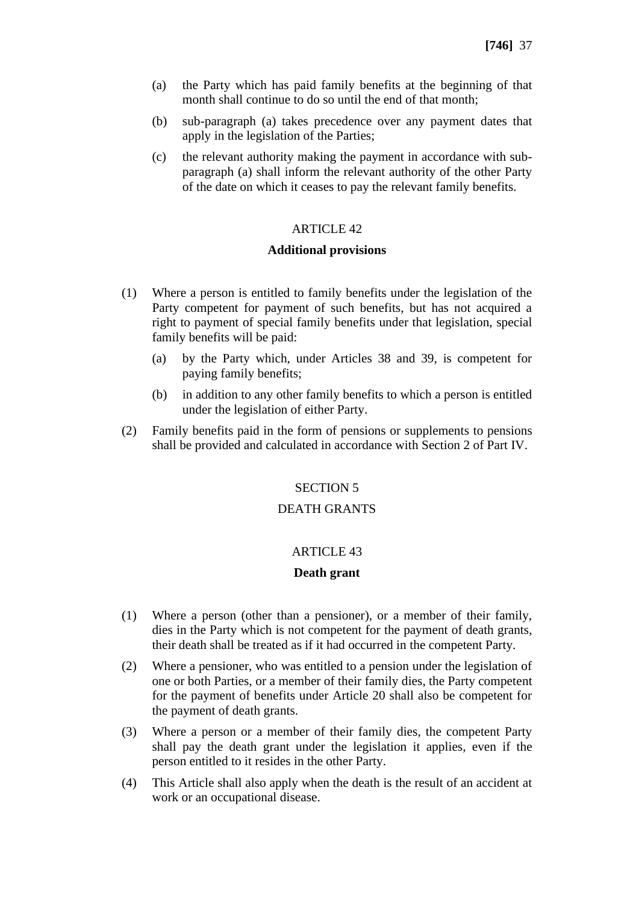(a) the Party which has paid family benefits at the beginning of that month shall continue to do so until the end of that month;

(b) sub-paragraph (a) takes precedence over any payment dates that apply in the legislation of the Parties;

(c) the relevant authority making the payment in accordance with sub-paragraph (a) shall inform the relevant authority of the other Party of the date on which it ceases to pay the relevant family benefits.

ARTICLE 42

**Additional provisions**

(1) Where a person is entitled to family benefits under the legislation of the Party competent for payment of such benefits, but has not acquired a right to payment of special family benefits under that legislation, special family benefits will be paid:

(a) by the Party which, under Articles 38 and 39, is competent for paying family benefits;

(b) in addition to any other family benefits to which a person is entitled under the legislation of either Party.

(2) Family benefits paid in the form of pensions or supplements to pensions shall be provided and calculated in accordance with Section 2 of Part IV.

SECTION 5

DEATH GRANTS

ARTICLE 43

**Death grant**

(1) Where a person (other than a pensioner), or a member of their family, dies in the Party which is not competent for the payment of death grants, their death shall be treated as if it had occurred in the competent Party.

(2) Where a pensioner, who was entitled to a pension under the legislation of one or both Parties, or a member of their family dies, the Party competent for the payment of benefits under Article 20 shall also be competent for the payment of death grants.

(3) Where a person or a member of their family dies, the competent Party shall pay the death grant under the legislation it applies, even if the person entitled to it resides in the other Party.

(4) This Article shall also apply when the death is the result of an accident at work or an occupational disease.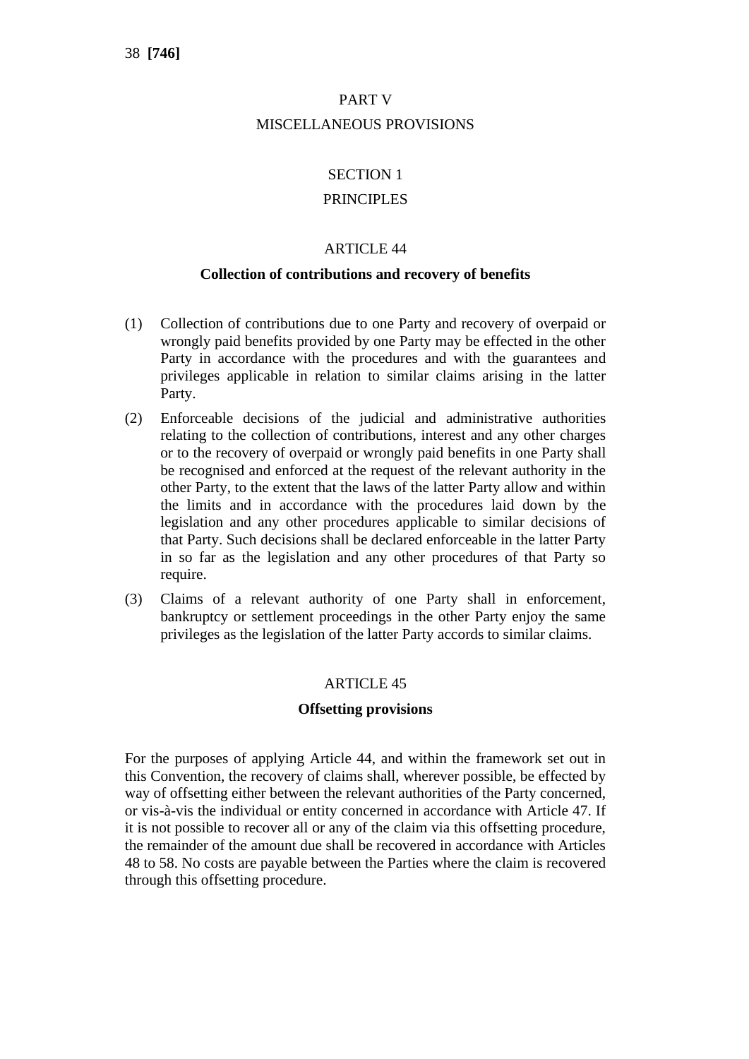# PART V

# MISCELLANEOUS PROVISIONS

## SECTION 1

## PRINCIPLES

### ARTICLE 44

**Collection of contributions and recovery of benefits**

(1) Collection of contributions due to one Party and recovery of overpaid or wrongly paid benefits provided by one Party may be effected in the other Party in accordance with the procedures and with the guarantees and privileges applicable in relation to similar claims arising in the latter Party.

(2) Enforceable decisions of the judicial and administrative authorities relating to the collection of contributions, interest and any other charges or to the recovery of overpaid or wrongly paid benefits in one Party shall be recognised and enforced at the request of the relevant authority in the other Party, to the extent that the laws of the latter Party allow and within the limits and in accordance with the procedures laid down by the legislation and any other procedures applicable to similar decisions of that Party. Such decisions shall be declared enforceable in the latter Party in so far as the legislation and any other procedures of that Party so require.

(3) Claims of a relevant authority of one Party shall in enforcement, bankruptcy or settlement proceedings in the other Party enjoy the same privileges as the legislation of the latter Party accords to similar claims.

### ARTICLE 45

**Offsetting provisions**

For the purposes of applying Article 44, and within the framework set out in this Convention, the recovery of claims shall, wherever possible, be effected by way of offsetting either between the relevant authorities of the Party concerned, or vis-à-vis the individual or entity concerned in accordance with Article 47. If it is not possible to recover all or any of the claim via this offsetting procedure, the remainder of the amount due shall be recovered in accordance with Articles 48 to 58. No costs are payable between the Parties where the claim is recovered through this offsetting procedure.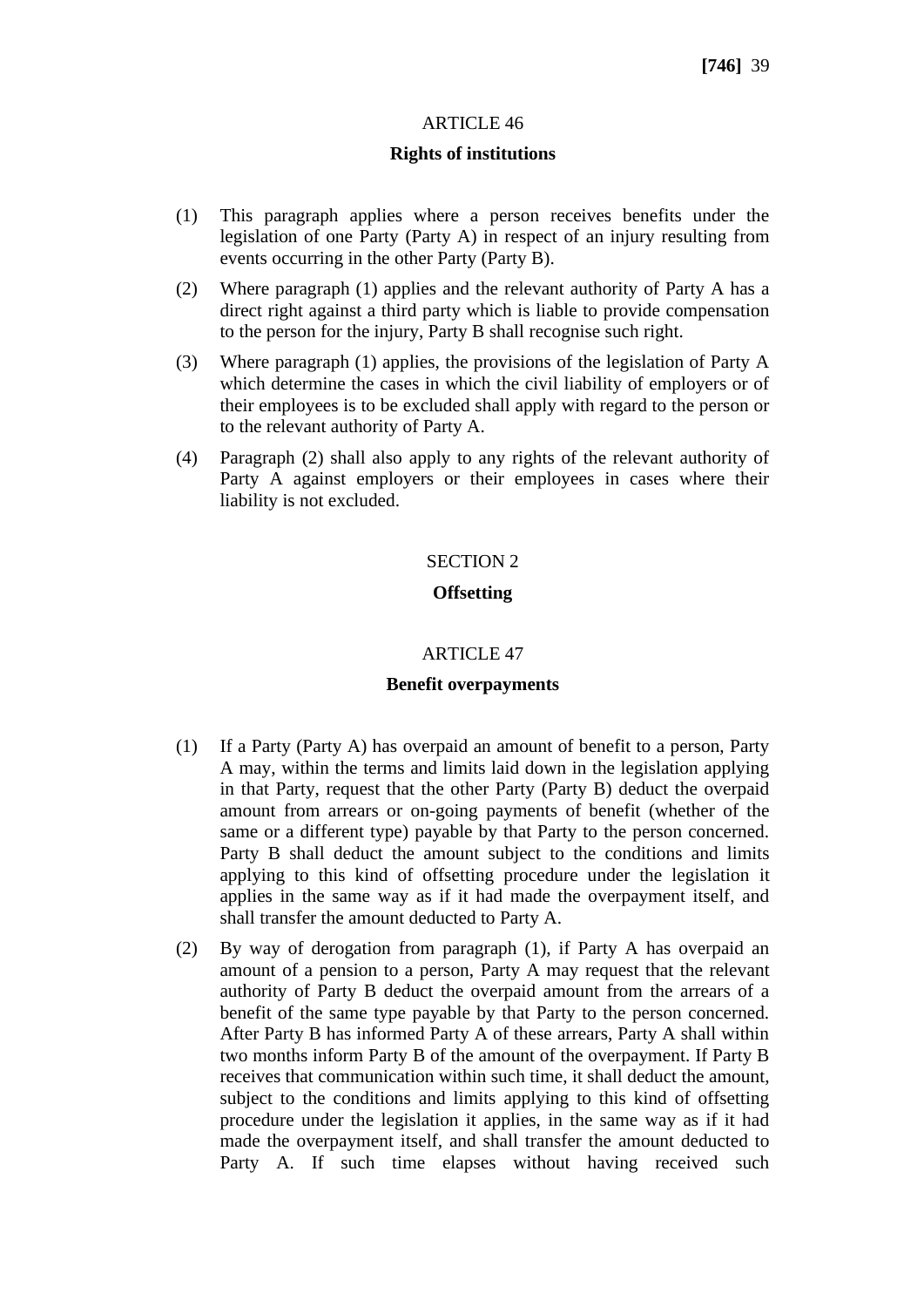ARTICLE 46

**Rights of institutions**

(1) This paragraph applies where a person receives benefits under the legislation of one Party (Party A) in respect of an injury resulting from events occurring in the other Party (Party B).

(2) Where paragraph (1) applies and the relevant authority of Party A has a direct right against a third party which is liable to provide compensation to the person for the injury, Party B shall recognise such right.

(3) Where paragraph (1) applies, the provisions of the legislation of Party A which determine the cases in which the civil liability of employers or of their employees is to be excluded shall apply with regard to the person or to the relevant authority of Party A.

(4) Paragraph (2) shall also apply to any rights of the relevant authority of Party A against employers or their employees in cases where their liability is not excluded.

SECTION 2

**Offsetting**

ARTICLE 47

**Benefit overpayments**

(1) If a Party (Party A) has overpaid an amount of benefit to a person, Party A may, within the terms and limits laid down in the legislation applying in that Party, request that the other Party (Party B) deduct the overpaid amount from arrears or on-going payments of benefit (whether of the same or a different type) payable by that Party to the person concerned. Party B shall deduct the amount subject to the conditions and limits applying to this kind of offsetting procedure under the legislation it applies in the same way as if it had made the overpayment itself, and shall transfer the amount deducted to Party A.

(2) By way of derogation from paragraph (1), if Party A has overpaid an amount of a pension to a person, Party A may request that the relevant authority of Party B deduct the overpaid amount from the arrears of a benefit of the same type payable by that Party to the person concerned. After Party B has informed Party A of these arrears, Party A shall within two months inform Party B of the amount of the overpayment. If Party B receives that communication within such time, it shall deduct the amount, subject to the conditions and limits applying to this kind of offsetting procedure under the legislation it applies, in the same way as if it had made the overpayment itself, and shall transfer the amount deducted to Party A. If such time elapses without having received such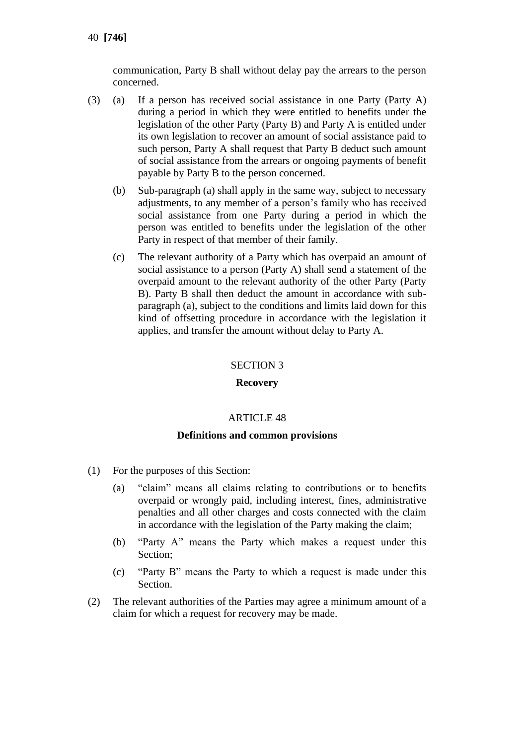communication, Party B shall without delay pay the arrears to the person concerned.

(3) (a) If a person has received social assistance in one Party (Party A) during a period in which they were entitled to benefits under the legislation of the other Party (Party B) and Party A is entitled under its own legislation to recover an amount of social assistance paid to such person, Party A shall request that Party B deduct such amount of social assistance from the arrears or ongoing payments of benefit payable by Party B to the person concerned.

(b) Sub-paragraph (a) shall apply in the same way, subject to necessary adjustments, to any member of a person's family who has received social assistance from one Party during a period in which the person was entitled to benefits under the legislation of the other Party in respect of that member of their family.

(c) The relevant authority of a Party which has overpaid an amount of social assistance to a person (Party A) shall send a statement of the overpaid amount to the relevant authority of the other Party (Party B). Party B shall then deduct the amount in accordance with sub-paragraph (a), subject to the conditions and limits laid down for this kind of offsetting procedure in accordance with the legislation it applies, and transfer the amount without delay to Party A.

## SECTION 3

## Recovery

### ARTICLE 48

### Definitions and common provisions

(1) For the purposes of this Section:

(a) "claim" means all claims relating to contributions or to benefits overpaid or wrongly paid, including interest, fines, administrative penalties and all other charges and costs connected with the claim in accordance with the legislation of the Party making the claim;

(b) "Party A" means the Party which makes a request under this Section;

(c) "Party B" means the Party to which a request is made under this Section.

(2) The relevant authorities of the Parties may agree a minimum amount of a claim for which a request for recovery may be made.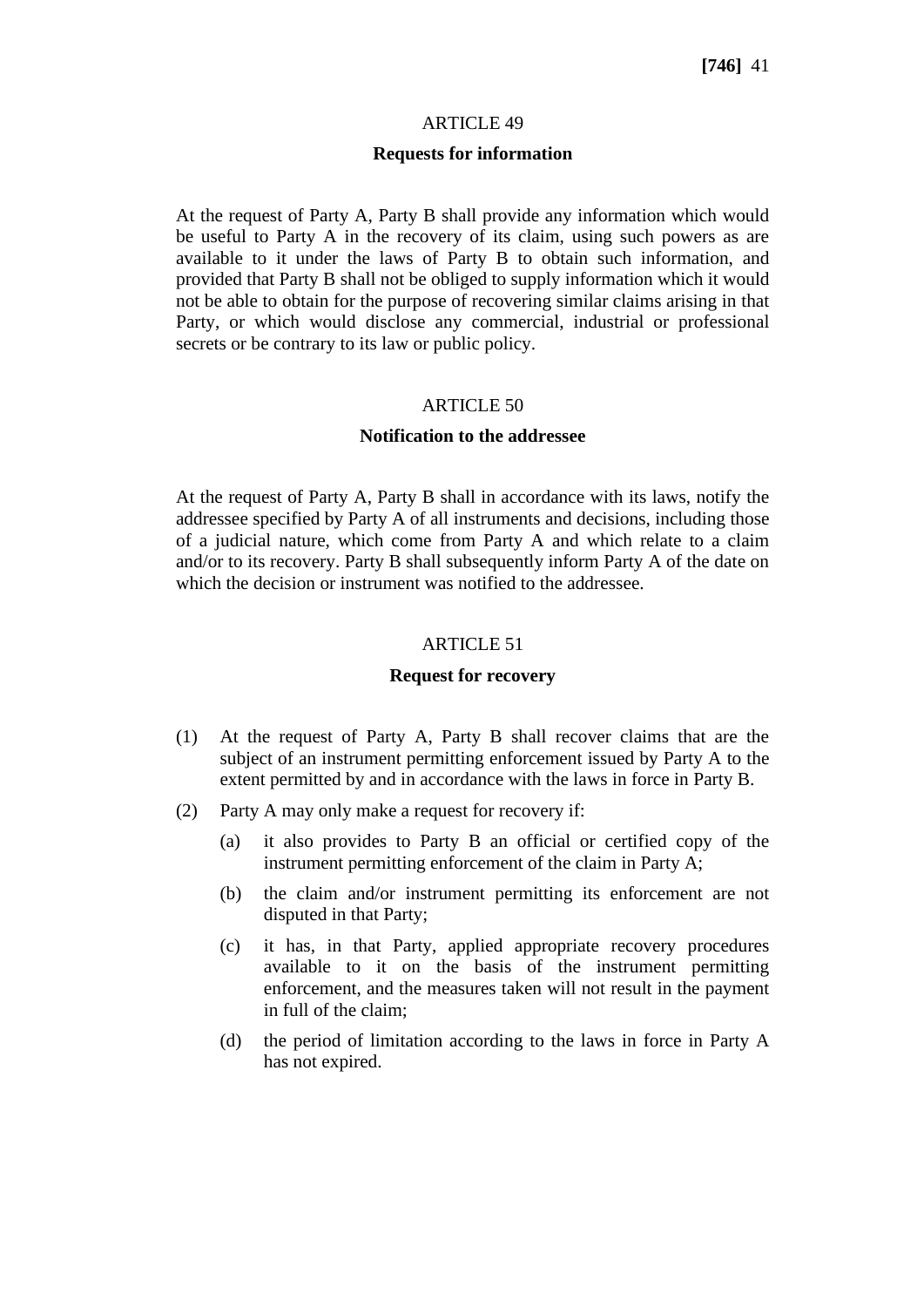ARTICLE 49

**Requests for information**

At the request of Party A, Party B shall provide any information which would be useful to Party A in the recovery of its claim, using such powers as are available to it under the laws of Party B to obtain such information, and provided that Party B shall not be obliged to supply information which it would not be able to obtain for the purpose of recovering similar claims arising in that Party, or which would disclose any commercial, industrial or professional secrets or be contrary to its law or public policy.

ARTICLE 50

**Notification to the addressee**

At the request of Party A, Party B shall in accordance with its laws, notify the addressee specified by Party A of all instruments and decisions, including those of a judicial nature, which come from Party A and which relate to a claim and/or to its recovery. Party B shall subsequently inform Party A of the date on which the decision or instrument was notified to the addressee.

ARTICLE 51

**Request for recovery**

(1) At the request of Party A, Party B shall recover claims that are the subject of an instrument permitting enforcement issued by Party A to the extent permitted by and in accordance with the laws in force in Party B.

(2) Party A may only make a request for recovery if:

   (a) it also provides to Party B an official or certified copy of the instrument permitting enforcement of the claim in Party A;

   (b) the claim and/or instrument permitting its enforcement are not disputed in that Party;

   (c) it has, in that Party, applied appropriate recovery procedures available to it on the basis of the instrument permitting enforcement, and the measures taken will not result in the payment in full of the claim;

   (d) the period of limitation according to the laws in force in Party A has not expired.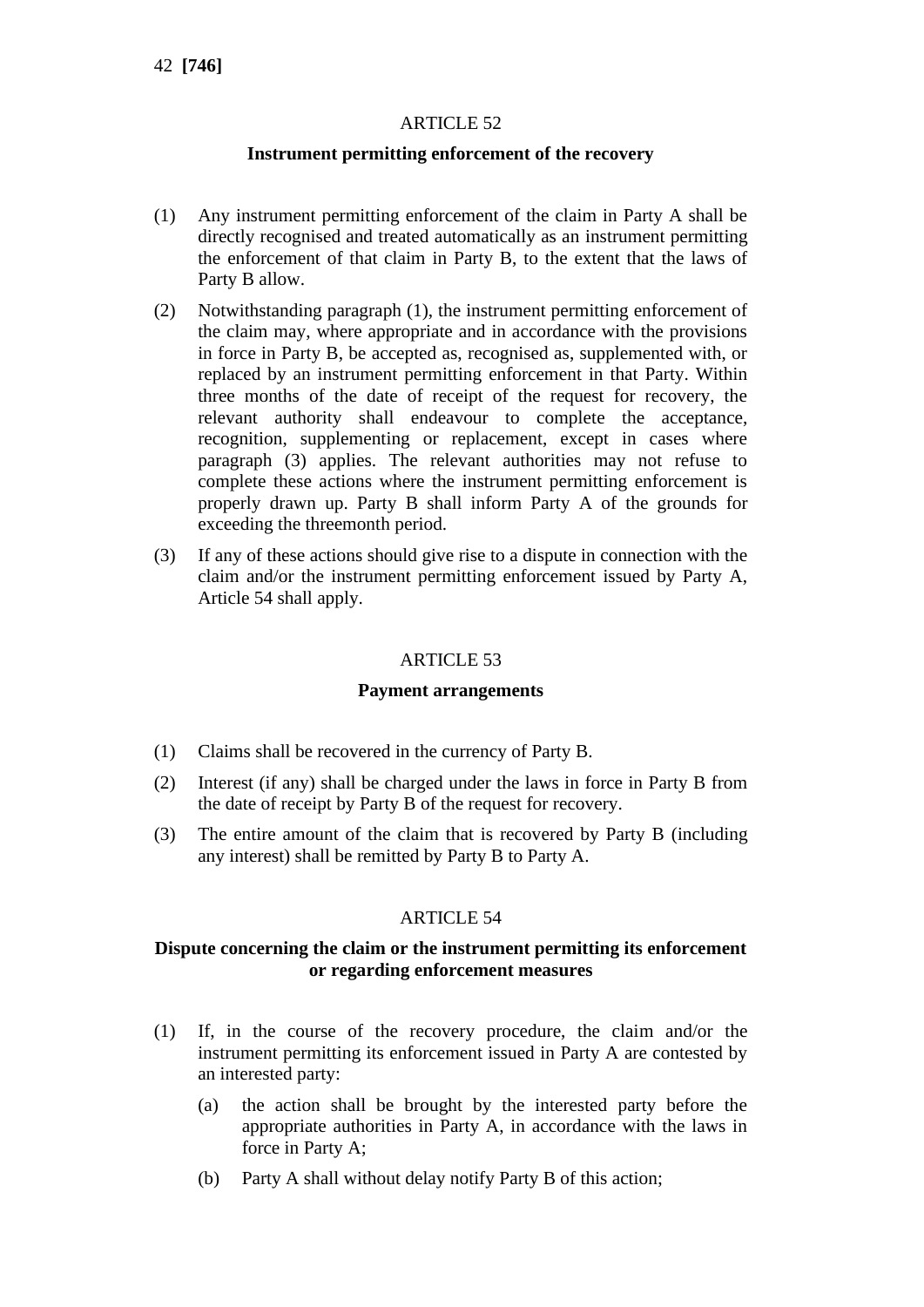ARTICLE 52

**Instrument permitting enforcement of the recovery**

(1) Any instrument permitting enforcement of the claim in Party A shall be directly recognised and treated automatically as an instrument permitting the enforcement of that claim in Party B, to the extent that the laws of Party B allow.

(2) Notwithstanding paragraph (1), the instrument permitting enforcement of the claim may, where appropriate and in accordance with the provisions in force in Party B, be accepted as, recognised as, supplemented with, or replaced by an instrument permitting enforcement in that Party. Within three months of the date of receipt of the request for recovery, the relevant authority shall endeavour to complete the acceptance, recognition, supplementing or replacement, except in cases where paragraph (3) applies. The relevant authorities may not refuse to complete these actions where the instrument permitting enforcement is properly drawn up. Party B shall inform Party A of the grounds for exceeding the threemonth period.

(3) If any of these actions should give rise to a dispute in connection with the claim and/or the instrument permitting enforcement issued by Party A, Article 54 shall apply.

ARTICLE 53

**Payment arrangements**

(1) Claims shall be recovered in the currency of Party B.

(2) Interest (if any) shall be charged under the laws in force in Party B from the date of receipt by Party B of the request for recovery.

(3) The entire amount of the claim that is recovered by Party B (including any interest) shall be remitted by Party B to Party A.

ARTICLE 54

**Dispute concerning the claim or the instrument permitting its enforcement or regarding enforcement measures**

(1) If, in the course of the recovery procedure, the claim and/or the instrument permitting its enforcement issued in Party A are contested by an interested party:

  (a) the action shall be brought by the interested party before the appropriate authorities in Party A, in accordance with the laws in force in Party A;

  (b) Party A shall without delay notify Party B of this action;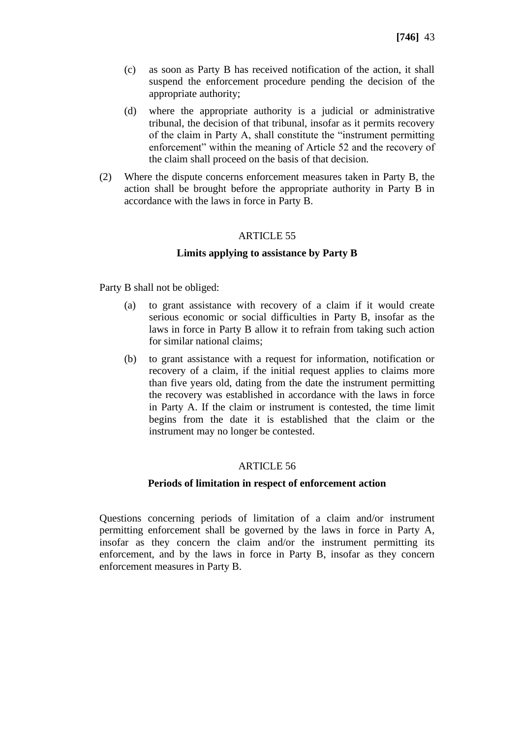(c) as soon as Party B has received notification of the action, it shall suspend the enforcement procedure pending the decision of the appropriate authority;

(d) where the appropriate authority is a judicial or administrative tribunal, the decision of that tribunal, insofar as it permits recovery of the claim in Party A, shall constitute the "instrument permitting enforcement" within the meaning of Article 52 and the recovery of the claim shall proceed on the basis of that decision.

(2) Where the dispute concerns enforcement measures taken in Party B, the action shall be brought before the appropriate authority in Party B in accordance with the laws in force in Party B.

ARTICLE 55

**Limits applying to assistance by Party B**

Party B shall not be obliged:

(a) to grant assistance with recovery of a claim if it would create serious economic or social difficulties in Party B, insofar as the laws in force in Party B allow it to refrain from taking such action for similar national claims;

(b) to grant assistance with a request for information, notification or recovery of a claim, if the initial request applies to claims more than five years old, dating from the date the instrument permitting the recovery was established in accordance with the laws in force in Party A. If the claim or instrument is contested, the time limit begins from the date it is established that the claim or the instrument may no longer be contested.

ARTICLE 56

**Periods of limitation in respect of enforcement action**

Questions concerning periods of limitation of a claim and/or instrument permitting enforcement shall be governed by the laws in force in Party A, insofar as they concern the claim and/or the instrument permitting its enforcement, and by the laws in force in Party B, insofar as they concern enforcement measures in Party B.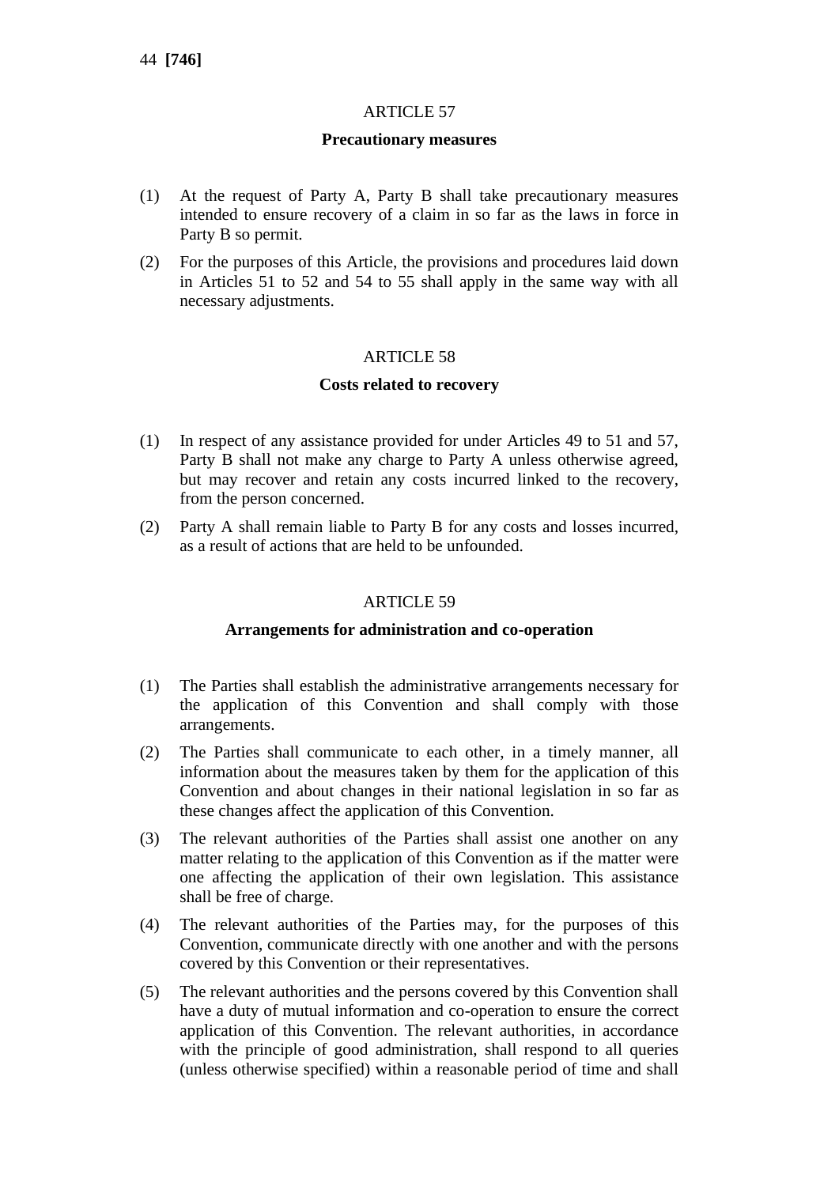ARTICLE 57

**Precautionary measures**

(1) At the request of Party A, Party B shall take precautionary measures intended to ensure recovery of a claim in so far as the laws in force in Party B so permit.

(2) For the purposes of this Article, the provisions and procedures laid down in Articles 51 to 52 and 54 to 55 shall apply in the same way with all necessary adjustments.

ARTICLE 58

**Costs related to recovery**

(1) In respect of any assistance provided for under Articles 49 to 51 and 57, Party B shall not make any charge to Party A unless otherwise agreed, but may recover and retain any costs incurred linked to the recovery, from the person concerned.

(2) Party A shall remain liable to Party B for any costs and losses incurred, as a result of actions that are held to be unfounded.

ARTICLE 59

**Arrangements for administration and co-operation**

(1) The Parties shall establish the administrative arrangements necessary for the application of this Convention and shall comply with those arrangements.

(2) The Parties shall communicate to each other, in a timely manner, all information about the measures taken by them for the application of this Convention and about changes in their national legislation in so far as these changes affect the application of this Convention.

(3) The relevant authorities of the Parties shall assist one another on any matter relating to the application of this Convention as if the matter were one affecting the application of their own legislation. This assistance shall be free of charge.

(4) The relevant authorities of the Parties may, for the purposes of this Convention, communicate directly with one another and with the persons covered by this Convention or their representatives.

(5) The relevant authorities and the persons covered by this Convention shall have a duty of mutual information and co-operation to ensure the correct application of this Convention. The relevant authorities, in accordance with the principle of good administration, shall respond to all queries (unless otherwise specified) within a reasonable period of time and shall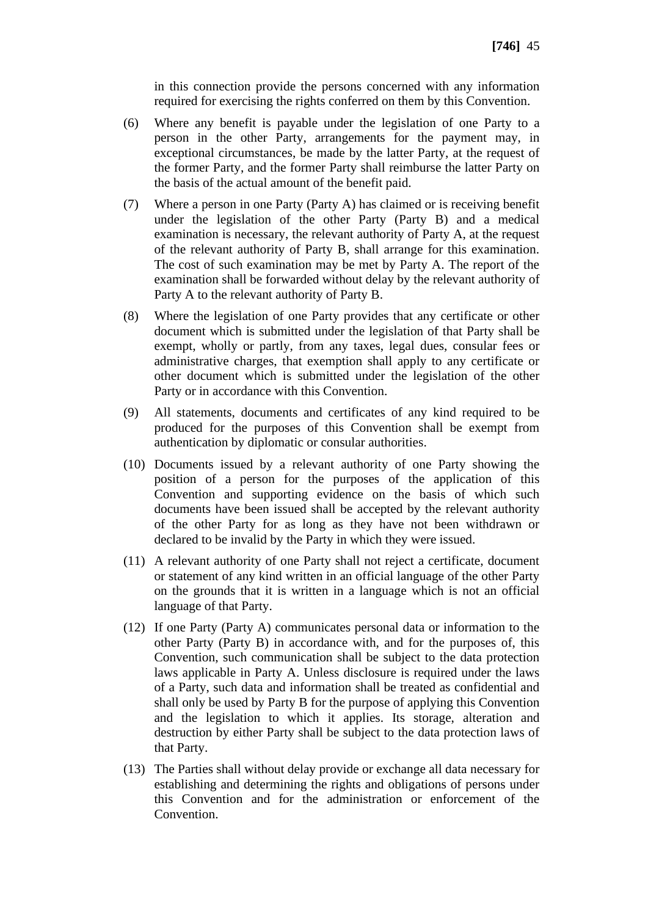in this connection provide the persons concerned with any information required for exercising the rights conferred on them by this Convention.

(6) Where any benefit is payable under the legislation of one Party to a person in the other Party, arrangements for the payment may, in exceptional circumstances, be made by the latter Party, at the request of the former Party, and the former Party shall reimburse the latter Party on the basis of the actual amount of the benefit paid.

(7) Where a person in one Party (Party A) has claimed or is receiving benefit under the legislation of the other Party (Party B) and a medical examination is necessary, the relevant authority of Party A, at the request of the relevant authority of Party B, shall arrange for this examination. The cost of such examination may be met by Party A. The report of the examination shall be forwarded without delay by the relevant authority of Party A to the relevant authority of Party B.

(8) Where the legislation of one Party provides that any certificate or other document which is submitted under the legislation of that Party shall be exempt, wholly or partly, from any taxes, legal dues, consular fees or administrative charges, that exemption shall apply to any certificate or other document which is submitted under the legislation of the other Party or in accordance with this Convention.

(9) All statements, documents and certificates of any kind required to be produced for the purposes of this Convention shall be exempt from authentication by diplomatic or consular authorities.

(10) Documents issued by a relevant authority of one Party showing the position of a person for the purposes of the application of this Convention and supporting evidence on the basis of which such documents have been issued shall be accepted by the relevant authority of the other Party for as long as they have not been withdrawn or declared to be invalid by the Party in which they were issued.

(11) A relevant authority of one Party shall not reject a certificate, document or statement of any kind written in an official language of the other Party on the grounds that it is written in a language which is not an official language of that Party.

(12) If one Party (Party A) communicates personal data or information to the other Party (Party B) in accordance with, and for the purposes of, this Convention, such communication shall be subject to the data protection laws applicable in Party A. Unless disclosure is required under the laws of a Party, such data and information shall be treated as confidential and shall only be used by Party B for the purpose of applying this Convention and the legislation to which it applies. Its storage, alteration and destruction by either Party shall be subject to the data protection laws of that Party.

(13) The Parties shall without delay provide or exchange all data necessary for establishing and determining the rights and obligations of persons under this Convention and for the administration or enforcement of the Convention.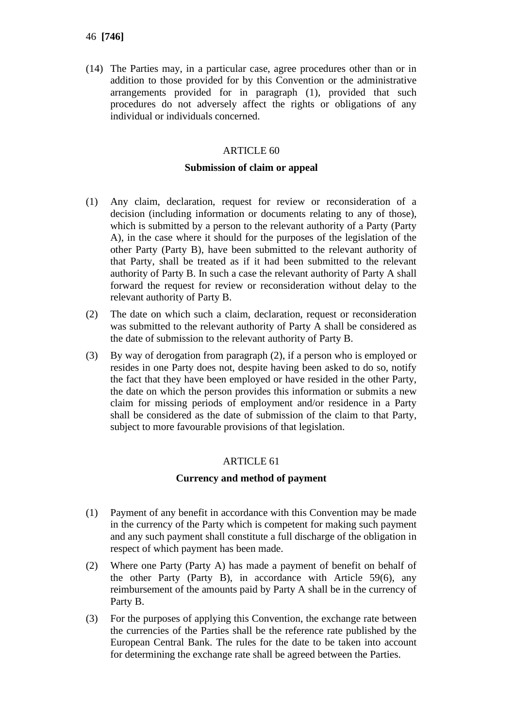(14) The Parties may, in a particular case, agree procedures other than or in addition to those provided for by this Convention or the administrative arrangements provided for in paragraph (1), provided that such procedures do not adversely affect the rights or obligations of any individual or individuals concerned.

## ARTICLE 60

### Submission of claim or appeal

(1) Any claim, declaration, request for review or reconsideration of a decision (including information or documents relating to any of those), which is submitted by a person to the relevant authority of a Party (Party A), in the case where it should for the purposes of the legislation of the other Party (Party B), have been submitted to the relevant authority of that Party, shall be treated as if it had been submitted to the relevant authority of Party B. In such a case the relevant authority of Party A shall forward the request for review or reconsideration without delay to the relevant authority of Party B.

(2) The date on which such a claim, declaration, request or reconsideration was submitted to the relevant authority of Party A shall be considered as the date of submission to the relevant authority of Party B.

(3) By way of derogation from paragraph (2), if a person who is employed or resides in one Party does not, despite having been asked to do so, notify the fact that they have been employed or have resided in the other Party, the date on which the person provides this information or submits a new claim for missing periods of employment and/or residence in a Party shall be considered as the date of submission of the claim to that Party, subject to more favourable provisions of that legislation.

## ARTICLE 61

### Currency and method of payment

(1) Payment of any benefit in accordance with this Convention may be made in the currency of the Party which is competent for making such payment and any such payment shall constitute a full discharge of the obligation in respect of which payment has been made.

(2) Where one Party (Party A) has made a payment of benefit on behalf of the other Party (Party B), in accordance with Article 59(6), any reimbursement of the amounts paid by Party A shall be in the currency of Party B.

(3) For the purposes of applying this Convention, the exchange rate between the currencies of the Parties shall be the reference rate published by the European Central Bank. The rules for the date to be taken into account for determining the exchange rate shall be agreed between the Parties.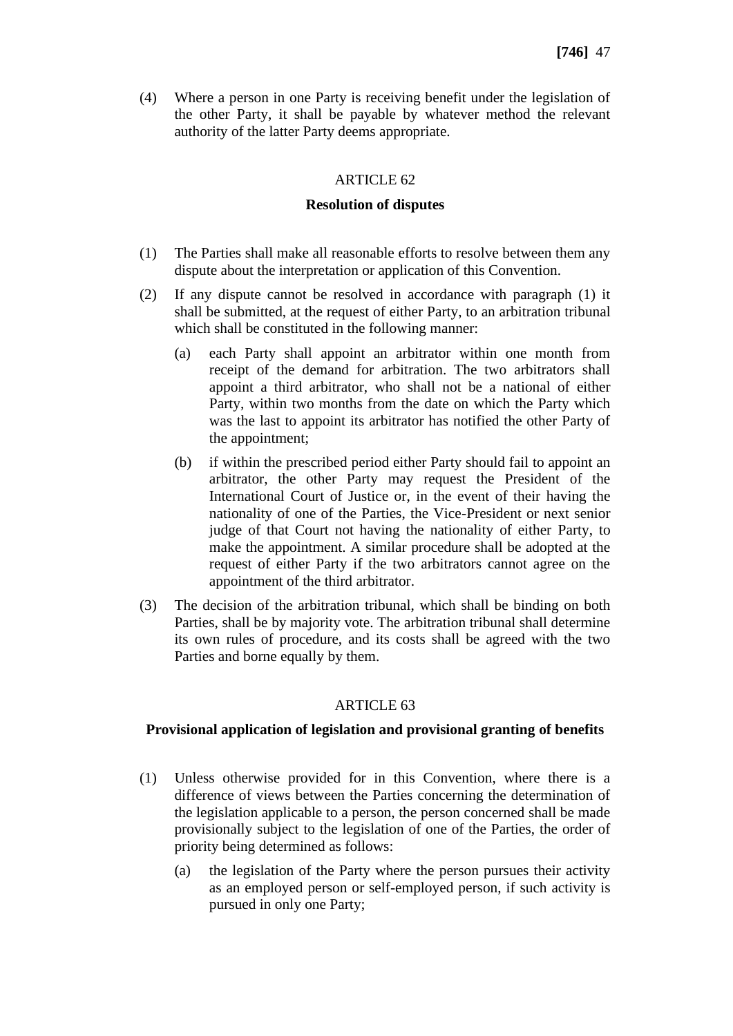(4) Where a person in one Party is receiving benefit under the legislation of the other Party, it shall be payable by whatever method the relevant authority of the latter Party deems appropriate.

## ARTICLE 62

### Resolution of disputes

(1) The Parties shall make all reasonable efforts to resolve between them any dispute about the interpretation or application of this Convention.

(2) If any dispute cannot be resolved in accordance with paragraph (1) it shall be submitted, at the request of either Party, to an arbitration tribunal which shall be constituted in the following manner:

   (a) each Party shall appoint an arbitrator within one month from receipt of the demand for arbitration. The two arbitrators shall appoint a third arbitrator, who shall not be a national of either Party, within two months from the date on which the Party which was the last to appoint its arbitrator has notified the other Party of the appointment;

   (b) if within the prescribed period either Party should fail to appoint an arbitrator, the other Party may request the President of the International Court of Justice or, in the event of their having the nationality of one of the Parties, the Vice-President or next senior judge of that Court not having the nationality of either Party, to make the appointment. A similar procedure shall be adopted at the request of either Party if the two arbitrators cannot agree on the appointment of the third arbitrator.

(3) The decision of the arbitration tribunal, which shall be binding on both Parties, shall be by majority vote. The arbitration tribunal shall determine its own rules of procedure, and its costs shall be agreed with the two Parties and borne equally by them.

## ARTICLE 63

### Provisional application of legislation and provisional granting of benefits

(1) Unless otherwise provided for in this Convention, where there is a difference of views between the Parties concerning the determination of the legislation applicable to a person, the person concerned shall be made provisionally subject to the legislation of one of the Parties, the order of priority being determined as follows:

   (a) the legislation of the Party where the person pursues their activity as an employed person or self-employed person, if such activity is pursued in only one Party;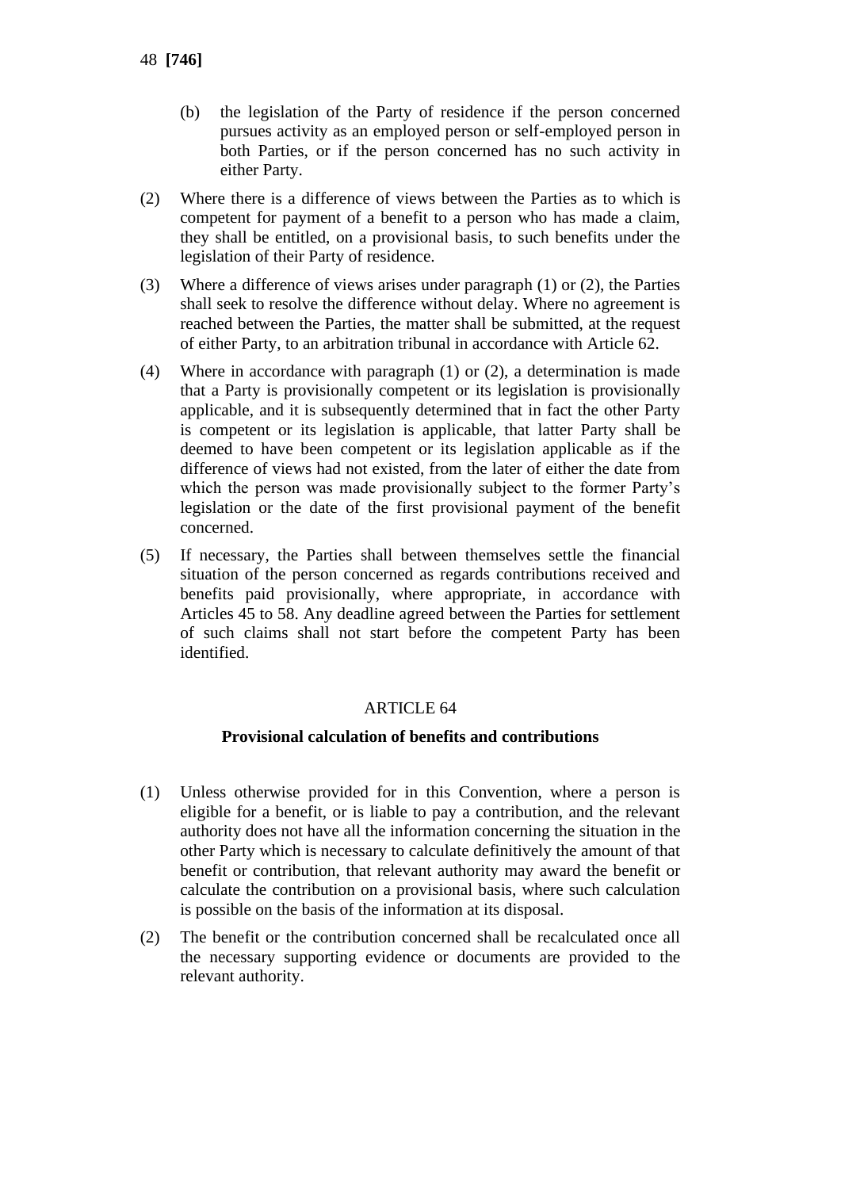(b) the legislation of the Party of residence if the person concerned pursues activity as an employed person or self-employed person in both Parties, or if the person concerned has no such activity in either Party.

(2) Where there is a difference of views between the Parties as to which is competent for payment of a benefit to a person who has made a claim, they shall be entitled, on a provisional basis, to such benefits under the legislation of their Party of residence.

(3) Where a difference of views arises under paragraph (1) or (2), the Parties shall seek to resolve the difference without delay. Where no agreement is reached between the Parties, the matter shall be submitted, at the request of either Party, to an arbitration tribunal in accordance with Article 62.

(4) Where in accordance with paragraph (1) or (2), a determination is made that a Party is provisionally competent or its legislation is provisionally applicable, and it is subsequently determined that in fact the other Party is competent or its legislation is applicable, that latter Party shall be deemed to have been competent or its legislation applicable as if the difference of views had not existed, from the later of either the date from which the person was made provisionally subject to the former Party's legislation or the date of the first provisional payment of the benefit concerned.

(5) If necessary, the Parties shall between themselves settle the financial situation of the person concerned as regards contributions received and benefits paid provisionally, where appropriate, in accordance with Articles 45 to 58. Any deadline agreed between the Parties for settlement of such claims shall not start before the competent Party has been identified.

ARTICLE 64

**Provisional calculation of benefits and contributions**

(1) Unless otherwise provided for in this Convention, where a person is eligible for a benefit, or is liable to pay a contribution, and the relevant authority does not have all the information concerning the situation in the other Party which is necessary to calculate definitively the amount of that benefit or contribution, that relevant authority may award the benefit or calculate the contribution on a provisional basis, where such calculation is possible on the basis of the information at its disposal.

(2) The benefit or the contribution concerned shall be recalculated once all the necessary supporting evidence or documents are provided to the relevant authority.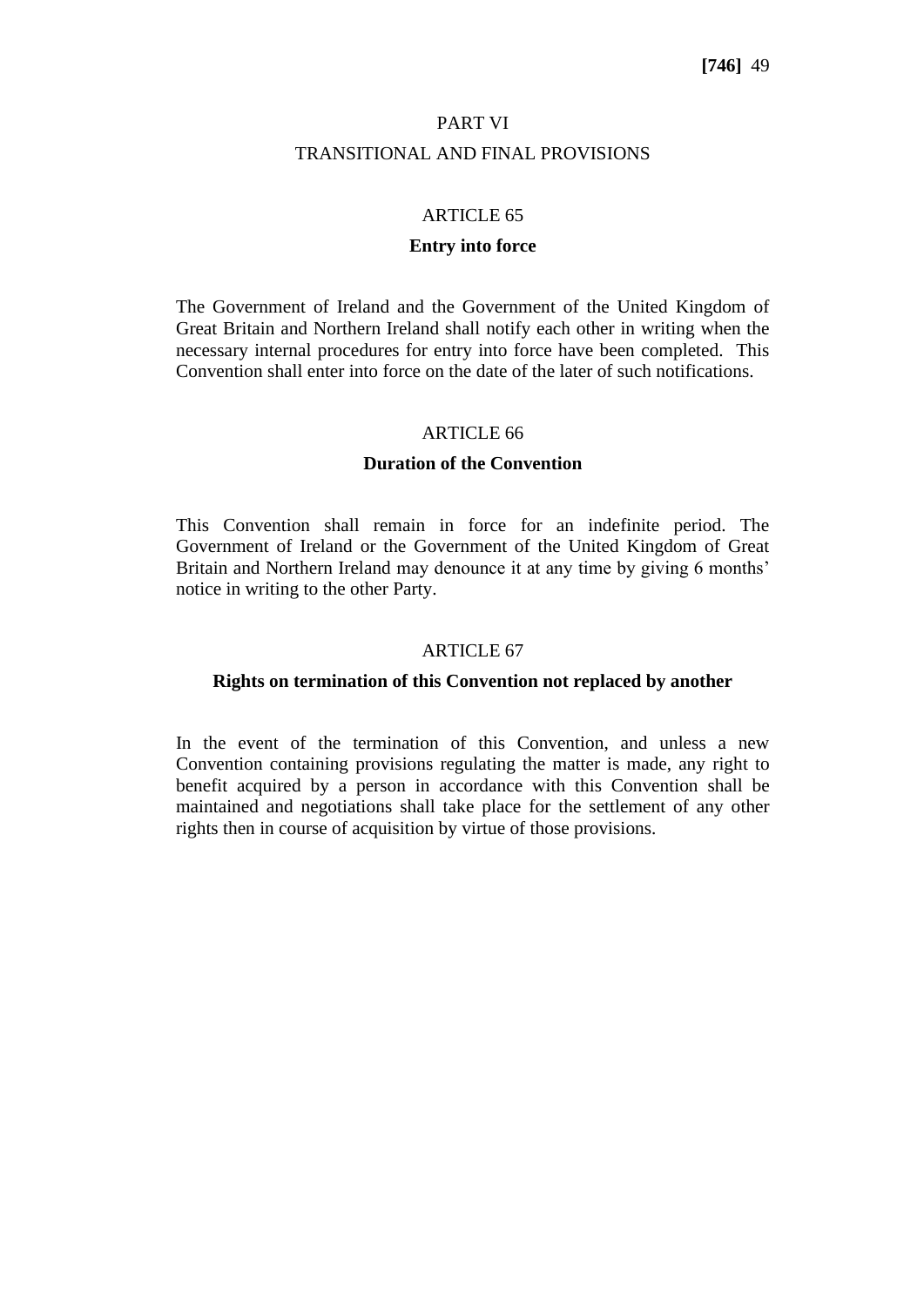# PART VI

# TRANSITIONAL AND FINAL PROVISIONS

## ARTICLE 65

### Entry into force

The Government of Ireland and the Government of the United Kingdom of Great Britain and Northern Ireland shall notify each other in writing when the necessary internal procedures for entry into force have been completed. This Convention shall enter into force on the date of the later of such notifications.

## ARTICLE 66

### Duration of the Convention

This Convention shall remain in force for an indefinite period. The Government of Ireland or the Government of the United Kingdom of Great Britain and Northern Ireland may denounce it at any time by giving 6 months' notice in writing to the other Party.

## ARTICLE 67

### Rights on termination of this Convention not replaced by another

In the event of the termination of this Convention, and unless a new Convention containing provisions regulating the matter is made, any right to benefit acquired by a person in accordance with this Convention shall be maintained and negotiations shall take place for the settlement of any other rights then in course of acquisition by virtue of those provisions.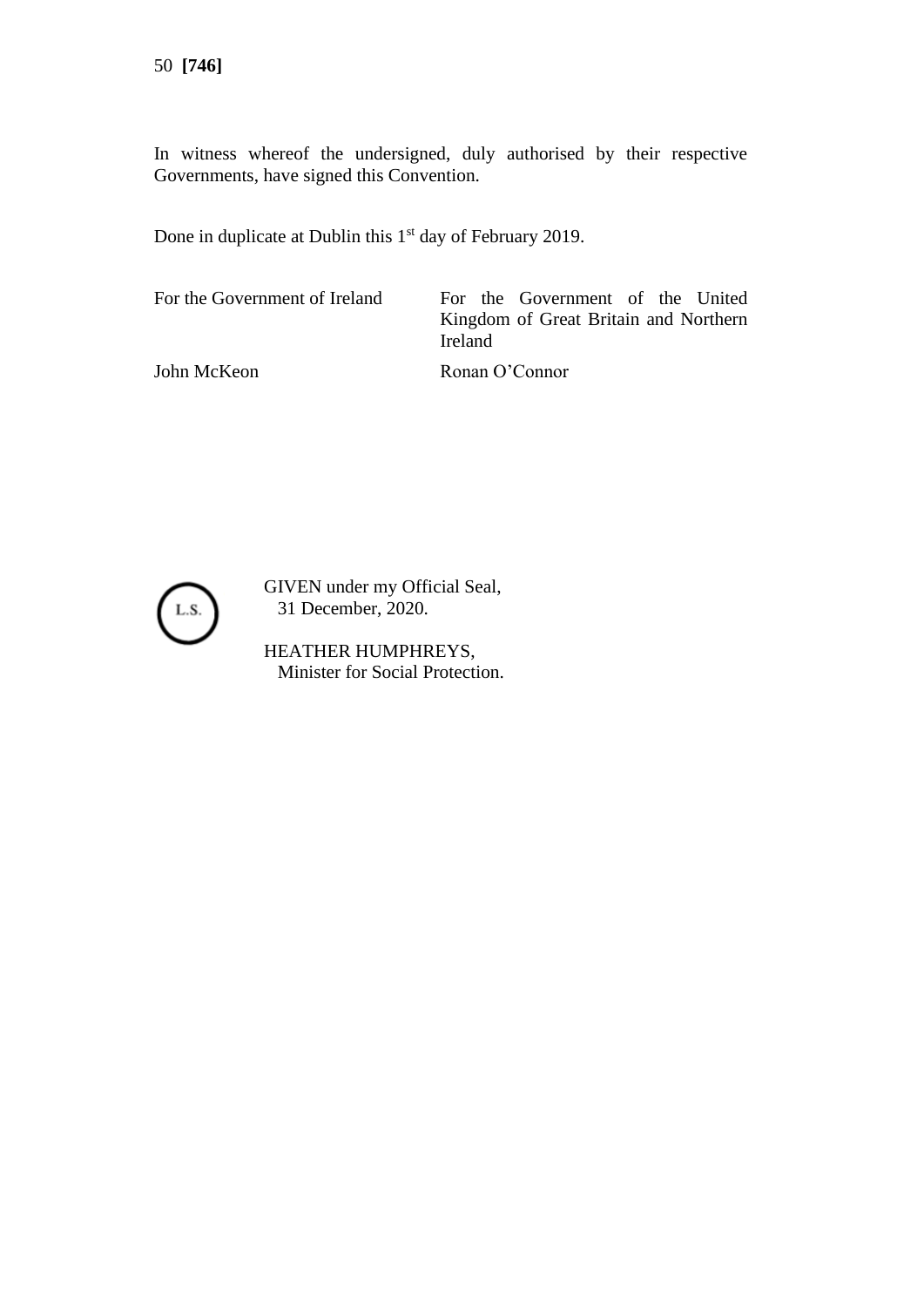In witness whereof the undersigned, duly authorised by their respective Governments, have signed this Convention.

Done in duplicate at Dublin this 1st day of February 2019.

| For the Government of Ireland | For the Government of the United Kingdom of Great Britain and Northern Ireland |
| --- | --- |
| John McKeon | Ronan O'Connor |

L.S.

GIVEN under my Official Seal,
31 December, 2020.

HEATHER HUMPHREYS,
Minister for Social Protection.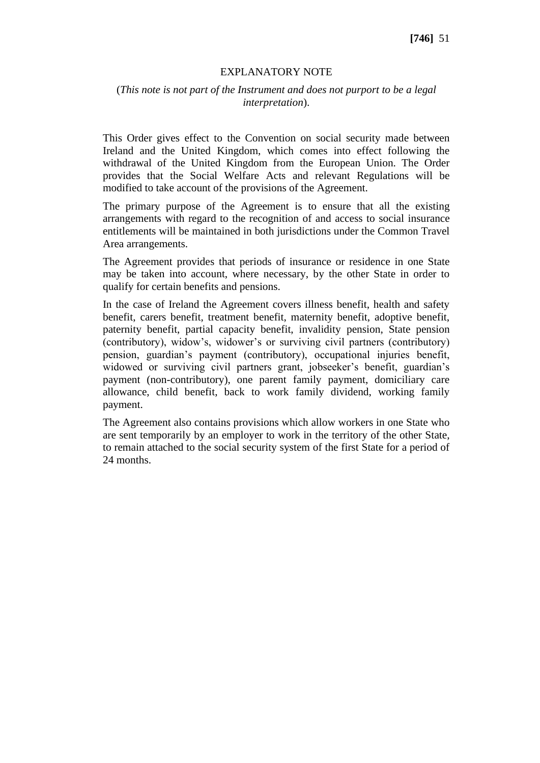## EXPLANATORY NOTE

(*This note is not part of the Instrument and does not purport to be a legal interpretation*).

This Order gives effect to the Convention on social security made between Ireland and the United Kingdom, which comes into effect following the withdrawal of the United Kingdom from the European Union. The Order provides that the Social Welfare Acts and relevant Regulations will be modified to take account of the provisions of the Agreement.

The primary purpose of the Agreement is to ensure that all the existing arrangements with regard to the recognition of and access to social insurance entitlements will be maintained in both jurisdictions under the Common Travel Area arrangements.

The Agreement provides that periods of insurance or residence in one State may be taken into account, where necessary, by the other State in order to qualify for certain benefits and pensions.

In the case of Ireland the Agreement covers illness benefit, health and safety benefit, carers benefit, treatment benefit, maternity benefit, adoptive benefit, paternity benefit, partial capacity benefit, invalidity pension, State pension (contributory), widow's, widower's or surviving civil partners (contributory) pension, guardian's payment (contributory), occupational injuries benefit, widowed or surviving civil partners grant, jobseeker's benefit, guardian's payment (non-contributory), one parent family payment, domiciliary care allowance, child benefit, back to work family dividend, working family payment.

The Agreement also contains provisions which allow workers in one State who are sent temporarily by an employer to work in the territory of the other State, to remain attached to the social security system of the first State for a period of 24 months.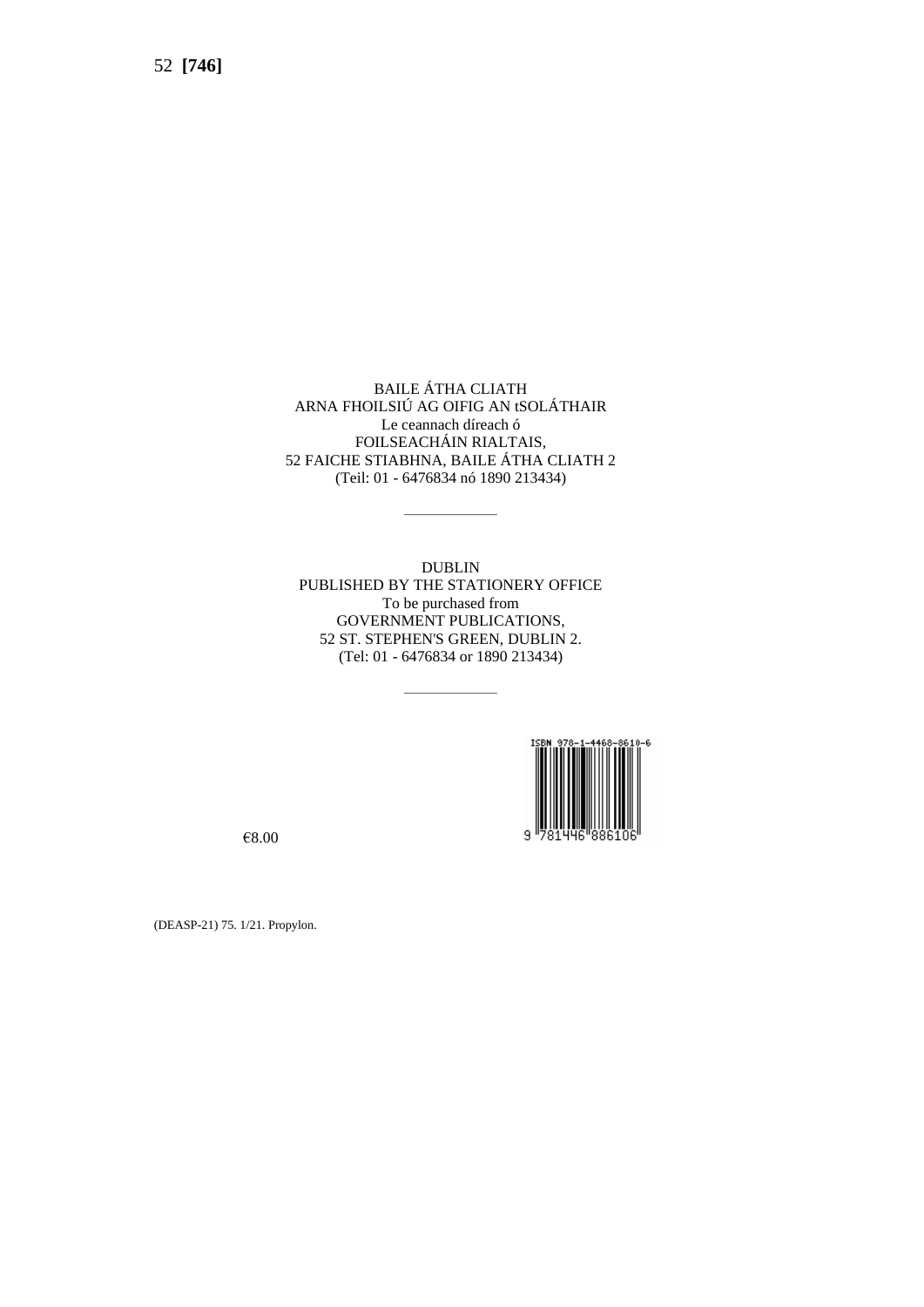[746]

BAILE ÁTHA CLIATH
ARNA FHOILSIÚ AG OIFIG AN tSOLÁTHAIR
Le ceannach díreach ó
FOILSEACHÁIN RIALTAIS,
52 FAICHE STIABHNA, BAILE ÁTHA CLIATH 2
(Teil: 01 - 6476834 nó 1890 213434)

---

DUBLIN
PUBLISHED BY THE STATIONERY OFFICE
To be purchased from
GOVERNMENT PUBLICATIONS,
52 ST. STEPHEN'S GREEN, DUBLIN 2.
(Tel: 01 - 6476834 or 1890 213434)

---

ISBN 978-1-4468-8610-6

9 781446 886106

€8.00

(DEASP-21) 75. 1/21. Propylon.